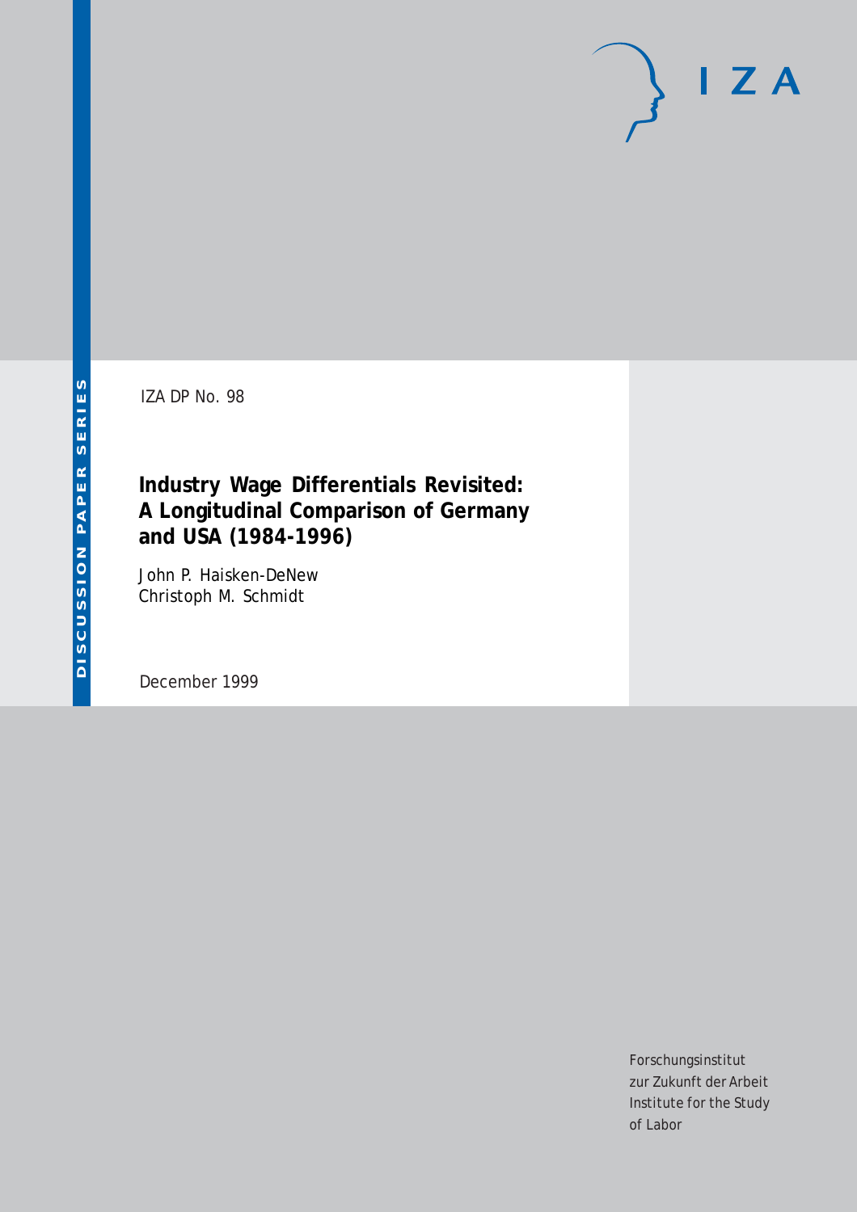I Z A

DISCUSSION PAPER SERIES

IZA DP No. 98

# Industry Wage Differentials Revisited: A Longitudinal Comparison of Germany and USA (1984-1996)

John P. Haisken-DeNew
Christoph M. Schmidt

December 1999

Forschungsinstitut
zur Zukunft der Arbeit
Institute for the Study
of Labor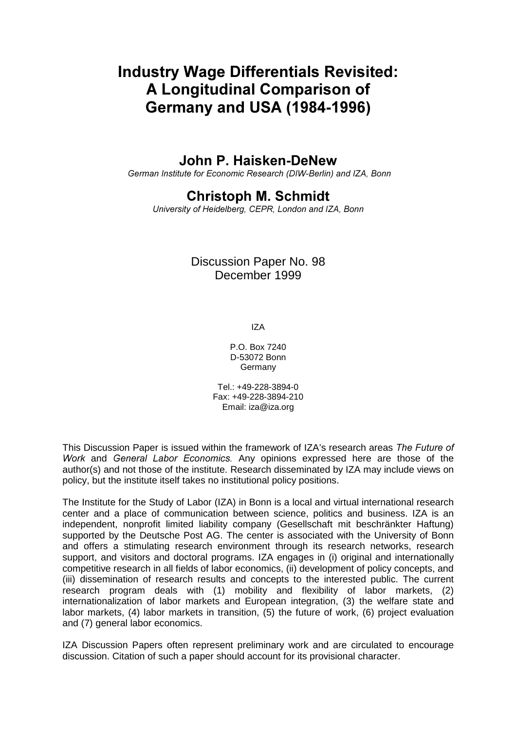# Industry Wage Differentials Revisited: A Longitudinal Comparison of Germany and USA (1984-1996)

## John P. Haisken-DeNew

*German Institute for Economic Research (DIW-Berlin) and IZA, Bonn*

## Christoph M. Schmidt

*University of Heidelberg, CEPR, London and IZA, Bonn*

Discussion Paper No. 98
December 1999

IZA

P.O. Box 7240
D-53072 Bonn
Germany

Tel.: +49-228-3894-0
Fax: +49-228-3894-210
Email: iza@iza.org

This Discussion Paper is issued within the framework of IZA's research areas *The Future of Work* and *General Labor Economics.* Any opinions expressed here are those of the author(s) and not those of the institute. Research disseminated by IZA may include views on policy, but the institute itself takes no institutional policy positions.

The Institute for the Study of Labor (IZA) in Bonn is a local and virtual international research center and a place of communication between science, politics and business. IZA is an independent, nonprofit limited liability company (Gesellschaft mit beschränkter Haftung) supported by the Deutsche Post AG. The center is associated with the University of Bonn and offers a stimulating research environment through its research networks, research support, and visitors and doctoral programs. IZA engages in (i) original and internationally competitive research in all fields of labor economics, (ii) development of policy concepts, and (iii) dissemination of research results and concepts to the interested public. The current research program deals with (1) mobility and flexibility of labor markets, (2) internationalization of labor markets and European integration, (3) the welfare state and labor markets, (4) labor markets in transition, (5) the future of work, (6) project evaluation and (7) general labor economics.

IZA Discussion Papers often represent preliminary work and are circulated to encourage discussion. Citation of such a paper should account for its provisional character.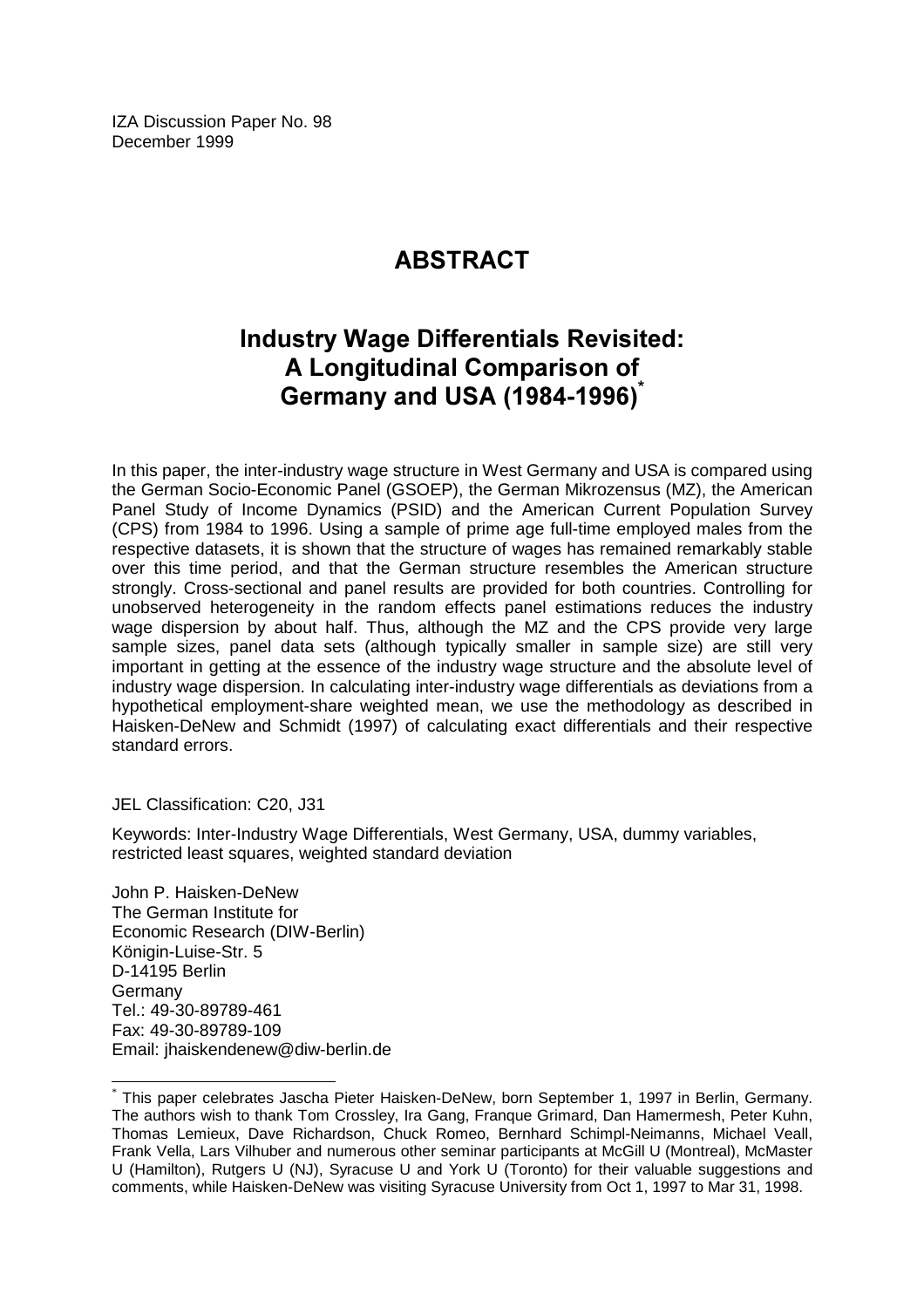IZA Discussion Paper No. 98
December 1999

# ABSTRACT

## Industry Wage Differentials Revisited: A Longitudinal Comparison of Germany and USA (1984-1996)*

In this paper, the inter-industry wage structure in West Germany and USA is compared using the German Socio-Economic Panel (GSOEP), the German Mikrozensus (MZ), the American Panel Study of Income Dynamics (PSID) and the American Current Population Survey (CPS) from 1984 to 1996. Using a sample of prime age full-time employed males from the respective datasets, it is shown that the structure of wages has remained remarkably stable over this time period, and that the German structure resembles the American structure strongly. Cross-sectional and panel results are provided for both countries. Controlling for unobserved heterogeneity in the random effects panel estimations reduces the industry wage dispersion by about half. Thus, although the MZ and the CPS provide very large sample sizes, panel data sets (although typically smaller in sample size) are still very important in getting at the essence of the industry wage structure and the absolute level of industry wage dispersion. In calculating inter-industry wage differentials as deviations from a hypothetical employment-share weighted mean, we use the methodology as described in Haisken-DeNew and Schmidt (1997) of calculating exact differentials and their respective standard errors.

JEL Classification: C20, J31

Keywords: Inter-Industry Wage Differentials, West Germany, USA, dummy variables, restricted least squares, weighted standard deviation

John P. Haisken-DeNew
The German Institute for
Economic Research (DIW-Berlin)
Königin-Luise-Str. 5
D-14195 Berlin
Germany
Tel.: 49-30-89789-461
Fax: 49-30-89789-109
Email: jhaiskendenew@diw-berlin.de

* This paper celebrates Jascha Pieter Haisken-DeNew, born September 1, 1997 in Berlin, Germany. The authors wish to thank Tom Crossley, Ira Gang, Franque Grimard, Dan Hamermesh, Peter Kuhn, Thomas Lemieux, Dave Richardson, Chuck Romeo, Bernhard Schimpl-Neimanns, Michael Veall, Frank Vella, Lars Vilhuber and numerous other seminar participants at McGill U (Montreal), McMaster U (Hamilton), Rutgers U (NJ), Syracuse U and York U (Toronto) for their valuable suggestions and comments, while Haisken-DeNew was visiting Syracuse University from Oct 1, 1997 to Mar 31, 1998.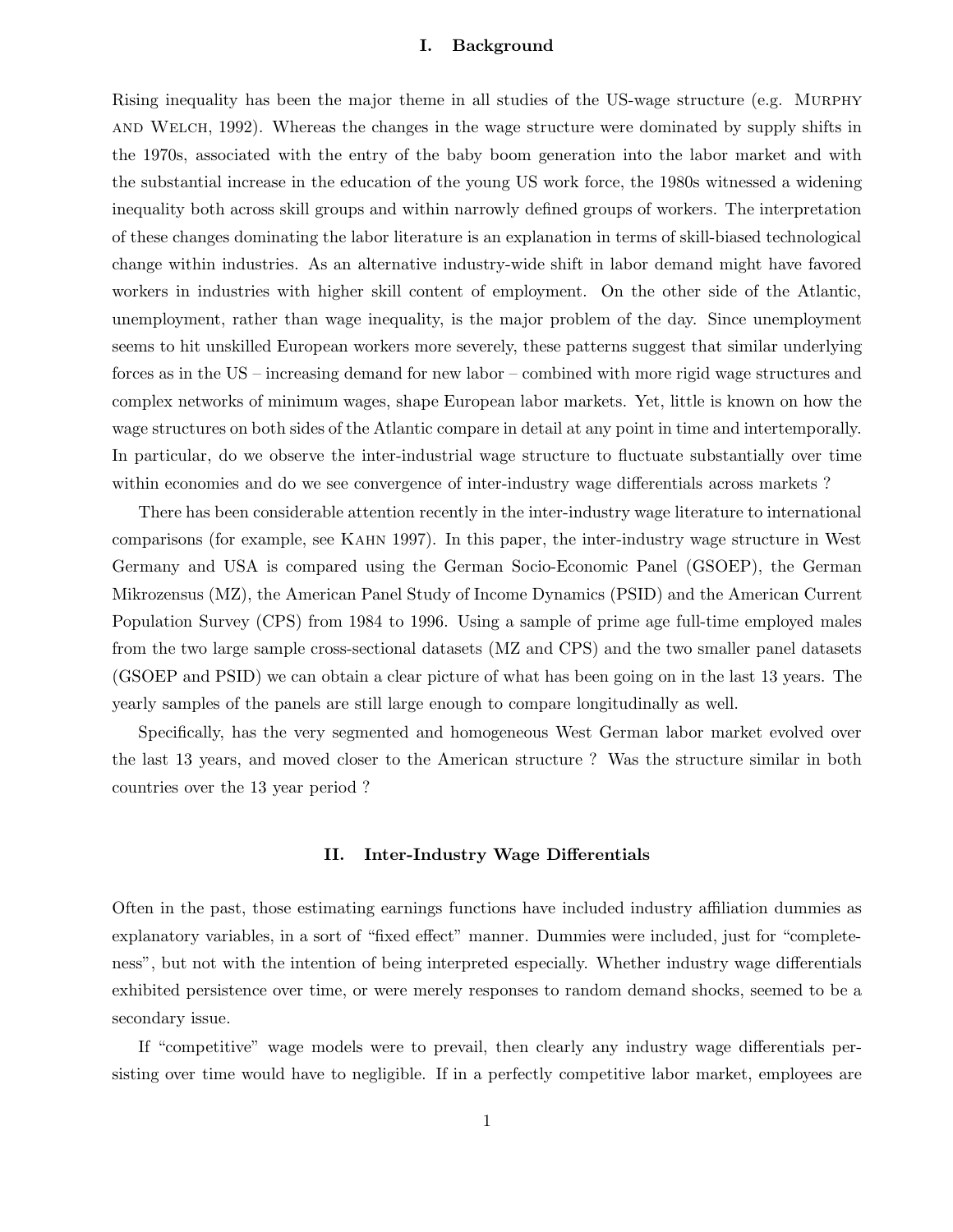## I. Background

Rising inequality has been the major theme in all studies of the US-wage structure (e.g. Murphy and Welch, 1992). Whereas the changes in the wage structure were dominated by supply shifts in the 1970s, associated with the entry of the baby boom generation into the labor market and with the substantial increase in the education of the young US work force, the 1980s witnessed a widening inequality both across skill groups and within narrowly defined groups of workers. The interpretation of these changes dominating the labor literature is an explanation in terms of skill-biased technological change within industries. As an alternative industry-wide shift in labor demand might have favored workers in industries with higher skill content of employment. On the other side of the Atlantic, unemployment, rather than wage inequality, is the major problem of the day. Since unemployment seems to hit unskilled European workers more severely, these patterns suggest that similar underlying forces as in the US – increasing demand for new labor – combined with more rigid wage structures and complex networks of minimum wages, shape European labor markets. Yet, little is known on how the wage structures on both sides of the Atlantic compare in detail at any point in time and intertemporally. In particular, do we observe the inter-industrial wage structure to fluctuate substantially over time within economies and do we see convergence of inter-industry wage differentials across markets ?

There has been considerable attention recently in the inter-industry wage literature to international comparisons (for example, see Kahn 1997). In this paper, the inter-industry wage structure in West Germany and USA is compared using the German Socio-Economic Panel (GSOEP), the German Mikrozensus (MZ), the American Panel Study of Income Dynamics (PSID) and the American Current Population Survey (CPS) from 1984 to 1996. Using a sample of prime age full-time employed males from the two large sample cross-sectional datasets (MZ and CPS) and the two smaller panel datasets (GSOEP and PSID) we can obtain a clear picture of what has been going on in the last 13 years. The yearly samples of the panels are still large enough to compare longitudinally as well.

Specifically, has the very segmented and homogeneous West German labor market evolved over the last 13 years, and moved closer to the American structure ? Was the structure similar in both countries over the 13 year period ?

## II. Inter-Industry Wage Differentials

Often in the past, those estimating earnings functions have included industry affiliation dummies as explanatory variables, in a sort of "fixed effect" manner. Dummies were included, just for "completeness", but not with the intention of being interpreted especially. Whether industry wage differentials exhibited persistence over time, or were merely responses to random demand shocks, seemed to be a secondary issue.

If "competitive" wage models were to prevail, then clearly any industry wage differentials persisting over time would have to negligible. If in a perfectly competitive labor market, employees are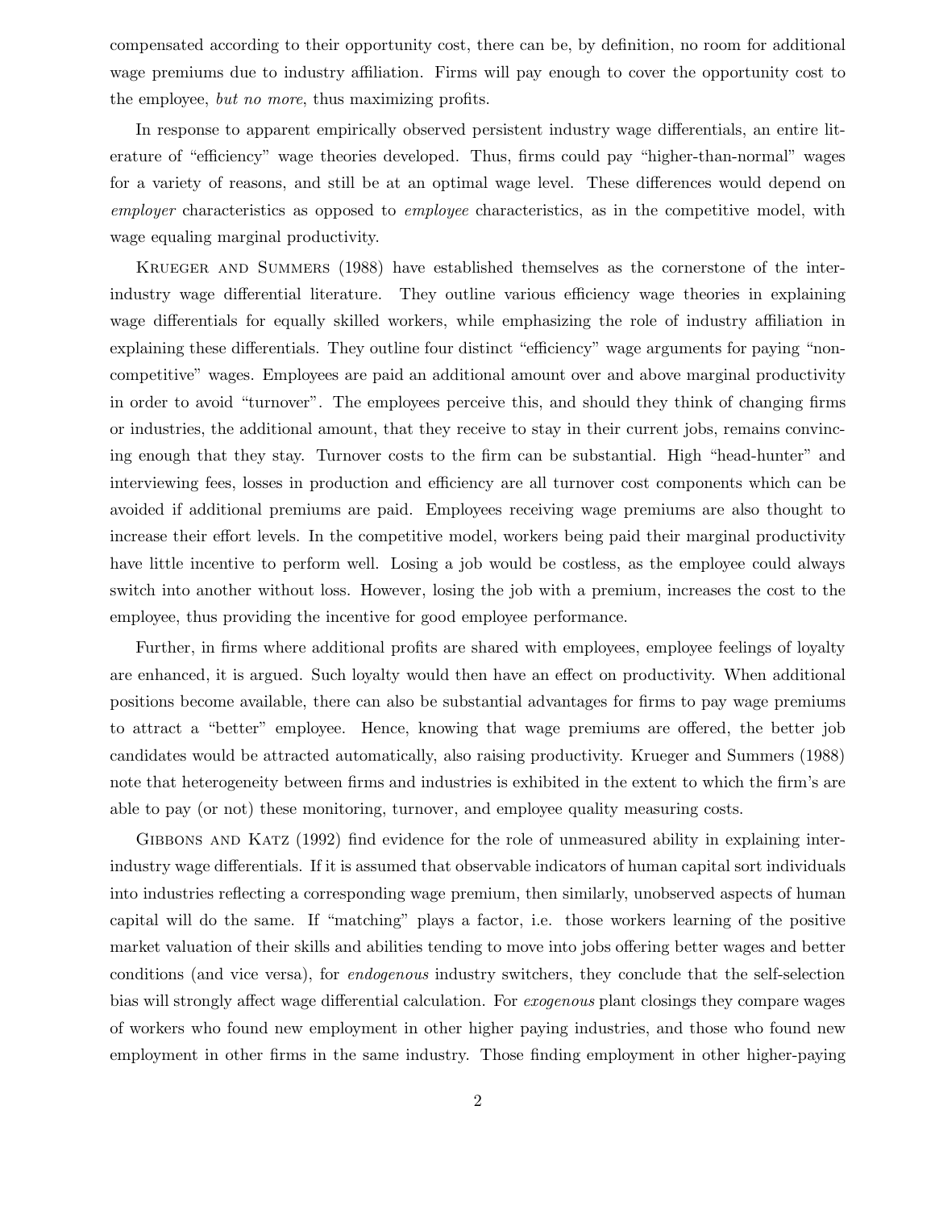compensated according to their opportunity cost, there can be, by definition, no room for additional wage premiums due to industry affiliation. Firms will pay enough to cover the opportunity cost to the employee, *but no more*, thus maximizing profits.

In response to apparent empirically observed persistent industry wage differentials, an entire literature of "efficiency" wage theories developed. Thus, firms could pay "higher-than-normal" wages for a variety of reasons, and still be at an optimal wage level. These differences would depend on *employer* characteristics as opposed to *employee* characteristics, as in the competitive model, with wage equaling marginal productivity.

Krueger and Summers (1988) have established themselves as the cornerstone of the inter-industry wage differential literature. They outline various efficiency wage theories in explaining wage differentials for equally skilled workers, while emphasizing the role of industry affiliation in explaining these differentials. They outline four distinct "efficiency" wage arguments for paying "non-competitive" wages. Employees are paid an additional amount over and above marginal productivity in order to avoid "turnover". The employees perceive this, and should they think of changing firms or industries, the additional amount, that they receive to stay in their current jobs, remains convincing enough that they stay. Turnover costs to the firm can be substantial. High "head-hunter" and interviewing fees, losses in production and efficiency are all turnover cost components which can be avoided if additional premiums are paid. Employees receiving wage premiums are also thought to increase their effort levels. In the competitive model, workers being paid their marginal productivity have little incentive to perform well. Losing a job would be costless, as the employee could always switch into another without loss. However, losing the job with a premium, increases the cost to the employee, thus providing the incentive for good employee performance.

Further, in firms where additional profits are shared with employees, employee feelings of loyalty are enhanced, it is argued. Such loyalty would then have an effect on productivity. When additional positions become available, there can also be substantial advantages for firms to pay wage premiums to attract a "better" employee. Hence, knowing that wage premiums are offered, the better job candidates would be attracted automatically, also raising productivity. Krueger and Summers (1988) note that heterogeneity between firms and industries is exhibited in the extent to which the firm's are able to pay (or not) these monitoring, turnover, and employee quality measuring costs.

Gibbons and Katz (1992) find evidence for the role of unmeasured ability in explaining inter-industry wage differentials. If it is assumed that observable indicators of human capital sort individuals into industries reflecting a corresponding wage premium, then similarly, unobserved aspects of human capital will do the same. If "matching" plays a factor, i.e. those workers learning of the positive market valuation of their skills and abilities tending to move into jobs offering better wages and better conditions (and vice versa), for *endogenous* industry switchers, they conclude that the self-selection bias will strongly affect wage differential calculation. For *exogenous* plant closings they compare wages of workers who found new employment in other higher paying industries, and those who found new employment in other firms in the same industry. Those finding employment in other higher-paying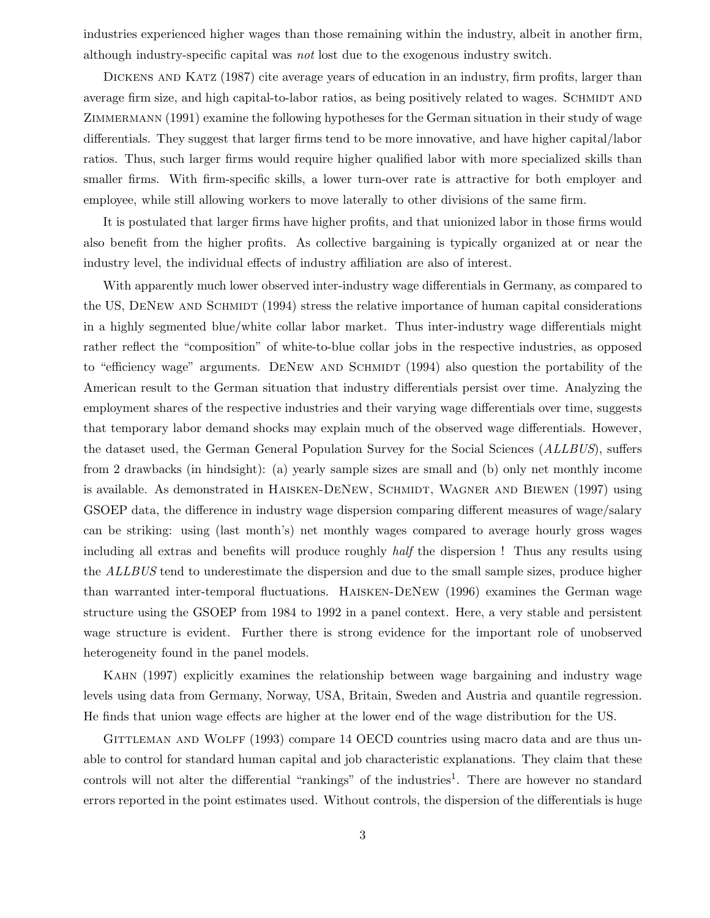industries experienced higher wages than those remaining within the industry, albeit in another firm, although industry-specific capital was *not* lost due to the exogenous industry switch.

Dickens and Katz (1987) cite average years of education in an industry, firm profits, larger than average firm size, and high capital-to-labor ratios, as being positively related to wages. Schmidt and Zimmermann (1991) examine the following hypotheses for the German situation in their study of wage differentials. They suggest that larger firms tend to be more innovative, and have higher capital/labor ratios. Thus, such larger firms would require higher qualified labor with more specialized skills than smaller firms. With firm-specific skills, a lower turn-over rate is attractive for both employer and employee, while still allowing workers to move laterally to other divisions of the same firm.

It is postulated that larger firms have higher profits, and that unionized labor in those firms would also benefit from the higher profits. As collective bargaining is typically organized at or near the industry level, the individual effects of industry affiliation are also of interest.

With apparently much lower observed inter-industry wage differentials in Germany, as compared to the US, DeNew and Schmidt (1994) stress the relative importance of human capital considerations in a highly segmented blue/white collar labor market. Thus inter-industry wage differentials might rather reflect the "composition" of white-to-blue collar jobs in the respective industries, as opposed to "efficiency wage" arguments. DeNew and Schmidt (1994) also question the portability of the American result to the German situation that industry differentials persist over time. Analyzing the employment shares of the respective industries and their varying wage differentials over time, suggests that temporary labor demand shocks may explain much of the observed wage differentials. However, the dataset used, the German General Population Survey for the Social Sciences (*ALLBUS*), suffers from 2 drawbacks (in hindsight): (a) yearly sample sizes are small and (b) only net monthly income is available. As demonstrated in Haisken-DeNew, Schmidt, Wagner and Biewen (1997) using GSOEP data, the difference in industry wage dispersion comparing different measures of wage/salary can be striking: using (last month's) net monthly wages compared to average hourly gross wages including all extras and benefits will produce roughly *half* the dispersion ! Thus any results using the *ALLBUS* tend to underestimate the dispersion and due to the small sample sizes, produce higher than warranted inter-temporal fluctuations. Haisken-DeNew (1996) examines the German wage structure using the GSOEP from 1984 to 1992 in a panel context. Here, a very stable and persistent wage structure is evident. Further there is strong evidence for the important role of unobserved heterogeneity found in the panel models.

Kahn (1997) explicitly examines the relationship between wage bargaining and industry wage levels using data from Germany, Norway, USA, Britain, Sweden and Austria and quantile regression. He finds that union wage effects are higher at the lower end of the wage distribution for the US.

Gittleman and Wolff (1993) compare 14 OECD countries using macro data and are thus unable to control for standard human capital and job characteristic explanations. They claim that these controls will not alter the differential "rankings" of the industries[1]. There are however no standard errors reported in the point estimates used. Without controls, the dispersion of the differentials is huge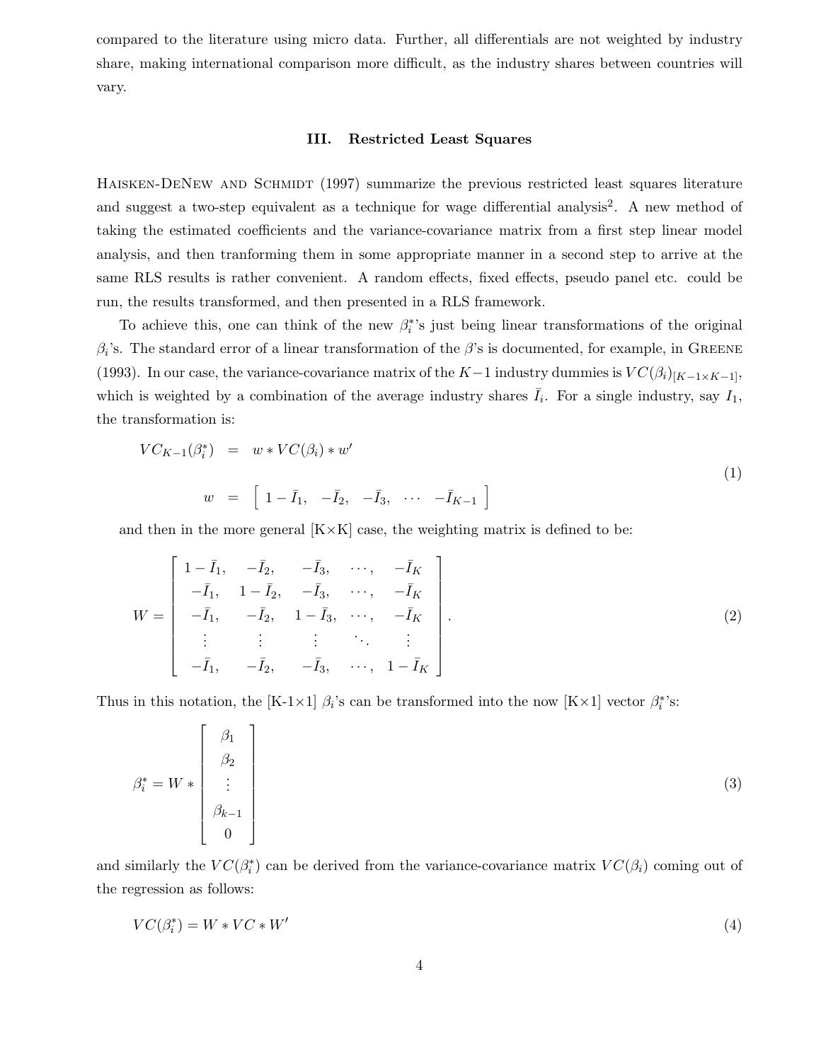compared to the literature using micro data. Further, all differentials are not weighted by industry share, making international comparison more difficult, as the industry shares between countries will vary.

## III. Restricted Least Squares

Haisken-DeNew and Schmidt (1997) summarize the previous restricted least squares literature and suggest a two-step equivalent as a technique for wage differential analysis[2]. A new method of taking the estimated coefficients and the variance-covariance matrix from a first step linear model analysis, and then tranforming them in some appropriate manner in a second step to arrive at the same RLS results is rather convenient. A random effects, fixed effects, pseudo panel etc. could be run, the results transformed, and then presented in a RLS framework.

To achieve this, one can think of the new $\beta_i^*$'s just being linear transformations of the original $\beta_i$'s. The standard error of a linear transformation of the $\beta$'s is documented, for example, in Greene (1993). In our case, the variance-covariance matrix of the $K-1$ industry dummies is $VC(\beta_i)_{[K-1\times K-1]}$, which is weighted by a combination of the average industry shares $\bar{I}_i$. For a single industry, say $I_1$, the transformation is:

$$
\begin{aligned}
VC_{K-1}(\beta_i^*) &= w * VC(\beta_i) * w' \\
w &= \left[ \begin{array}{ccccc} 1-\bar{I}_1, & -\bar{I}_2, & -\bar{I}_3, & \cdots & -\bar{I}_{K-1} \end{array} \right]
\end{aligned}
\tag{1}
$$

and then in the more general [K×K] case, the weighting matrix is defined to be:

$$
W = \left[ \begin{array}{ccccc}
1-\bar{I}_1, & -\bar{I}_2, & -\bar{I}_3, & \cdots, & -\bar{I}_K \\
-\bar{I}_1, & 1-\bar{I}_2, & -\bar{I}_3, & \cdots, & -\bar{I}_K \\
-\bar{I}_1, & -\bar{I}_2, & 1-\bar{I}_3, & \cdots, & -\bar{I}_K \\
\vdots & \vdots & \vdots & \ddots & \vdots \\
-\bar{I}_1, & -\bar{I}_2, & -\bar{I}_3, & \cdots, & 1-\bar{I}_K
\end{array} \right].
\tag{2}
$$

Thus in this notation, the [K-1×1] $\beta_i$'s can be transformed into the now [K×1] vector $\beta_i^*$'s:

$$
\beta_i^* = W * \left[ \begin{array}{c} \beta_1 \\ \beta_2 \\ \vdots \\ \beta_{k-1} \\ 0 \end{array} \right]
\tag{3}
$$

and similarly the $VC(\beta_i^*)$ can be derived from the variance-covariance matrix $VC(\beta_i)$ coming out of the regression as follows:

$$
VC(\beta_i^*) = W * VC * W'
\tag{4}
$$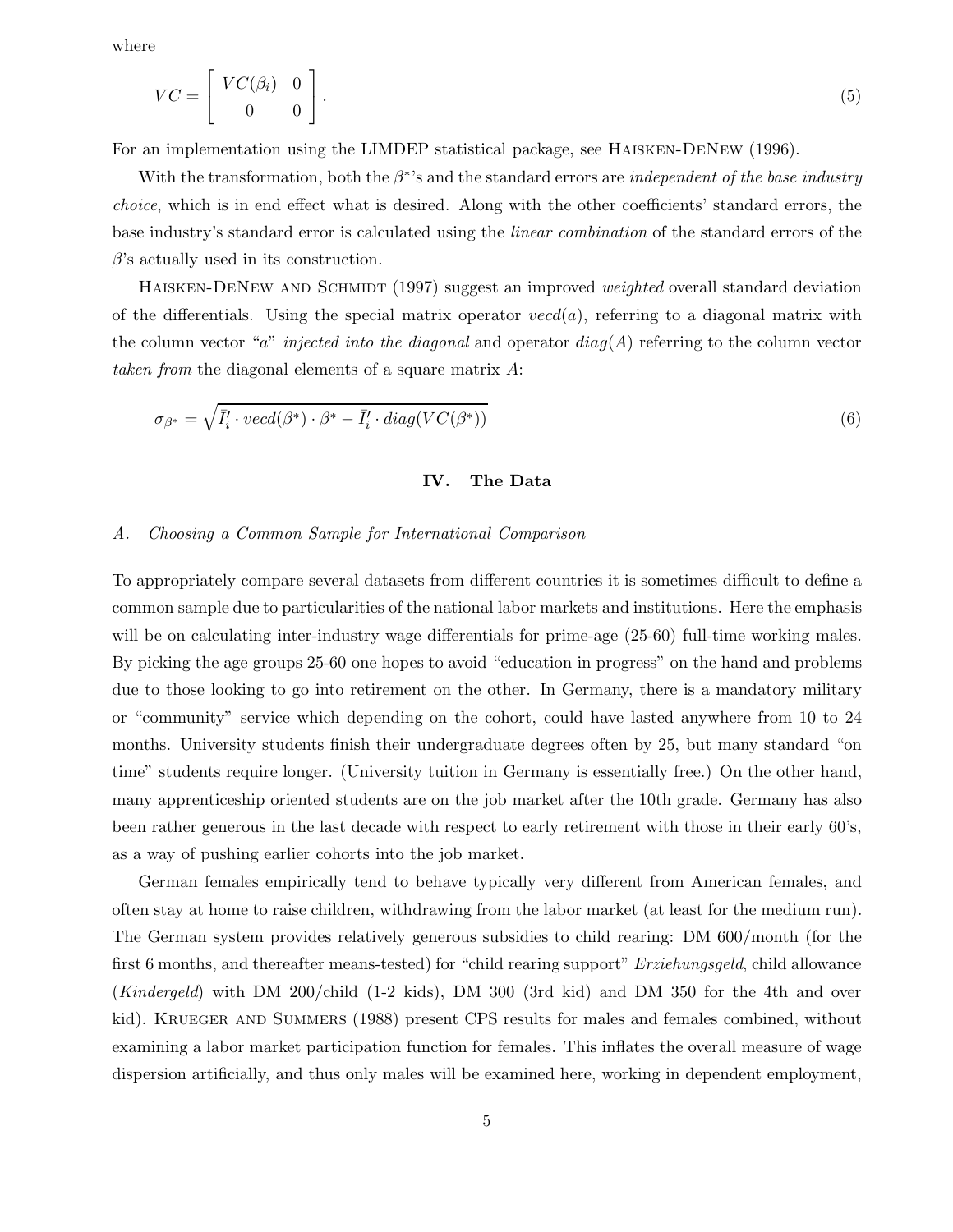where

$$VC = \begin{bmatrix} VC(\beta_i) & 0 \\ 0 & 0 \end{bmatrix}. \tag{5}$$

For an implementation using the LIMDEP statistical package, see Haisken-DeNew (1996).

With the transformation, both the $\beta^*$'s and the standard errors are *independent of the base industry choice*, which is in end effect what is desired. Along with the other coefficients' standard errors, the base industry's standard error is calculated using the *linear combination* of the standard errors of the $\beta$'s actually used in its construction.

Haisken-DeNew and Schmidt (1997) suggest an improved *weighted* overall standard deviation of the differentials. Using the special matrix operator $vecd(a)$, referring to a diagonal matrix with the column vector "$a$" *injected into the diagonal* and operator $diag(A)$ referring to the column vector *taken from* the diagonal elements of a square matrix $A$:

$$\sigma_{\beta^*} = \sqrt{\bar{I}_i' \cdot vecd(\beta^*) \cdot \beta^* - \bar{I}_i' \cdot diag(VC(\beta^*))} \tag{6}$$

## IV. The Data

### A. Choosing a Common Sample for International Comparison

To appropriately compare several datasets from different countries it is sometimes difficult to define a common sample due to particularities of the national labor markets and institutions. Here the emphasis will be on calculating inter-industry wage differentials for prime-age (25-60) full-time working males. By picking the age groups 25-60 one hopes to avoid "education in progress" on the hand and problems due to those looking to go into retirement on the other. In Germany, there is a mandatory military or "community" service which depending on the cohort, could have lasted anywhere from 10 to 24 months. University students finish their undergraduate degrees often by 25, but many standard "on time" students require longer. (University tuition in Germany is essentially free.) On the other hand, many apprenticeship oriented students are on the job market after the 10th grade. Germany has also been rather generous in the last decade with respect to early retirement with those in their early 60's, as a way of pushing earlier cohorts into the job market.

German females empirically tend to behave typically very different from American females, and often stay at home to raise children, withdrawing from the labor market (at least for the medium run). The German system provides relatively generous subsidies to child rearing: DM 600/month (for the first 6 months, and thereafter means-tested) for "child rearing support" *Erziehungsgeld*, child allowance (*Kindergeld*) with DM 200/child (1-2 kids), DM 300 (3rd kid) and DM 350 for the 4th and over kid). Krueger and Summers (1988) present CPS results for males and females combined, without examining a labor market participation function for females. This inflates the overall measure of wage dispersion artificially, and thus only males will be examined here, working in dependent employment,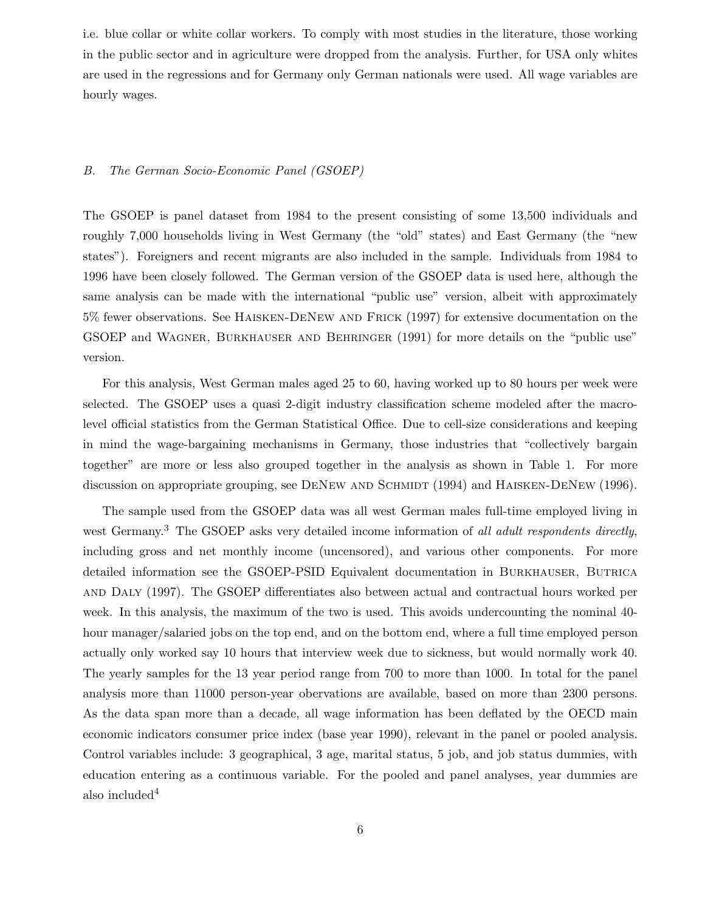i.e. blue collar or white collar workers. To comply with most studies in the literature, those working in the public sector and in agriculture were dropped from the analysis. Further, for USA only whites are used in the regressions and for Germany only German nationals were used. All wage variables are hourly wages.

### *B. The German Socio-Economic Panel (GSOEP)*

The GSOEP is panel dataset from 1984 to the present consisting of some 13,500 individuals and roughly 7,000 households living in West Germany (the "old" states) and East Germany (the "new states"). Foreigners and recent migrants are also included in the sample. Individuals from 1984 to 1996 have been closely followed. The German version of the GSOEP data is used here, although the same analysis can be made with the international "public use" version, albeit with approximately 5% fewer observations. See Haisken-DeNew and Frick (1997) for extensive documentation on the GSOEP and Wagner, Burkhauser and Behringer (1991) for more details on the "public use" version.

For this analysis, West German males aged 25 to 60, having worked up to 80 hours per week were selected. The GSOEP uses a quasi 2-digit industry classification scheme modeled after the macro-level official statistics from the German Statistical Office. Due to cell-size considerations and keeping in mind the wage-bargaining mechanisms in Germany, those industries that "collectively bargain together" are more or less also grouped together in the analysis as shown in Table 1. For more discussion on appropriate grouping, see DeNew and Schmidt (1994) and Haisken-DeNew (1996).

The sample used from the GSOEP data was all west German males full-time employed living in west Germany.[3] The GSOEP asks very detailed income information of *all adult respondents directly*, including gross and net monthly income (uncensored), and various other components. For more detailed information see the GSOEP-PSID Equivalent documentation in Burkhauser, Butrica and Daly (1997). The GSOEP differentiates also between actual and contractual hours worked per week. In this analysis, the maximum of the two is used. This avoids undercounting the nominal 40-hour manager/salaried jobs on the top end, and on the bottom end, where a full time employed person actually only worked say 10 hours that interview week due to sickness, but would normally work 40. The yearly samples for the 13 year period range from 700 to more than 1000. In total for the panel analysis more than 11000 person-year obervations are available, based on more than 2300 persons. As the data span more than a decade, all wage information has been deflated by the OECD main economic indicators consumer price index (base year 1990), relevant in the panel or pooled analysis. Control variables include: 3 geographical, 3 age, marital status, 5 job, and job status dummies, with education entering as a continuous variable. For the pooled and panel analyses, year dummies are also included[4]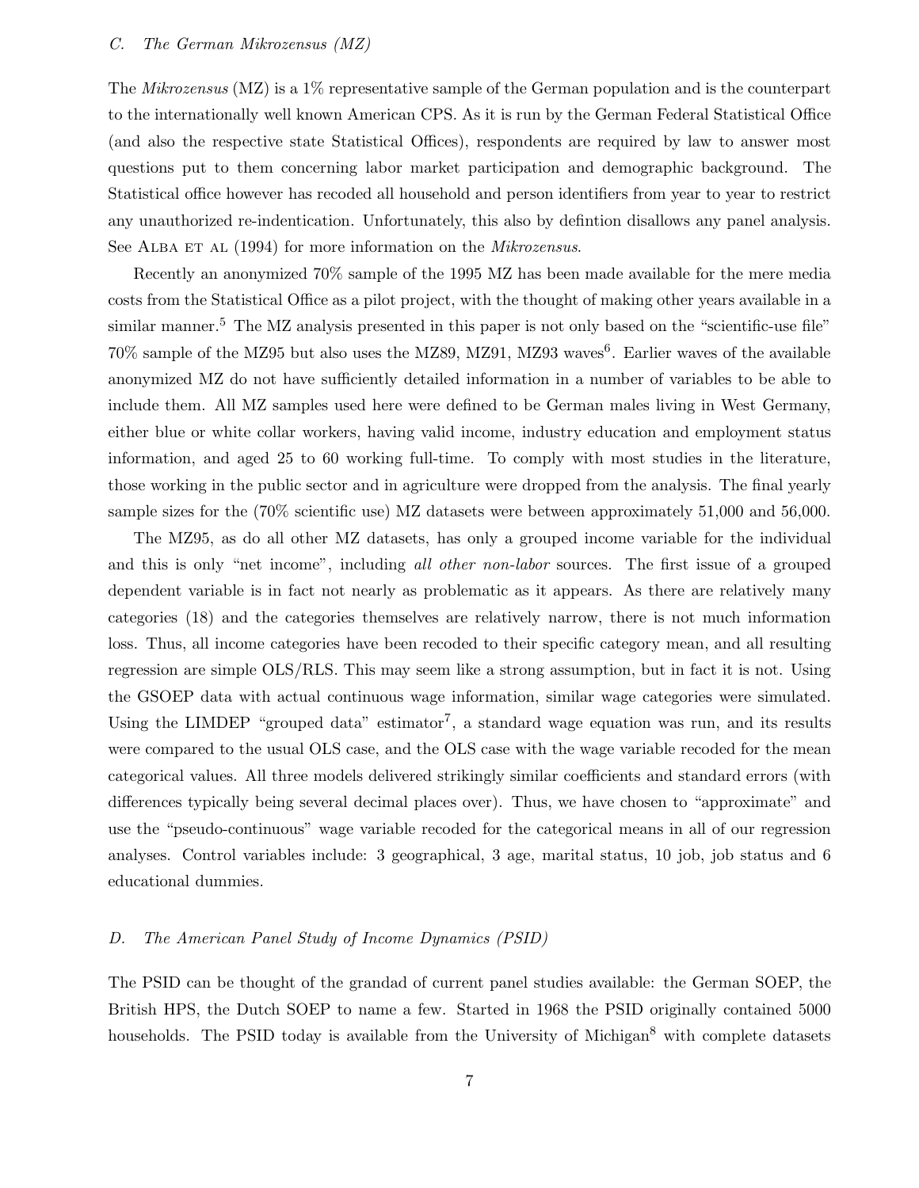### *C. The German Mikrozensus (MZ)*

The *Mikrozensus* (MZ) is a 1% representative sample of the German population and is the counterpart to the internationally well known American CPS. As it is run by the German Federal Statistical Office (and also the respective state Statistical Offices), respondents are required by law to answer most questions put to them concerning labor market participation and demographic background. The Statistical office however has recoded all household and person identifiers from year to year to restrict any unauthorized re-indentication. Unfortunately, this also by defintion disallows any panel analysis. See Alba et al (1994) for more information on the *Mikrozensus*.

Recently an anonymized 70% sample of the 1995 MZ has been made available for the mere media costs from the Statistical Office as a pilot project, with the thought of making other years available in a similar manner.[5] The MZ analysis presented in this paper is not only based on the "scientific-use file" 70% sample of the MZ95 but also uses the MZ89, MZ91, MZ93 waves[6]. Earlier waves of the available anonymized MZ do not have sufficiently detailed information in a number of variables to be able to include them. All MZ samples used here were defined to be German males living in West Germany, either blue or white collar workers, having valid income, industry education and employment status information, and aged 25 to 60 working full-time. To comply with most studies in the literature, those working in the public sector and in agriculture were dropped from the analysis. The final yearly sample sizes for the (70% scientific use) MZ datasets were between approximately 51,000 and 56,000.

The MZ95, as do all other MZ datasets, has only a grouped income variable for the individual and this is only "net income", including *all other non-labor* sources. The first issue of a grouped dependent variable is in fact not nearly as problematic as it appears. As there are relatively many categories (18) and the categories themselves are relatively narrow, there is not much information loss. Thus, all income categories have been recoded to their specific category mean, and all resulting regression are simple OLS/RLS. This may seem like a strong assumption, but in fact it is not. Using the GSOEP data with actual continuous wage information, similar wage categories were simulated. Using the LIMDEP "grouped data" estimator[7], a standard wage equation was run, and its results were compared to the usual OLS case, and the OLS case with the wage variable recoded for the mean categorical values. All three models delivered strikingly similar coefficients and standard errors (with differences typically being several decimal places over). Thus, we have chosen to "approximate" and use the "pseudo-continuous" wage variable recoded for the categorical means in all of our regression analyses. Control variables include: 3 geographical, 3 age, marital status, 10 job, job status and 6 educational dummies.

### *D. The American Panel Study of Income Dynamics (PSID)*

The PSID can be thought of the grandad of current panel studies available: the German SOEP, the British HPS, the Dutch SOEP to name a few. Started in 1968 the PSID originally contained 5000 households. The PSID today is available from the University of Michigan[8] with complete datasets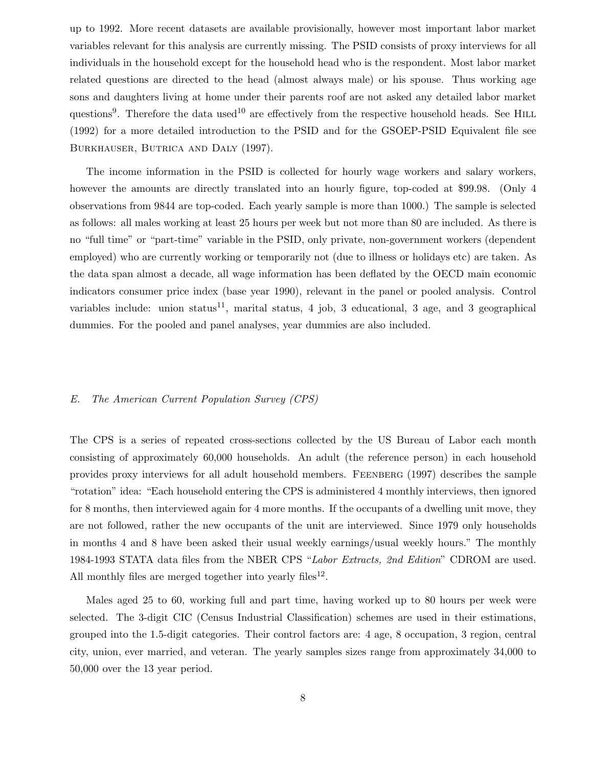up to 1992. More recent datasets are available provisionally, however most important labor market variables relevant for this analysis are currently missing. The PSID consists of proxy interviews for all individuals in the household except for the household head who is the respondent. Most labor market related questions are directed to the head (almost always male) or his spouse. Thus working age sons and daughters living at home under their parents roof are not asked any detailed labor market questions[9]. Therefore the data used[10] are effectively from the respective household heads. See Hill (1992) for a more detailed introduction to the PSID and for the GSOEP-PSID Equivalent file see Burkhauser, Butrica and Daly (1997).

The income information in the PSID is collected for hourly wage workers and salary workers, however the amounts are directly translated into an hourly figure, top-coded at $99.98. (Only 4 observations from 9844 are top-coded. Each yearly sample is more than 1000.) The sample is selected as follows: all males working at least 25 hours per week but not more than 80 are included. As there is no "full time" or "part-time" variable in the PSID, only private, non-government workers (dependent employed) who are currently working or temporarily not (due to illness or holidays etc) are taken. As the data span almost a decade, all wage information has been deflated by the OECD main economic indicators consumer price index (base year 1990), relevant in the panel or pooled analysis. Control variables include: union status[11], marital status, 4 job, 3 educational, 3 age, and 3 geographical dummies. For the pooled and panel analyses, year dummies are also included.

### *E. The American Current Population Survey (CPS)*

The CPS is a series of repeated cross-sections collected by the US Bureau of Labor each month consisting of approximately 60,000 households. An adult (the reference person) in each household provides proxy interviews for all adult household members. Feenberg (1997) describes the sample "rotation" idea: "Each household entering the CPS is administered 4 monthly interviews, then ignored for 8 months, then interviewed again for 4 more months. If the occupants of a dwelling unit move, they are not followed, rather the new occupants of the unit are interviewed. Since 1979 only households in months 4 and 8 have been asked their usual weekly earnings/usual weekly hours." The monthly 1984-1993 STATA data files from the NBER CPS "*Labor Extracts, 2nd Edition*" CDROM are used. All monthly files are merged together into yearly files[12].

Males aged 25 to 60, working full and part time, having worked up to 80 hours per week were selected. The 3-digit CIC (Census Industrial Classification) schemes are used in their estimations, grouped into the 1.5-digit categories. Their control factors are: 4 age, 8 occupation, 3 region, central city, union, ever married, and veteran. The yearly samples sizes range from approximately 34,000 to 50,000 over the 13 year period.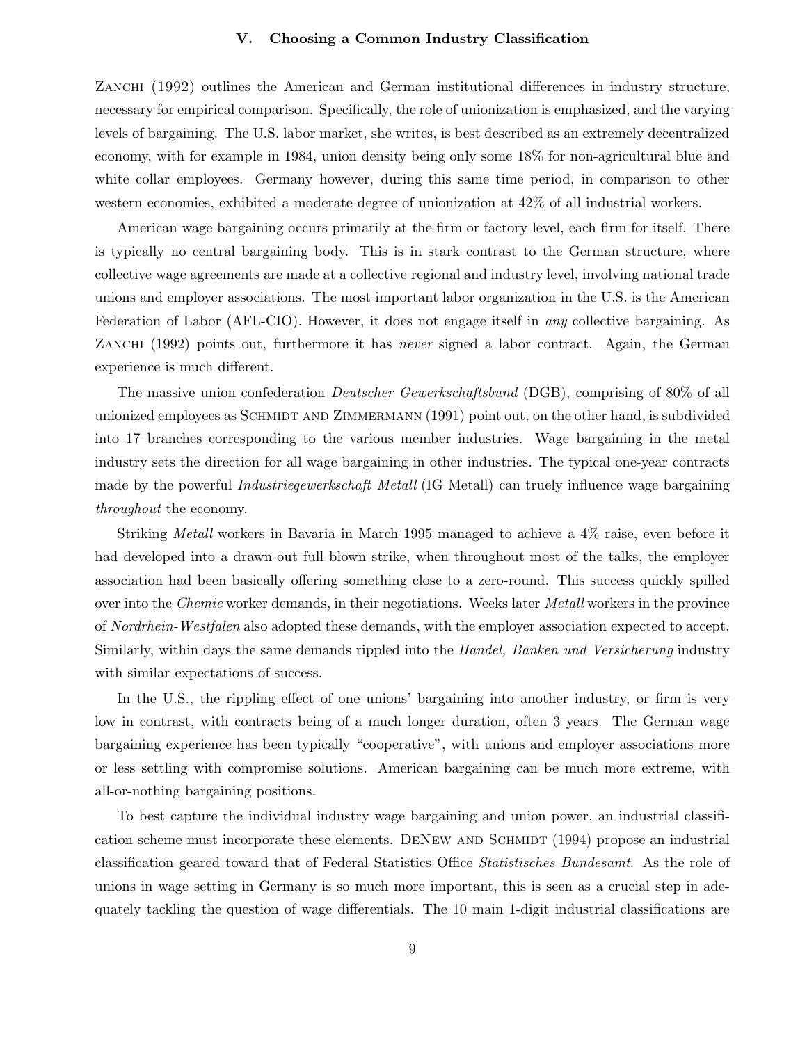## V. Choosing a Common Industry Classification

Zanchi (1992) outlines the American and German institutional differences in industry structure, necessary for empirical comparison. Specifically, the role of unionization is emphasized, and the varying levels of bargaining. The U.S. labor market, she writes, is best described as an extremely decentralized economy, with for example in 1984, union density being only some 18% for non-agricultural blue and white collar employees. Germany however, during this same time period, in comparison to other western economies, exhibited a moderate degree of unionization at 42% of all industrial workers.

American wage bargaining occurs primarily at the firm or factory level, each firm for itself. There is typically no central bargaining body. This is in stark contrast to the German structure, where collective wage agreements are made at a collective regional and industry level, involving national trade unions and employer associations. The most important labor organization in the U.S. is the American Federation of Labor (AFL-CIO). However, it does not engage itself in *any* collective bargaining. As Zanchi (1992) points out, furthermore it has *never* signed a labor contract. Again, the German experience is much different.

The massive union confederation *Deutscher Gewerkschaftsbund* (DGB), comprising of 80% of all unionized employees as Schmidt and Zimmermann (1991) point out, on the other hand, is subdivided into 17 branches corresponding to the various member industries. Wage bargaining in the metal industry sets the direction for all wage bargaining in other industries. The typical one-year contracts made by the powerful *Industriegewerkschaft Metall* (IG Metall) can truely influence wage bargaining *throughout* the economy.

Striking *Metall* workers in Bavaria in March 1995 managed to achieve a 4% raise, even before it had developed into a drawn-out full blown strike, when throughout most of the talks, the employer association had been basically offering something close to a zero-round. This success quickly spilled over into the *Chemie* worker demands, in their negotiations. Weeks later *Metall* workers in the province of *Nordrhein-Westfalen* also adopted these demands, with the employer association expected to accept. Similarly, within days the same demands rippled into the *Handel, Banken und Versicherung* industry with similar expectations of success.

In the U.S., the rippling effect of one unions' bargaining into another industry, or firm is very low in contrast, with contracts being of a much longer duration, often 3 years. The German wage bargaining experience has been typically "cooperative", with unions and employer associations more or less settling with compromise solutions. American bargaining can be much more extreme, with all-or-nothing bargaining positions.

To best capture the individual industry wage bargaining and union power, an industrial classification scheme must incorporate these elements. DeNew and Schmidt (1994) propose an industrial classification geared toward that of Federal Statistics Office *Statistisches Bundesamt*. As the role of unions in wage setting in Germany is so much more important, this is seen as a crucial step in adequately tackling the question of wage differentials. The 10 main 1-digit industrial classifications are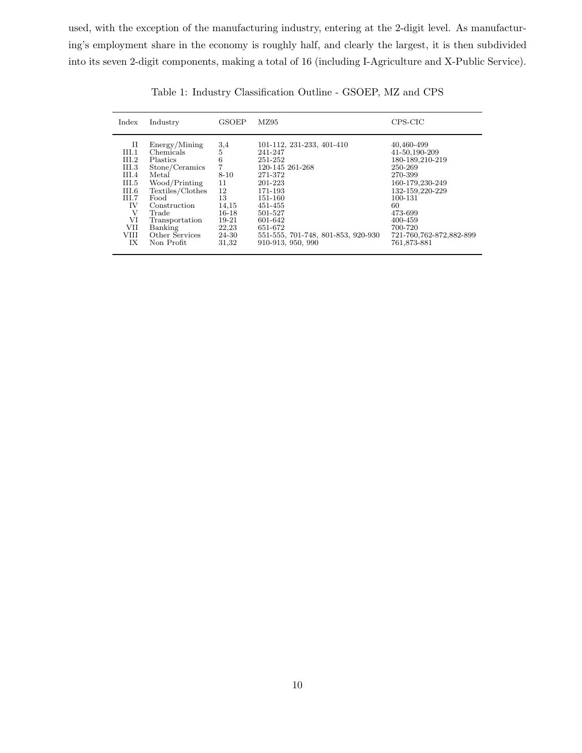used, with the exception of the manufacturing industry, entering at the 2-digit level. As manufacturing's employment share in the economy is roughly half, and clearly the largest, it is then subdivided into its seven 2-digit components, making a total of 16 (including I-Agriculture and X-Public Service).

Table 1: Industry Classification Outline - GSOEP, MZ and CPS

| Index | Industry | GSOEP | MZ95 | CPS-CIC |
|---|---|---|---|---|
| II | Energy/Mining | 3,4 | 101-112, 231-233, 401-410 | 40,460-499 |
| III.1 | Chemicals | 5 | 241-247 | 41-50,190-209 |
| III.2 | Plastics | 6 | 251-252 | 180-189,210-219 |
| III.3 | Stone/Ceramics | 7 | 120-145 261-268 | 250-269 |
| III.4 | Metal | 8-10 | 271-372 | 270-399 |
| III.5 | Wood/Printing | 11 | 201-223 | 160-179,230-249 |
| III.6 | Textiles/Clothes | 12 | 171-193 | 132-159,220-229 |
| III.7 | Food | 13 | 151-160 | 100-131 |
| IV | Construction | 14,15 | 451-455 | 60 |
| V | Trade | 16-18 | 501-527 | 473-699 |
| VI | Transportation | 19-21 | 601-642 | 400-459 |
| VII | Banking | 22,23 | 651-672 | 700-720 |
| VIII | Other Services | 24-30 | 551-555, 701-748, 801-853, 920-930 | 721-760,762-872,882-899 |
| IX | Non Profit | 31,32 | 910-913, 950, 990 | 761,873-881 |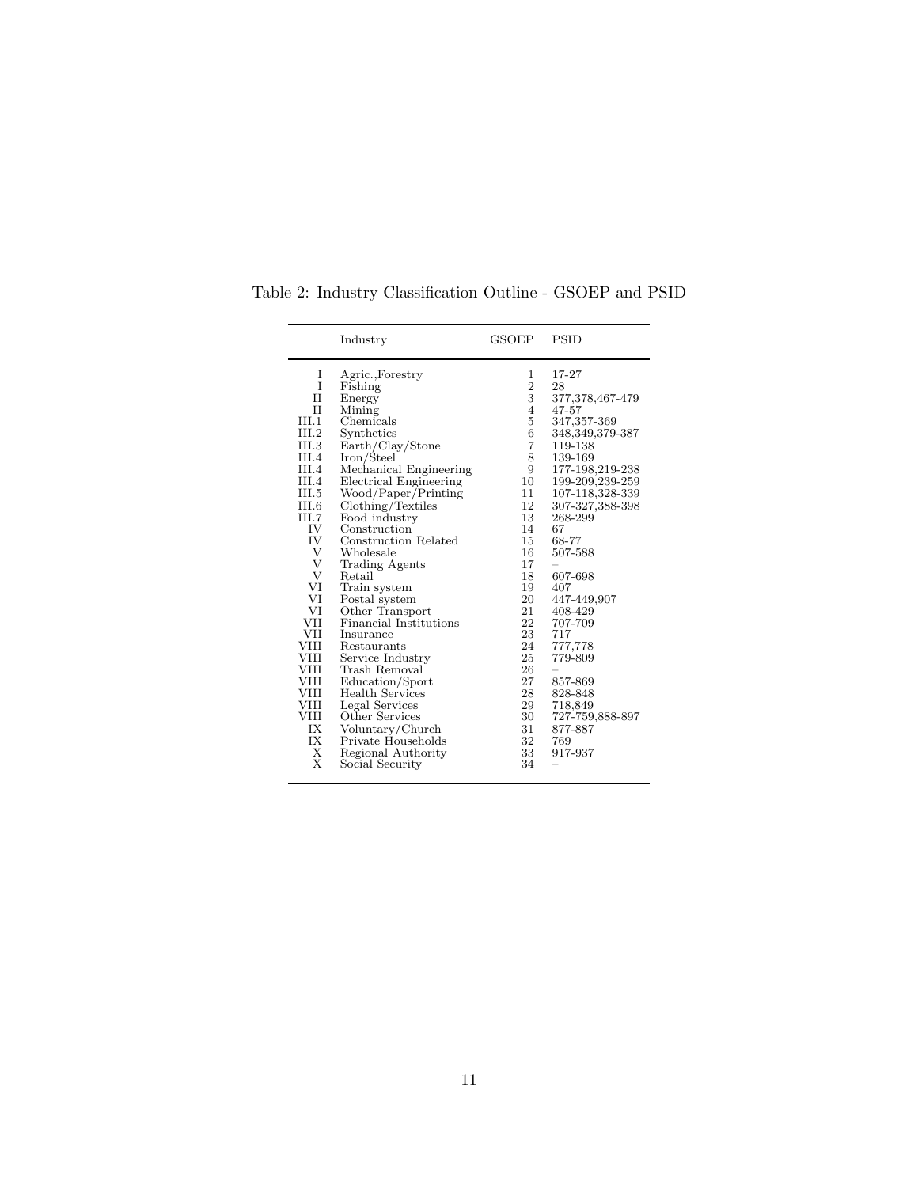Table 2: Industry Classification Outline - GSOEP and PSID

| | Industry | GSOEP | PSID |
|---|---|---|---|
| I | Agric.,Forestry | 1 | 17-27 |
| I | Fishing | 2 | 28 |
| II | Energy | 3 | 377,378,467-479 |
| II | Mining | 4 | 47-57 |
| III.1 | Chemicals | 5 | 347,357-369 |
| III.2 | Synthetics | 6 | 348,349,379-387 |
| III.3 | Earth/Clay/Stone | 7 | 119-138 |
| III.4 | Iron/Steel | 8 | 139-169 |
| III.4 | Mechanical Engineering | 9 | 177-198,219-238 |
| III.4 | Electrical Engineering | 10 | 199-209,239-259 |
| III.5 | Wood/Paper/Printing | 11 | 107-118,328-339 |
| III.6 | Clothing/Textiles | 12 | 307-327,388-398 |
| III.7 | Food industry | 13 | 268-299 |
| IV | Construction | 14 | 67 |
| IV | Construction Related | 15 | 68-77 |
| V | Wholesale | 16 | 507-588 |
| V | Trading Agents | 17 | – |
| V | Retail | 18 | 607-698 |
| VI | Train system | 19 | 407 |
| VI | Postal system | 20 | 447-449,907 |
| VI | Other Transport | 21 | 408-429 |
| VII | Financial Institutions | 22 | 707-709 |
| VII | Insurance | 23 | 717 |
| VIII | Restaurants | 24 | 777,778 |
| VIII | Service Industry | 25 | 779-809 |
| VIII | Trash Removal | 26 | – |
| VIII | Education/Sport | 27 | 857-869 |
| VIII | Health Services | 28 | 828-848 |
| VIII | Legal Services | 29 | 718,849 |
| VIII | Other Services | 30 | 727-759,888-897 |
| IX | Voluntary/Church | 31 | 877-887 |
| IX | Private Households | 32 | 769 |
| X | Regional Authority | 33 | 917-937 |
| X | Social Security | 34 | – |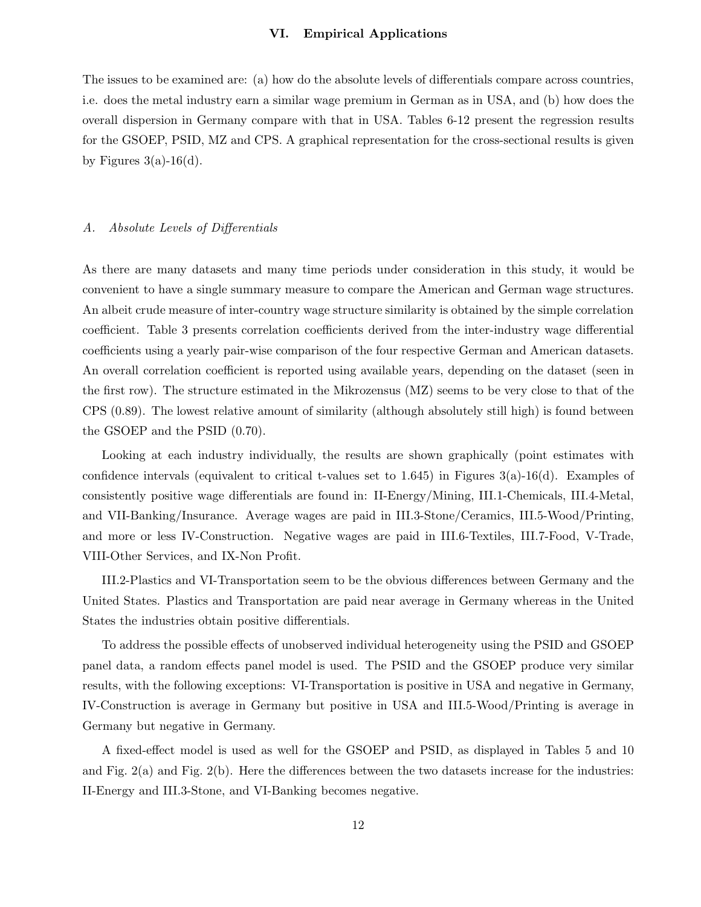## VI. Empirical Applications

The issues to be examined are: (a) how do the absolute levels of differentials compare across countries, i.e. does the metal industry earn a similar wage premium in German as in USA, and (b) how does the overall dispersion in Germany compare with that in USA. Tables 6-12 present the regression results for the GSOEP, PSID, MZ and CPS. A graphical representation for the cross-sectional results is given by Figures 3(a)-16(d).

### *A. Absolute Levels of Differentials*

As there are many datasets and many time periods under consideration in this study, it would be convenient to have a single summary measure to compare the American and German wage structures. An albeit crude measure of inter-country wage structure similarity is obtained by the simple correlation coefficient. Table 3 presents correlation coefficients derived from the inter-industry wage differential coefficients using a yearly pair-wise comparison of the four respective German and American datasets. An overall correlation coefficient is reported using available years, depending on the dataset (seen in the first row). The structure estimated in the Mikrozensus (MZ) seems to be very close to that of the CPS (0.89). The lowest relative amount of similarity (although absolutely still high) is found between the GSOEP and the PSID (0.70).

Looking at each industry individually, the results are shown graphically (point estimates with confidence intervals (equivalent to critical t-values set to 1.645) in Figures 3(a)-16(d). Examples of consistently positive wage differentials are found in: II-Energy/Mining, III.1-Chemicals, III.4-Metal, and VII-Banking/Insurance. Average wages are paid in III.3-Stone/Ceramics, III.5-Wood/Printing, and more or less IV-Construction. Negative wages are paid in III.6-Textiles, III.7-Food, V-Trade, VIII-Other Services, and IX-Non Profit.

III.2-Plastics and VI-Transportation seem to be the obvious differences between Germany and the United States. Plastics and Transportation are paid near average in Germany whereas in the United States the industries obtain positive differentials.

To address the possible effects of unobserved individual heterogeneity using the PSID and GSOEP panel data, a random effects panel model is used. The PSID and the GSOEP produce very similar results, with the following exceptions: VI-Transportation is positive in USA and negative in Germany, IV-Construction is average in Germany but positive in USA and III.5-Wood/Printing is average in Germany but negative in Germany.

A fixed-effect model is used as well for the GSOEP and PSID, as displayed in Tables 5 and 10 and Fig. 2(a) and Fig. 2(b). Here the differences between the two datasets increase for the industries: II-Energy and III.3-Stone, and VI-Banking becomes negative.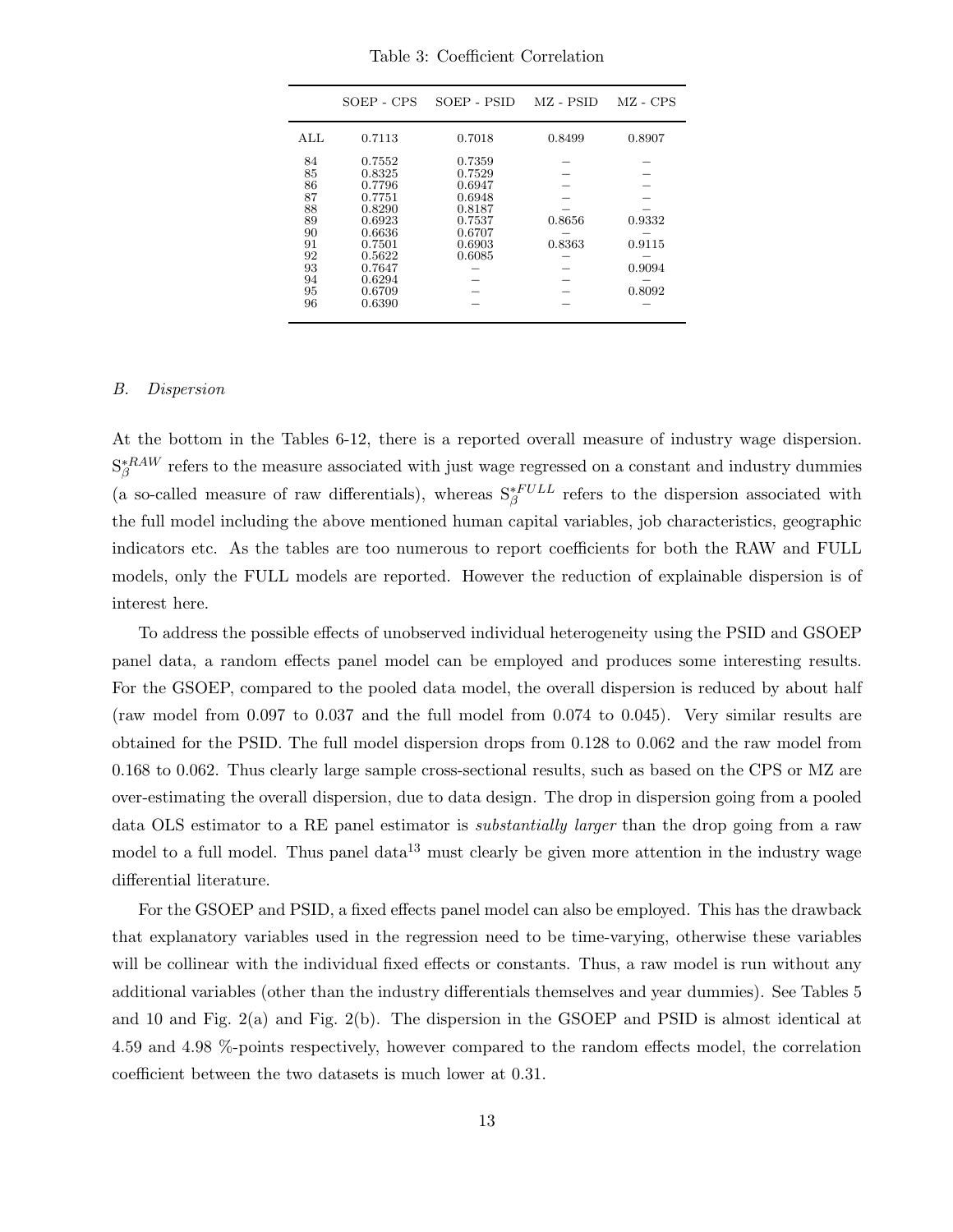Table 3: Coefficient Correlation

| | SOEP - CPS | SOEP - PSID | MZ - PSID | MZ - CPS |
|---|---|---|---|---|
| ALL | 0.7113 | 0.7018 | 0.8499 | 0.8907 |
| 84 | 0.7552 | 0.7359 | – | – |
| 85 | 0.8325 | 0.7529 | – | – |
| 86 | 0.7796 | 0.6947 | – | – |
| 87 | 0.7751 | 0.6948 | – | – |
| 88 | 0.8290 | 0.8187 | – | – |
| 89 | 0.6923 | 0.7537 | 0.8656 | 0.9332 |
| 90 | 0.6636 | 0.6707 | – | – |
| 91 | 0.7501 | 0.6903 | 0.8363 | 0.9115 |
| 92 | 0.5622 | 0.6085 | – | – |
| 93 | 0.7647 | – | – | 0.9094 |
| 94 | 0.6294 | – | – | – |
| 95 | 0.6709 | – | – | 0.8092 |
| 96 | 0.6390 | – | – | – |

### *B. Dispersion*

At the bottom in the Tables 6-12, there is a reported overall measure of industry wage dispersion. $S^{*RAW}_{\beta}$ refers to the measure associated with just wage regressed on a constant and industry dummies (a so-called measure of raw differentials), whereas $S^{*FULL}_{\beta}$ refers to the dispersion associated with the full model including the above mentioned human capital variables, job characteristics, geographic indicators etc. As the tables are too numerous to report coefficients for both the RAW and FULL models, only the FULL models are reported. However the reduction of explainable dispersion is of interest here.

To address the possible effects of unobserved individual heterogeneity using the PSID and GSOEP panel data, a random effects panel model can be employed and produces some interesting results. For the GSOEP, compared to the pooled data model, the overall dispersion is reduced by about half (raw model from 0.097 to 0.037 and the full model from 0.074 to 0.045). Very similar results are obtained for the PSID. The full model dispersion drops from 0.128 to 0.062 and the raw model from 0.168 to 0.062. Thus clearly large sample cross-sectional results, such as based on the CPS or MZ are over-estimating the overall dispersion, due to data design. The drop in dispersion going from a pooled data OLS estimator to a RE panel estimator is *substantially larger* than the drop going from a raw model to a full model. Thus panel data[13] must clearly be given more attention in the industry wage differential literature.

For the GSOEP and PSID, a fixed effects panel model can also be employed. This has the drawback that explanatory variables used in the regression need to be time-varying, otherwise these variables will be collinear with the individual fixed effects or constants. Thus, a raw model is run without any additional variables (other than the industry differentials themselves and year dummies). See Tables 5 and 10 and Fig. 2(a) and Fig. 2(b). The dispersion in the GSOEP and PSID is almost identical at 4.59 and 4.98 %-points respectively, however compared to the random effects model, the correlation coefficient between the two datasets is much lower at 0.31.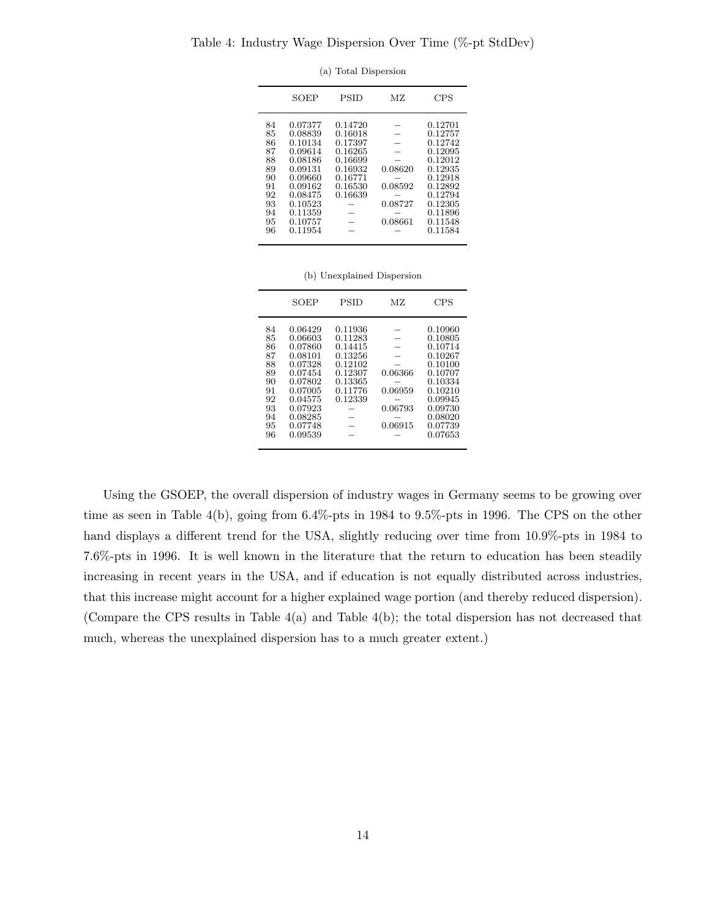Table 4: Industry Wage Dispersion Over Time (%-pt StdDev)

(a) Total Dispersion

| | SOEP | PSID | MZ | CPS |
|---|---|---|---|---|
| 84 | 0.07377 | 0.14720 | – | 0.12701 |
| 85 | 0.08839 | 0.16018 | – | 0.12757 |
| 86 | 0.10134 | 0.17397 | – | 0.12742 |
| 87 | 0.09614 | 0.16265 | – | 0.12095 |
| 88 | 0.08186 | 0.16699 | – | 0.12012 |
| 89 | 0.09131 | 0.16932 | 0.08620 | 0.12935 |
| 90 | 0.09660 | 0.16771 | – | 0.12918 |
| 91 | 0.09162 | 0.16530 | 0.08592 | 0.12892 |
| 92 | 0.08475 | 0.16639 | – | 0.12794 |
| 93 | 0.10523 | – | 0.08727 | 0.12305 |
| 94 | 0.11359 | – | – | 0.11896 |
| 95 | 0.10757 | – | 0.08661 | 0.11548 |
| 96 | 0.11954 | – | – | 0.11584 |

(b) Unexplained Dispersion

| | SOEP | PSID | MZ | CPS |
|---|---|---|---|---|
| 84 | 0.06429 | 0.11936 | – | 0.10960 |
| 85 | 0.06603 | 0.11283 | – | 0.10805 |
| 86 | 0.07860 | 0.14415 | – | 0.10714 |
| 87 | 0.08101 | 0.13256 | – | 0.10267 |
| 88 | 0.07328 | 0.12102 | – | 0.10100 |
| 89 | 0.07454 | 0.12307 | 0.06366 | 0.10707 |
| 90 | 0.07802 | 0.13365 | – | 0.10334 |
| 91 | 0.07005 | 0.11776 | 0.06959 | 0.10210 |
| 92 | 0.04575 | 0.12339 | – | 0.09945 |
| 93 | 0.07923 | – | 0.06793 | 0.09730 |
| 94 | 0.08285 | – | – | 0.08020 |
| 95 | 0.07748 | – | 0.06915 | 0.07739 |
| 96 | 0.09539 | – | – | 0.07653 |

Using the GSOEP, the overall dispersion of industry wages in Germany seems to be growing over time as seen in Table 4(b), going from 6.4%-pts in 1984 to 9.5%-pts in 1996. The CPS on the other hand displays a different trend for the USA, slightly reducing over time from 10.9%-pts in 1984 to 7.6%-pts in 1996. It is well known in the literature that the return to education has been steadily increasing in recent years in the USA, and if education is not equally distributed across industries, that this increase might account for a higher explained wage portion (and thereby reduced dispersion). (Compare the CPS results in Table 4(a) and Table 4(b); the total dispersion has not decreased that much, whereas the unexplained dispersion has to a much greater extent.)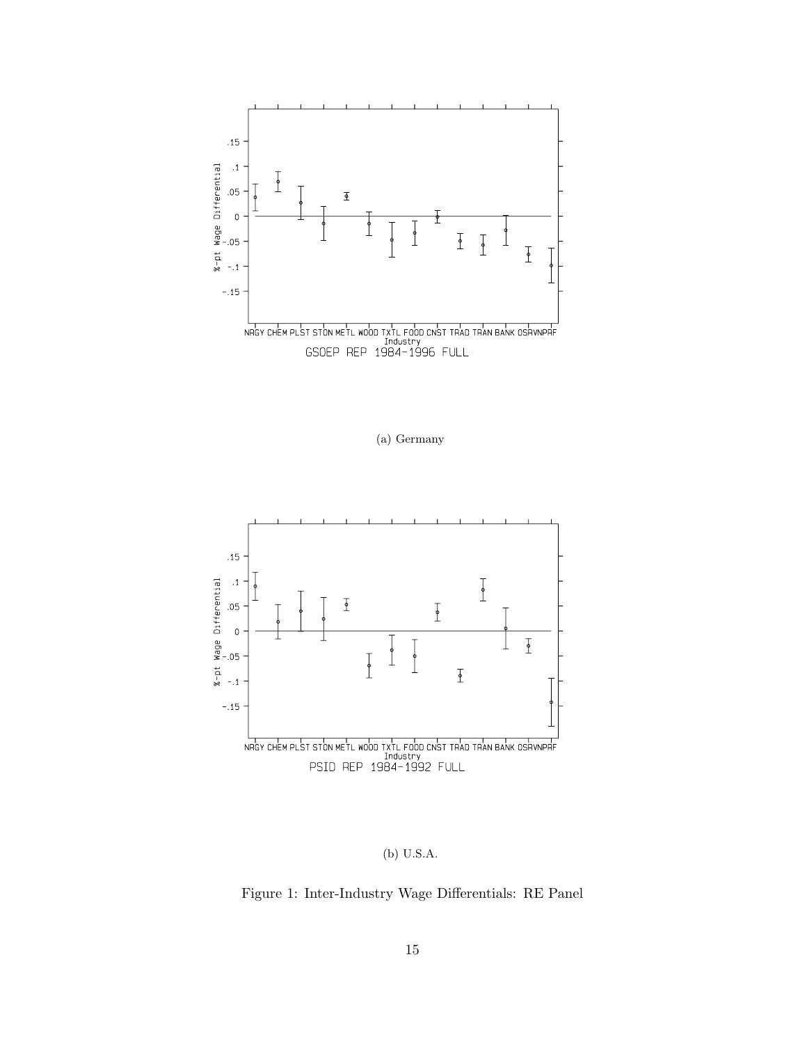.15
.1
.05
0
-.05
-.1
-.15

%-pt Wage Differential

NRGY CHEM PLST STON METL WOOD TXTL FOOD CNST TRAD TRAN BANK OSRVNPRF

Industry

GSOEP REP 1984-1996 FULL

(a) Germany

.15
.1
.05
0
-.05
-.1
-.15

%-pt Wage Differential

NRGY CHEM PLST STON METL WOOD TXTL FOOD CNST TRAD TRAN BANK OSRVNPRF

Industry

PSID REP 1984-1992 FULL

(b) U.S.A.

Figure 1: Inter-Industry Wage Differentials: RE Panel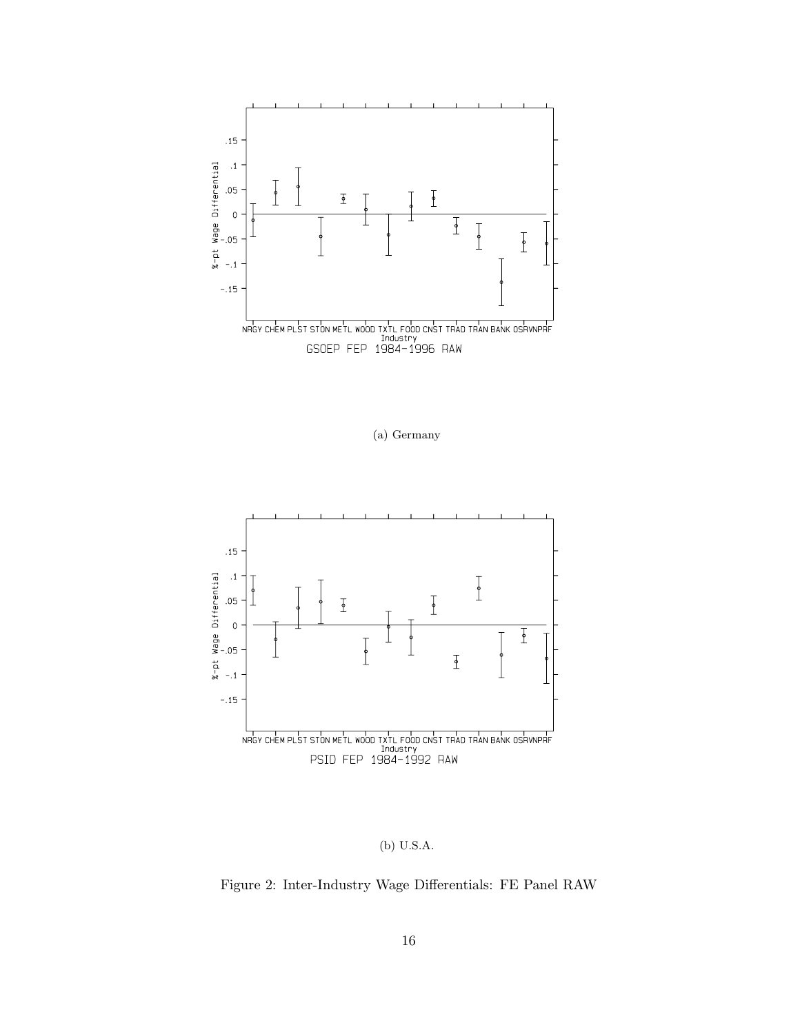.15
.1
.05
0
-.05
-.1
-.15

%-pt Wage Differential

NRGY CHEM PLST STON METL WOOD TXTL FOOD CNST TRAD TRAN BANK OSRVNPRF

Industry

GSOEP FEP 1984-1996 RAW

(a) Germany

.15
.1
.05
0
-.05
-.1
-.15

%-pt Wage Differential

NRGY CHEM PLST STON METL WOOD TXTL FOOD CNST TRAD TRAN BANK OSRVNPRF

Industry

PSID FEP 1984-1992 RAW

(b) U.S.A.

Figure 2: Inter-Industry Wage Differentials: FE Panel RAW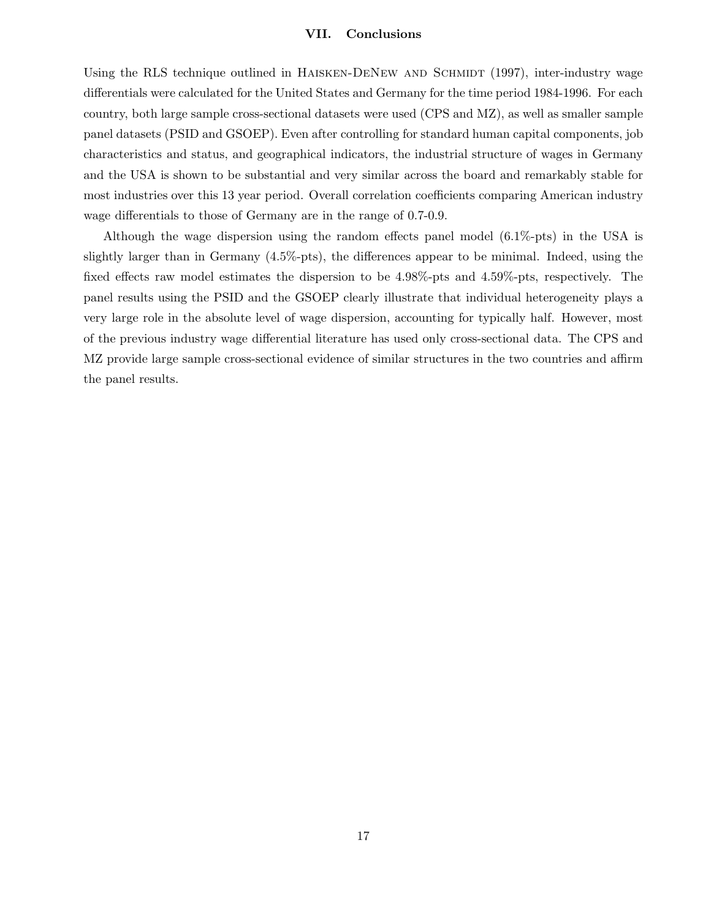## VII. Conclusions

Using the RLS technique outlined in Haisken-DeNew and Schmidt (1997), inter-industry wage differentials were calculated for the United States and Germany for the time period 1984-1996. For each country, both large sample cross-sectional datasets were used (CPS and MZ), as well as smaller sample panel datasets (PSID and GSOEP). Even after controlling for standard human capital components, job characteristics and status, and geographical indicators, the industrial structure of wages in Germany and the USA is shown to be substantial and very similar across the board and remarkably stable for most industries over this 13 year period. Overall correlation coefficients comparing American industry wage differentials to those of Germany are in the range of 0.7-0.9.

Although the wage dispersion using the random effects panel model (6.1%-pts) in the USA is slightly larger than in Germany (4.5%-pts), the differences appear to be minimal. Indeed, using the fixed effects raw model estimates the dispersion to be 4.98%-pts and 4.59%-pts, respectively. The panel results using the PSID and the GSOEP clearly illustrate that individual heterogeneity plays a very large role in the absolute level of wage dispersion, accounting for typically half. However, most of the previous industry wage differential literature has used only cross-sectional data. The CPS and MZ provide large sample cross-sectional evidence of similar structures in the two countries and affirm the panel results.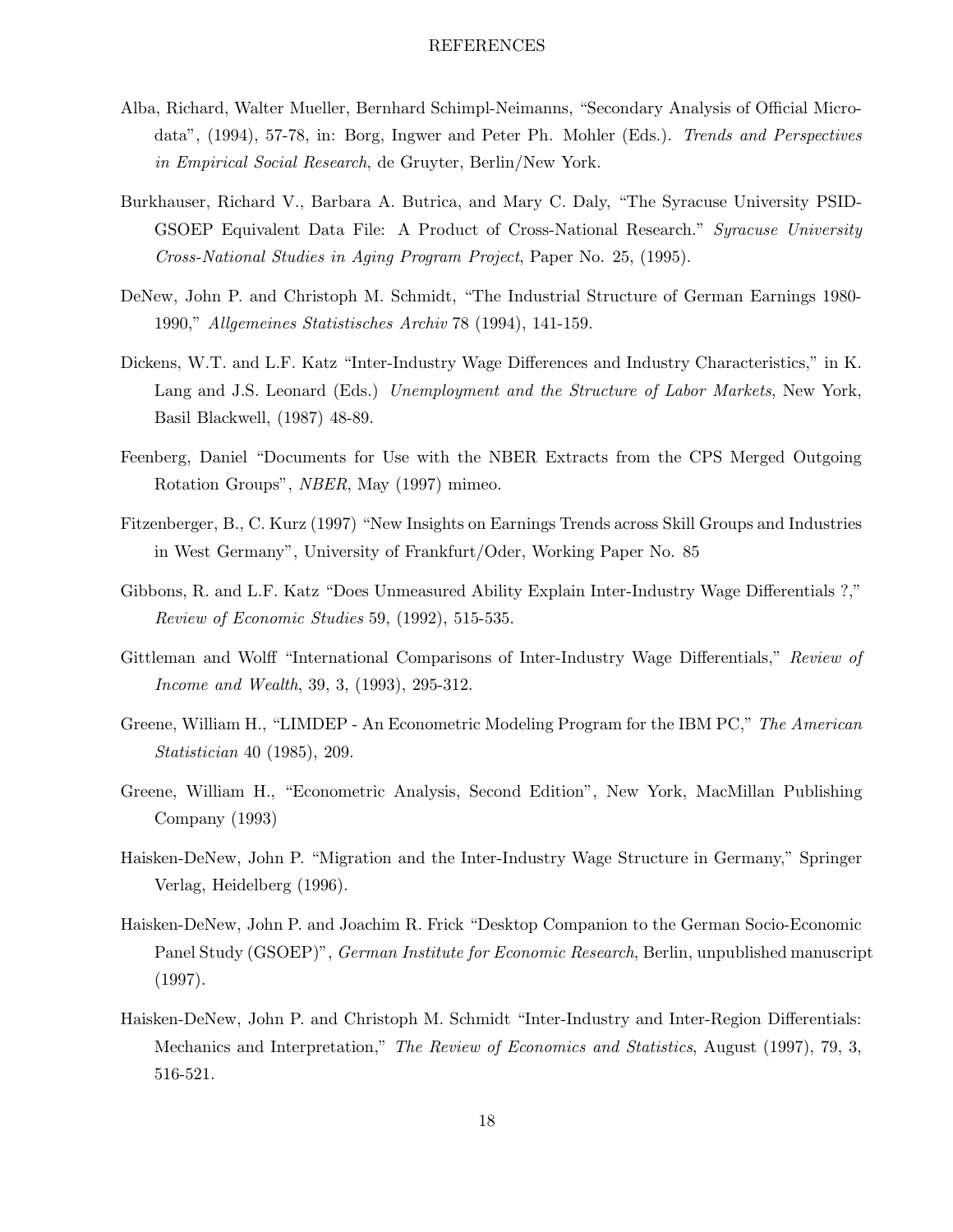# REFERENCES

Alba, Richard, Walter Mueller, Bernhard Schimpl-Neimanns, "Secondary Analysis of Official Microdata", (1994), 57-78, in: Borg, Ingwer and Peter Ph. Mohler (Eds.). *Trends and Perspectives in Empirical Social Research*, de Gruyter, Berlin/New York.

Burkhauser, Richard V., Barbara A. Butrica, and Mary C. Daly, "The Syracuse University PSID-GSOEP Equivalent Data File: A Product of Cross-National Research." *Syracuse University Cross-National Studies in Aging Program Project*, Paper No. 25, (1995).

DeNew, John P. and Christoph M. Schmidt, "The Industrial Structure of German Earnings 1980-1990," *Allgemeines Statistisches Archiv* 78 (1994), 141-159.

Dickens, W.T. and L.F. Katz "Inter-Industry Wage Differences and Industry Characteristics," in K. Lang and J.S. Leonard (Eds.) *Unemployment and the Structure of Labor Markets*, New York, Basil Blackwell, (1987) 48-89.

Feenberg, Daniel "Documents for Use with the NBER Extracts from the CPS Merged Outgoing Rotation Groups", *NBER*, May (1997) mimeo.

Fitzenberger, B., C. Kurz (1997) "New Insights on Earnings Trends across Skill Groups and Industries in West Germany", University of Frankfurt/Oder, Working Paper No. 85

Gibbons, R. and L.F. Katz "Does Unmeasured Ability Explain Inter-Industry Wage Differentials ?," *Review of Economic Studies* 59, (1992), 515-535.

Gittleman and Wolff "International Comparisons of Inter-Industry Wage Differentials," *Review of Income and Wealth*, 39, 3, (1993), 295-312.

Greene, William H., "LIMDEP - An Econometric Modeling Program for the IBM PC," *The American Statistician* 40 (1985), 209.

Greene, William H., "Econometric Analysis, Second Edition", New York, MacMillan Publishing Company (1993)

Haisken-DeNew, John P. "Migration and the Inter-Industry Wage Structure in Germany," Springer Verlag, Heidelberg (1996).

Haisken-DeNew, John P. and Joachim R. Frick "Desktop Companion to the German Socio-Economic Panel Study (GSOEP)", *German Institute for Economic Research*, Berlin, unpublished manuscript (1997).

Haisken-DeNew, John P. and Christoph M. Schmidt "Inter-Industry and Inter-Region Differentials: Mechanics and Interpretation," *The Review of Economics and Statistics*, August (1997), 79, 3, 516-521.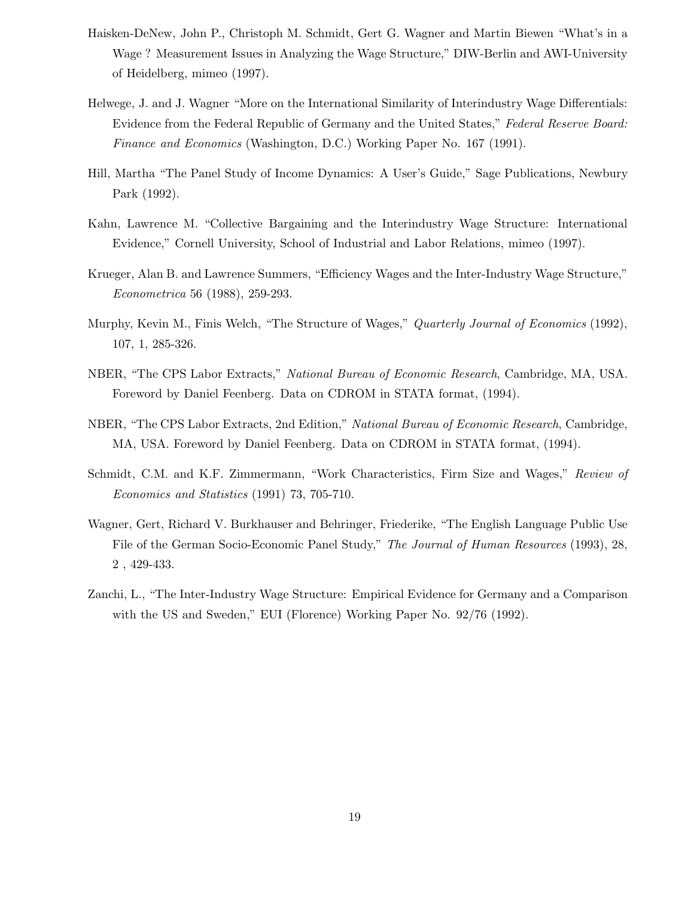Haisken-DeNew, John P., Christoph M. Schmidt, Gert G. Wagner and Martin Biewen "What's in a Wage ? Measurement Issues in Analyzing the Wage Structure," DIW-Berlin and AWI-University of Heidelberg, mimeo (1997).

Helwege, J. and J. Wagner "More on the International Similarity of Interindustry Wage Differentials: Evidence from the Federal Republic of Germany and the United States," *Federal Reserve Board: Finance and Economics* (Washington, D.C.) Working Paper No. 167 (1991).

Hill, Martha "The Panel Study of Income Dynamics: A User's Guide," Sage Publications, Newbury Park (1992).

Kahn, Lawrence M. "Collective Bargaining and the Interindustry Wage Structure: International Evidence," Cornell University, School of Industrial and Labor Relations, mimeo (1997).

Krueger, Alan B. and Lawrence Summers, "Efficiency Wages and the Inter-Industry Wage Structure," *Econometrica* 56 (1988), 259-293.

Murphy, Kevin M., Finis Welch, "The Structure of Wages," *Quarterly Journal of Economics* (1992), 107, 1, 285-326.

NBER, "The CPS Labor Extracts," *National Bureau of Economic Research*, Cambridge, MA, USA. Foreword by Daniel Feenberg. Data on CDROM in STATA format, (1994).

NBER, "The CPS Labor Extracts, 2nd Edition," *National Bureau of Economic Research*, Cambridge, MA, USA. Foreword by Daniel Feenberg. Data on CDROM in STATA format, (1994).

Schmidt, C.M. and K.F. Zimmermann, "Work Characteristics, Firm Size and Wages," *Review of Economics and Statistics* (1991) 73, 705-710.

Wagner, Gert, Richard V. Burkhauser and Behringer, Friederike, "The English Language Public Use File of the German Socio-Economic Panel Study," *The Journal of Human Resources* (1993), 28, 2 , 429-433.

Zanchi, L., "The Inter-Industry Wage Structure: Empirical Evidence for Germany and a Comparison with the US and Sweden," EUI (Florence) Working Paper No. 92/76 (1992).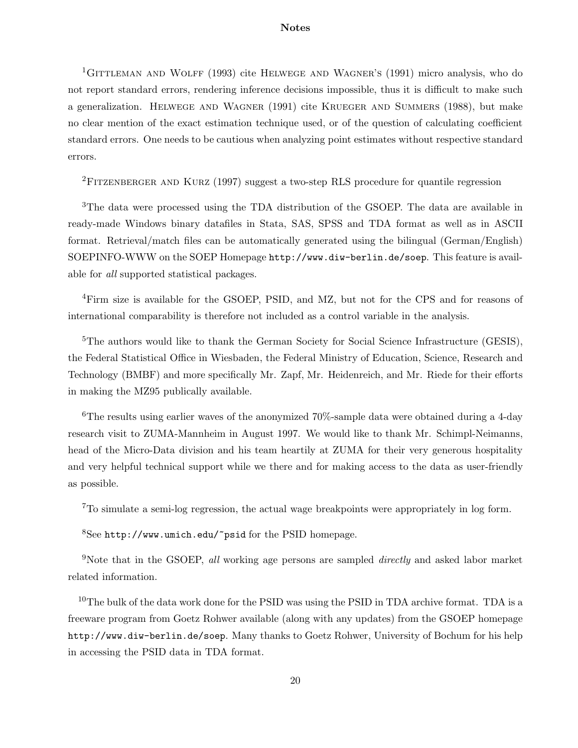## Notes

[1]Gittleman and Wolff (1993) cite Helwege and Wagner's (1991) micro analysis, who do not report standard errors, rendering inference decisions impossible, thus it is difficult to make such a generalization. Helwege and Wagner (1991) cite Krueger and Summers (1988), but make no clear mention of the exact estimation technique used, or of the question of calculating coefficient standard errors. One needs to be cautious when analyzing point estimates without respective standard errors.

[2]Fitzenberger and Kurz (1997) suggest a two-step RLS procedure for quantile regression

[3]The data were processed using the TDA distribution of the GSOEP. The data are available in ready-made Windows binary datafiles in Stata, SAS, SPSS and TDA format as well as in ASCII format. Retrieval/match files can be automatically generated using the bilingual (German/English) SOEPINFO-WWW on the SOEP Homepage `http://www.diw-berlin.de/soep`. This feature is available for *all* supported statistical packages.

[4]Firm size is available for the GSOEP, PSID, and MZ, but not for the CPS and for reasons of international comparability is therefore not included as a control variable in the analysis.

[5]The authors would like to thank the German Society for Social Science Infrastructure (GESIS), the Federal Statistical Office in Wiesbaden, the Federal Ministry of Education, Science, Research and Technology (BMBF) and more specifically Mr. Zapf, Mr. Heidenreich, and Mr. Riede for their efforts in making the MZ95 publically available.

[6]The results using earlier waves of the anonymized 70%-sample data were obtained during a 4-day research visit to ZUMA-Mannheim in August 1997. We would like to thank Mr. Schimpl-Neimanns, head of the Micro-Data division and his team heartily at ZUMA for their very generous hospitality and very helpful technical support while we there and for making access to the data as user-friendly as possible.

[7]To simulate a semi-log regression, the actual wage breakpoints were appropriately in log form.

[8]See `http://www.umich.edu/~psid` for the PSID homepage.

[9]Note that in the GSOEP, *all* working age persons are sampled *directly* and asked labor market related information.

[10]The bulk of the data work done for the PSID was using the PSID in TDA archive format. TDA is a freeware program from Goetz Rohwer available (along with any updates) from the GSOEP homepage `http://www.diw-berlin.de/soep`. Many thanks to Goetz Rohwer, University of Bochum for his help in accessing the PSID data in TDA format.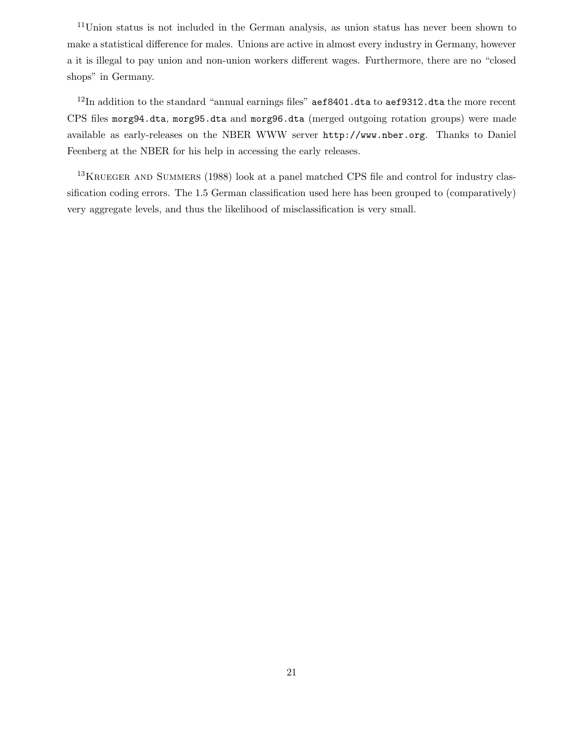[11] Union status is not included in the German analysis, as union status has never been shown to make a statistical difference for males. Unions are active in almost every industry in Germany, however a it is illegal to pay union and non-union workers different wages. Furthermore, there are no “closed shops” in Germany.

[12] In addition to the standard “annual earnings files” `aef8401.dta` to `aef9312.dta` the more recent CPS files `morg94.dta`, `morg95.dta` and `morg96.dta` (merged outgoing rotation groups) were made available as early-releases on the NBER WWW server `http://www.nber.org`. Thanks to Daniel Feenberg at the NBER for his help in accessing the early releases.

[13] Krueger and Summers (1988) look at a panel matched CPS file and control for industry classification coding errors. The 1.5 German classification used here has been grouped to (comparatively) very aggregate levels, and thus the likelihood of misclassification is very small.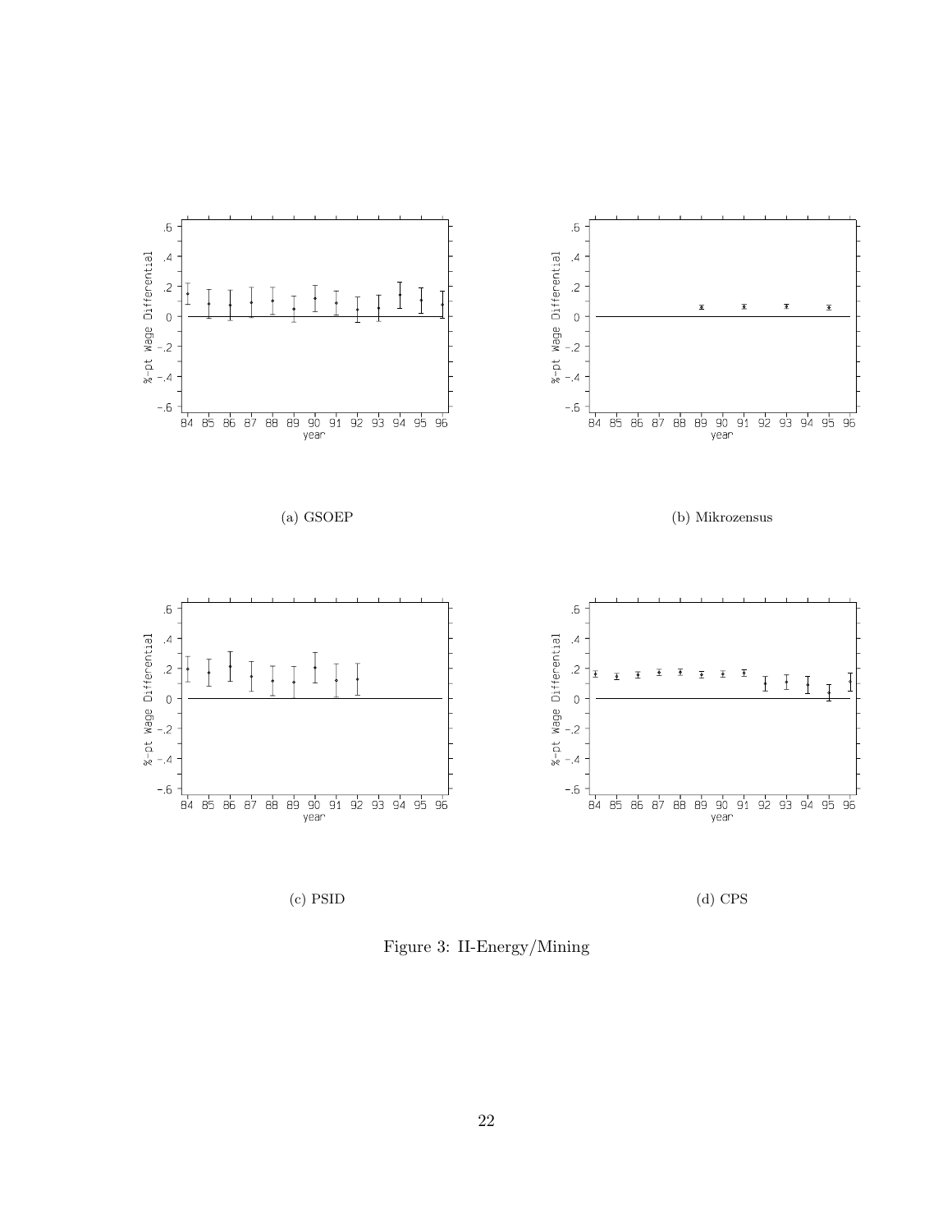.6
.4
.2
0
-.2
-.4
-.6
%-pt Wage Differential
84 85 86 87 88 89 90 91 92 93 94 95 96
year

(a) GSOEP

.6
.4
.2
0
-.2
-.4
-.6
%-pt Wage Differential
84 85 86 87 88 89 90 91 92 93 94 95 96
year

(b) Mikrozensus

.6
.4
.2
0
-.2
-.4
-.6
%-pt Wage Differential
84 85 86 87 88 89 90 91 92 93 94 95 96
year

(c) PSID

.6
.4
.2
0
-.2
-.4
-.6
%-pt Wage Differential
84 85 86 87 88 89 90 91 92 93 94 95 96
year

(d) CPS

Figure 3: II-Energy/Mining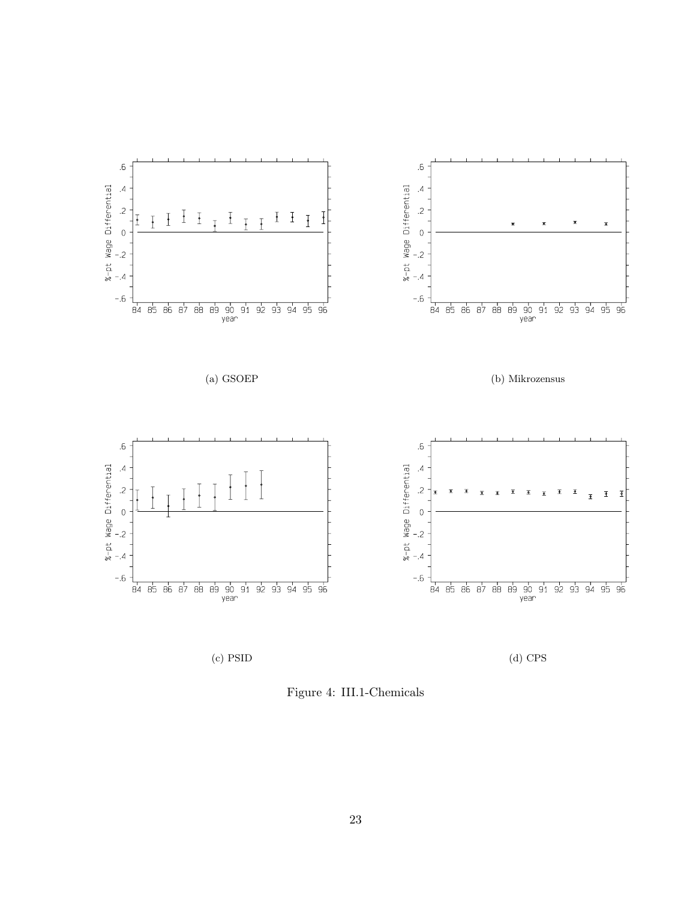.6
.4
.2
0
-.2
-.4
-.6
%-pt Wage Differential
84 85 86 87 88 89 90 91 92 93 94 95 96
year

(a) GSOEP

.6
.4
.2
0
-.2
-.4
-.6
%-pt Wage Differential
84 85 86 87 88 89 90 91 92 93 94 95 96
year

(b) Mikrozensus

.6
.4
.2
0
-.2
-.4
-.6
%-pt Wage Differential
84 85 86 87 88 89 90 91 92 93 94 95 96
year

(c) PSID

.6
.4
.2
0
-.2
-.4
-.6
%-pt Wage Differential
84 85 86 87 88 89 90 91 92 93 94 95 96
year

(d) CPS

Figure 4: III.1-Chemicals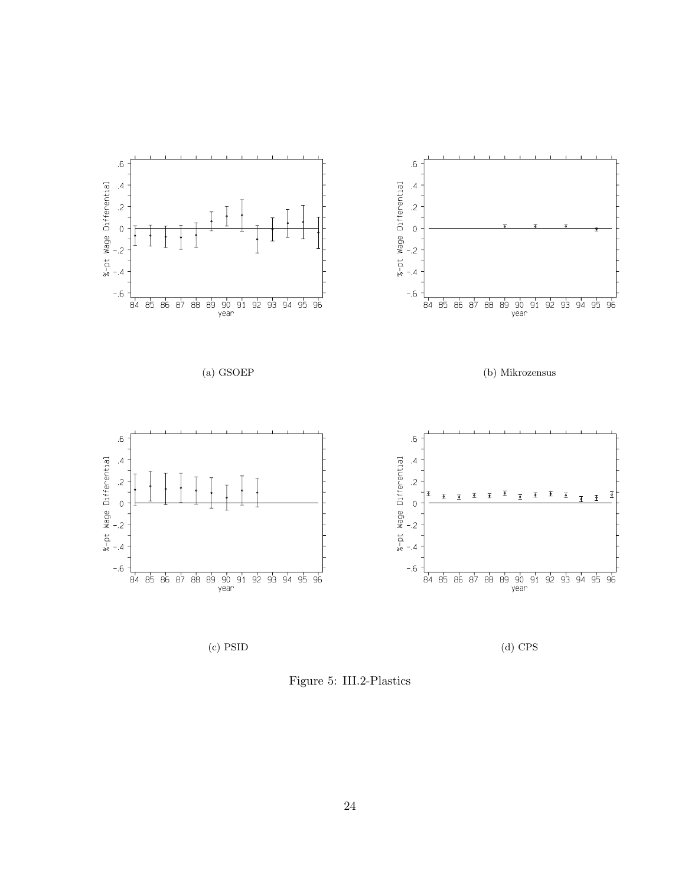.6
.4
.2
0
-.2
-.4
-.6
%-pt Wage Differential
84 85 86 87 88 89 90 91 92 93 94 95 96
year

(a) GSOEP

.6
.4
.2
0
-.2
-.4
-.6
%-pt Wage Differential
84 85 86 87 88 89 90 91 92 93 94 95 96
year

(b) Mikrozensus

.6
.4
.2
0
-.2
-.4
-.6
%-pt Wage Differential
84 85 86 87 88 89 90 91 92 93 94 95 96
year

(c) PSID

.6
.4
.2
0
-.2
-.4
-.6
%-pt Wage Differential
84 85 86 87 88 89 90 91 92 93 94 95 96
year

(d) CPS

Figure 5: III.2-Plastics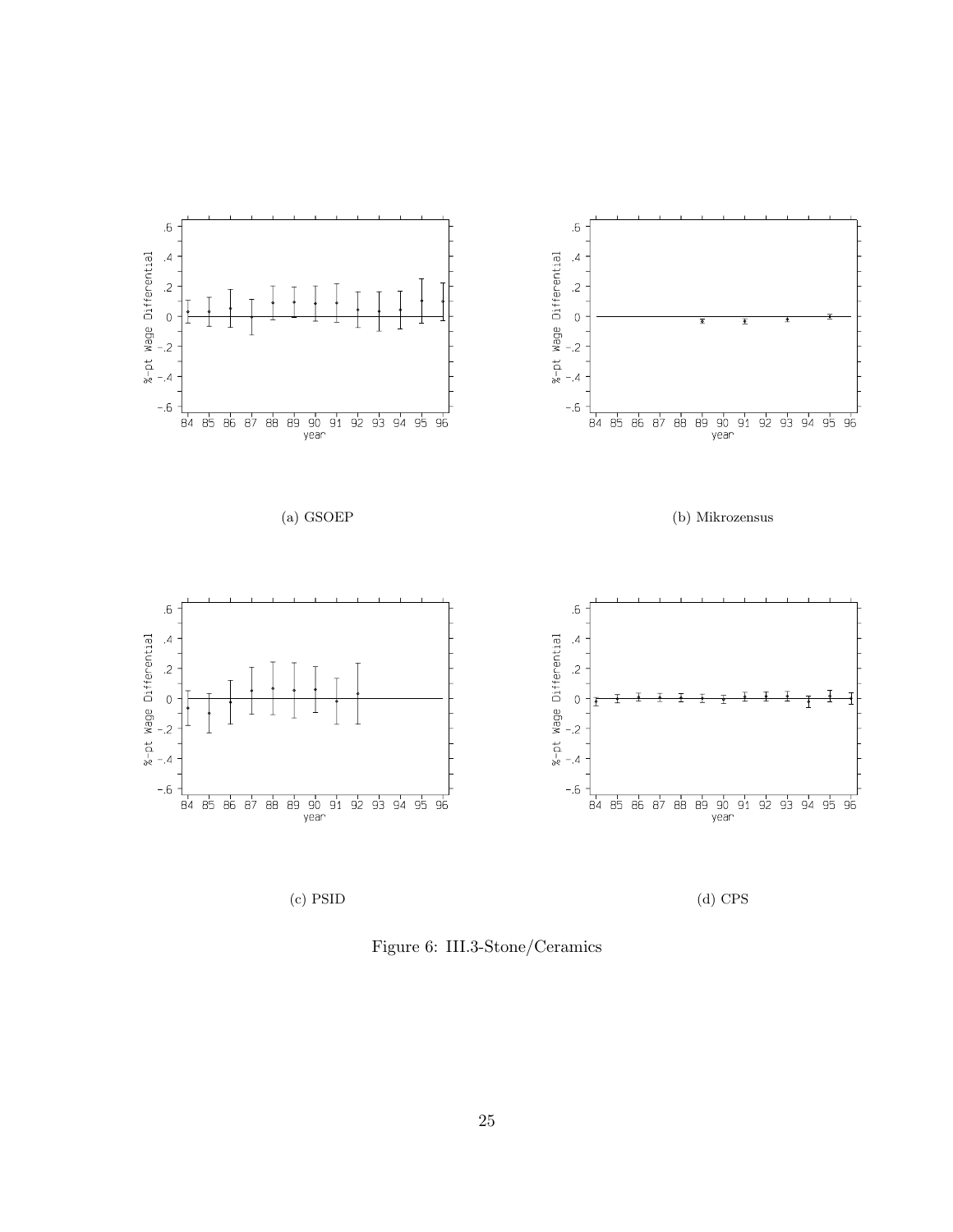.6
.4
.2
0
-.2
-.4
-.6
%-pt Wage Differential
84 85 86 87 88 89 90 91 92 93 94 95 96
year

(a) GSOEP

.6
.4
.2
0
-.2
-.4
-.6
%-pt Wage Differential
84 85 86 87 88 89 90 91 92 93 94 95 96
year

(b) Mikrozensus

.6
.4
.2
0
-.2
-.4
-.6
%-pt Wage Differential
84 85 86 87 88 89 90 91 92 93 94 95 96
year

(c) PSID

.6
.4
.2
0
-.2
-.4
-.6
%-pt Wage Differential
84 85 86 87 88 89 90 91 92 93 94 95 96
year

(d) CPS

Figure 6: III.3-Stone/Ceramics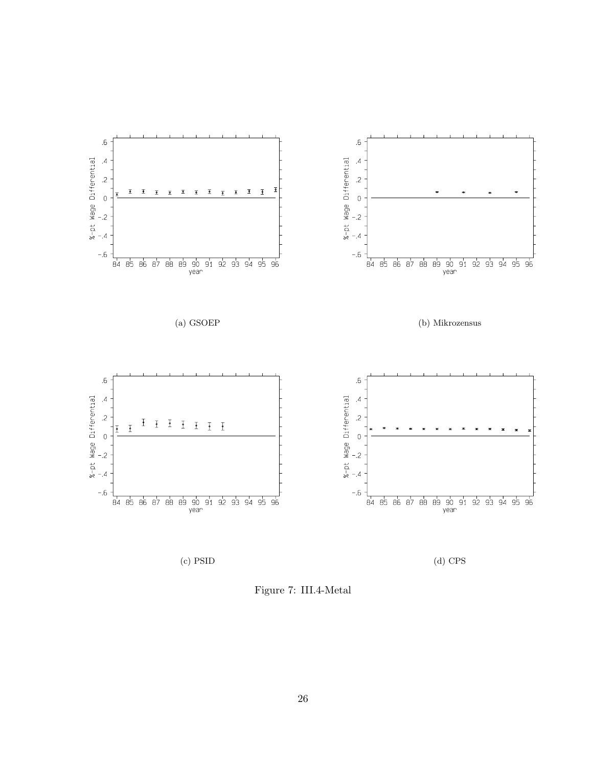.6
.4
.2
0
-.2
-.4
-.6
%-pt Wage Differential
84 85 86 87 88 89 90 91 92 93 94 95 96
year

(a) GSOEP

.6
.4
.2
0
-.2
-.4
-.6
%-pt Wage Differential
84 85 86 87 88 89 90 91 92 93 94 95 96
year

(b) Mikrozensus

.6
.4
.2
0
-.2
-.4
-.6
%-pt Wage Differential
84 85 86 87 88 89 90 91 92 93 94 95 96
year

(c) PSID

.6
.4
.2
0
-.2
-.4
-.6
%-pt Wage Differential
84 85 86 87 88 89 90 91 92 93 94 95 96
year

(d) CPS

Figure 7: III.4-Metal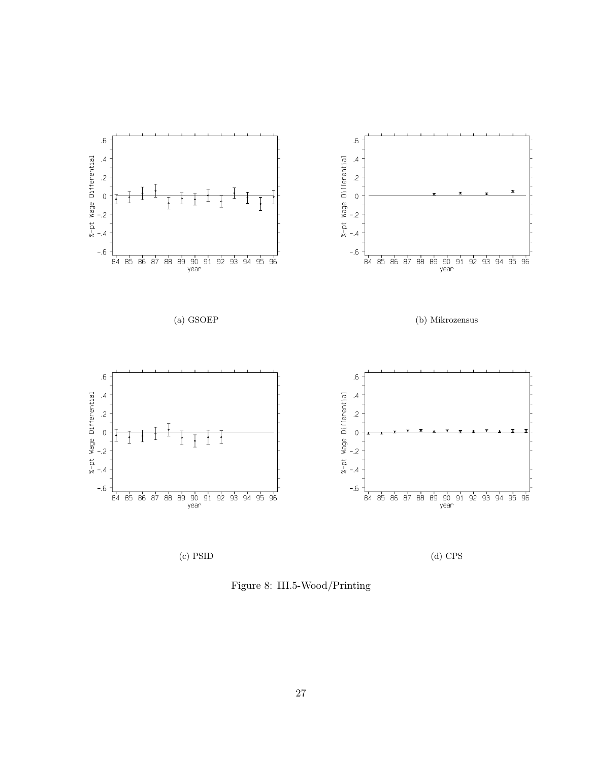.6
.4
.2
0
-.2
-.4
-.6
%-pt Wage Differential
84 85 86 87 88 89 90 91 92 93 94 95 96
year

(a) GSOEP

.6
.4
.2
0
-.2
-.4
-.6
%-pt Wage Differential
84 85 86 87 88 89 90 91 92 93 94 95 96
year

(b) Mikrozensus

.6
.4
.2
0
-.2
-.4
-.6
%-pt Wage Differential
84 85 86 87 88 89 90 91 92 93 94 95 96
year

(c) PSID

.6
.4
.2
0
-.2
-.4
-.6
%-pt Wage Differential
84 85 86 87 88 89 90 91 92 93 94 95 96
year

(d) CPS

Figure 8: III.5-Wood/Printing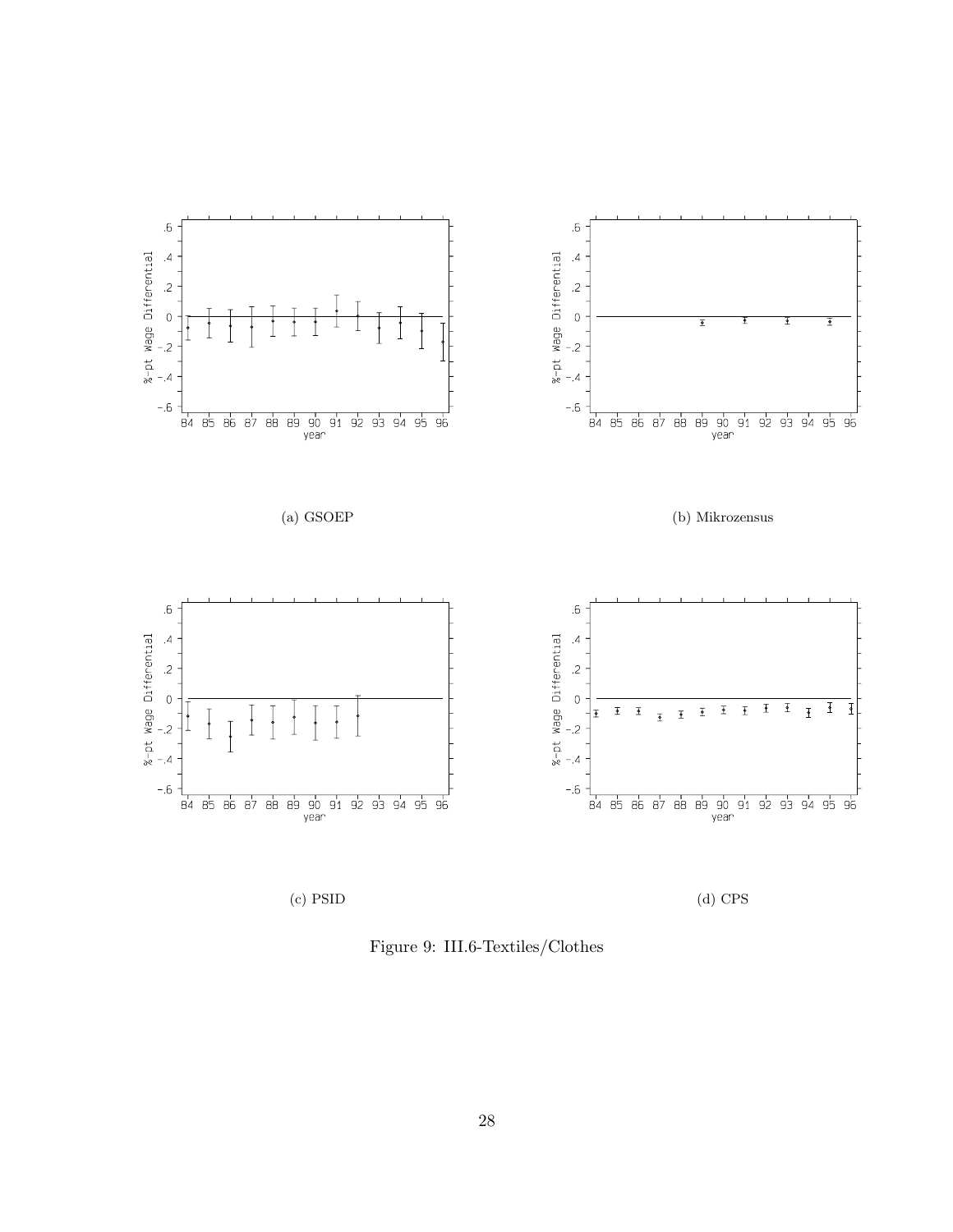.6
.4
.2
0
-.2
-.4
-.6
%-pt Wage Differential
84 85 86 87 88 89 90 91 92 93 94 95 96
year

(a) GSOEP

.6
.4
.2
0
-.2
-.4
-.6
%-pt Wage Differential
84 85 86 87 88 89 90 91 92 93 94 95 96
year

(b) Mikrozensus

.6
.4
.2
0
-.2
-.4
-.6
%-pt Wage Differential
84 85 86 87 88 89 90 91 92 93 94 95 96
year

(c) PSID

.6
.4
.2
0
-.2
-.4
-.6
%-pt Wage Differential
84 85 86 87 88 89 90 91 92 93 94 95 96
year

(d) CPS

Figure 9: III.6-Textiles/Clothes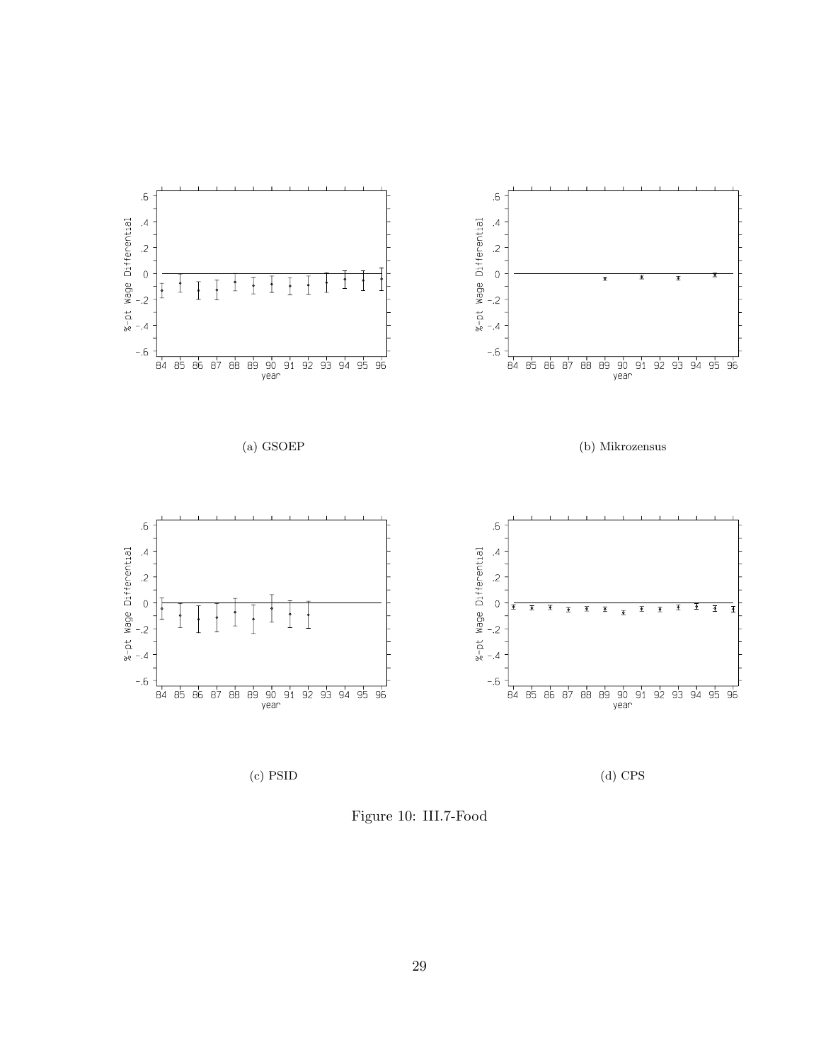.6
.4
.2
0
-.2
-.4
-.6

%-pt Wage Differential

84 85 86 87 88 89 90 91 92 93 94 95 96

year

(a) GSOEP

.6
.4
.2
0
-.2
-.4
-.6

%-pt Wage Differential

84 85 86 87 88 89 90 91 92 93 94 95 96

year

(b) Mikrozensus

.6
.4
.2
0
-.2
-.4
-.6

%-pt Wage Differential

84 85 86 87 88 89 90 91 92 93 94 95 96

year

(c) PSID

.6
.4
.2
0
-.2
-.4
-.6

%-pt Wage Differential

84 85 86 87 88 89 90 91 92 93 94 95 96

year

(d) CPS

Figure 10: III.7-Food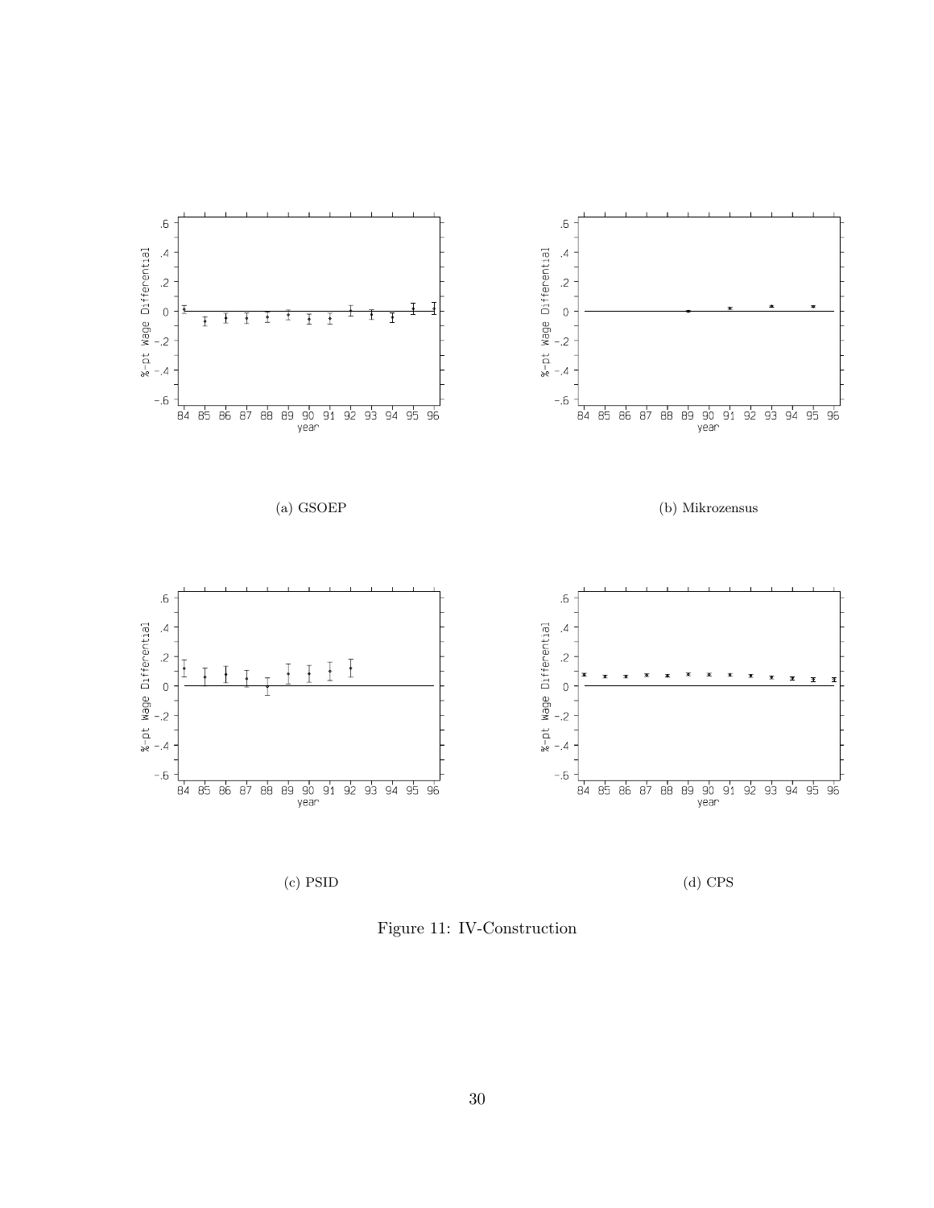.6
.4
.2
0
-.2
-.4
-.6
%-pt Wage Differential
84 85 86 87 88 89 90 91 92 93 94 95 96
year

(a) GSOEP

.6
.4
.2
0
-.2
-.4
-.6
%-pt Wage Differential
84 85 86 87 88 89 90 91 92 93 94 95 96
year

(b) Mikrozensus

.6
.4
.2
0
-.2
-.4
-.6
%-pt Wage Differential
84 85 86 87 88 89 90 91 92 93 94 95 96
year

(c) PSID

.6
.4
.2
0
-.2
-.4
-.6
%-pt Wage Differential
84 85 86 87 88 89 90 91 92 93 94 95 96
year

(d) CPS

Figure 11: IV-Construction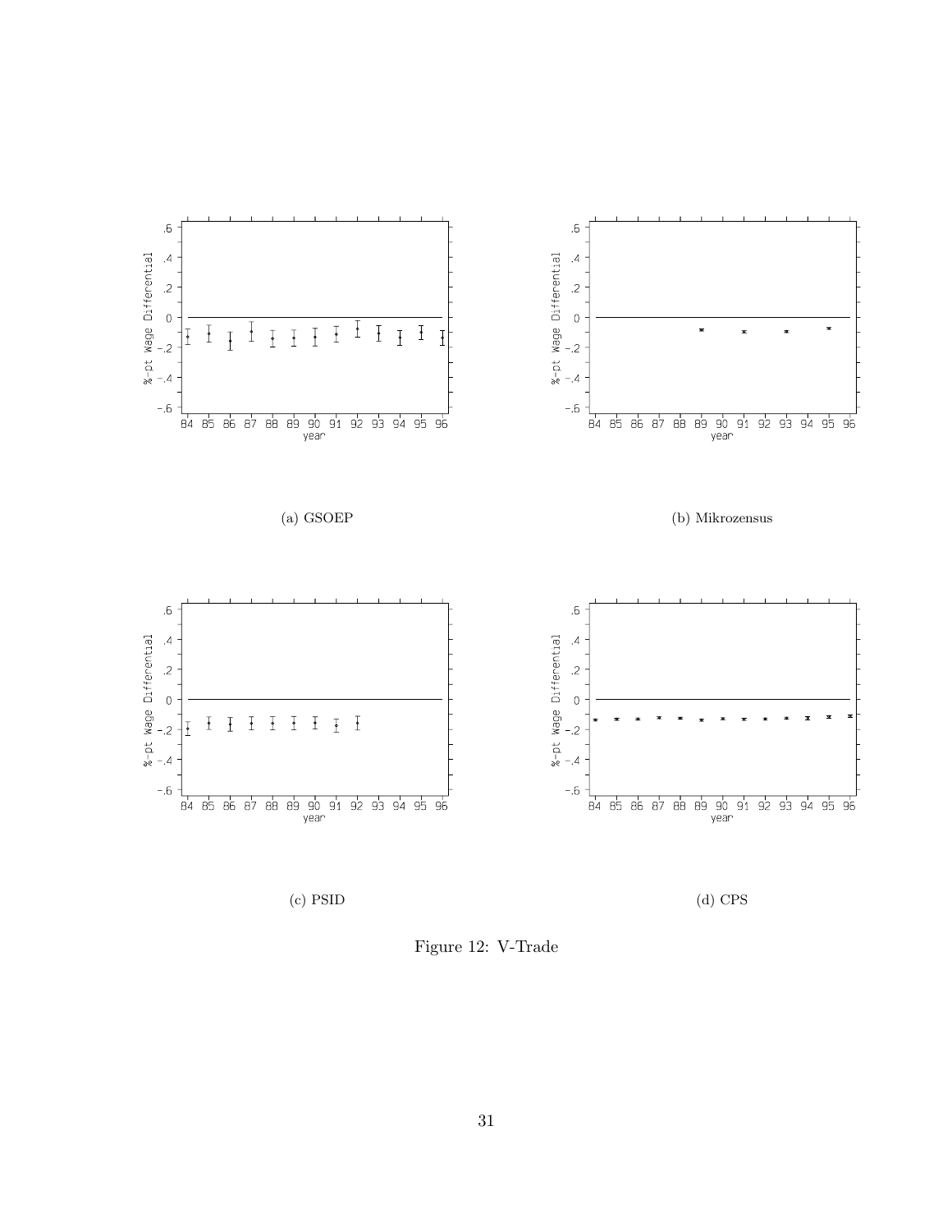.6
.4
.2
0
-.2
-.4
-.6
%-pt Wage Differential
84 85 86 87 88 89 90 91 92 93 94 95 96
year

(a) GSOEP

.6
.4
.2
0
-.2
-.4
-.6
%-pt Wage Differential
84 85 86 87 88 89 90 91 92 93 94 95 96
year

(b) Mikrozensus

.6
.4
.2
0
-.2
-.4
-.6
%-pt Wage Differential
84 85 86 87 88 89 90 91 92 93 94 95 96
year

(c) PSID

.6
.4
.2
0
-.2
-.4
-.6
%-pt Wage Differential
84 85 86 87 88 89 90 91 92 93 94 95 96
year

(d) CPS

Figure 12: V-Trade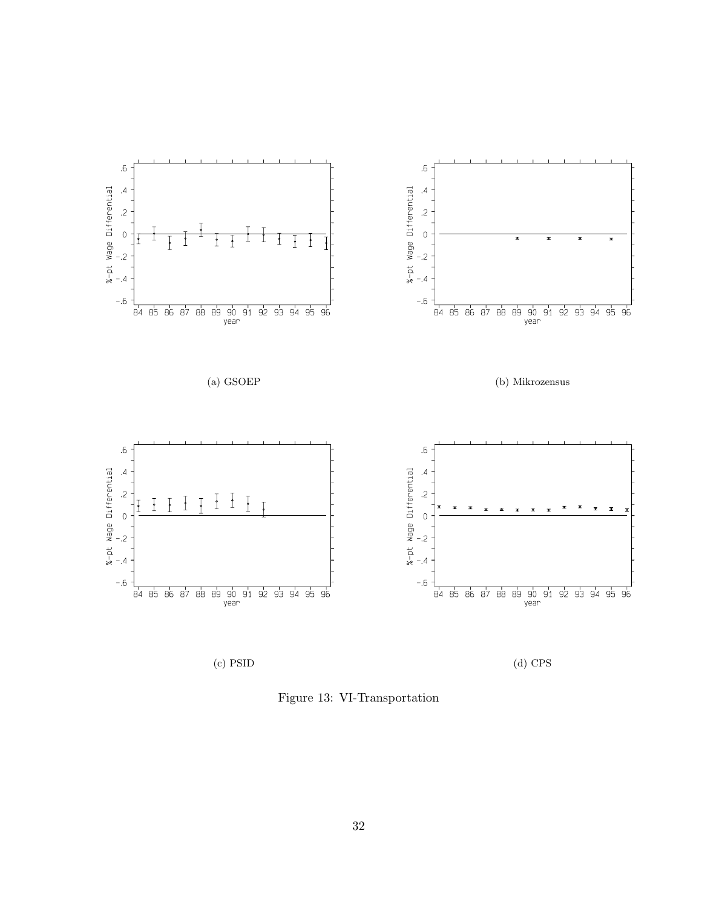.6
.4
.2
0
-.2
-.4
-.6
%-pt Wage Differential
84 85 86 87 88 89 90 91 92 93 94 95 96
year

(a) GSOEP

.6
.4
.2
0
-.2
-.4
-.6
%-pt Wage Differential
84 85 86 87 88 89 90 91 92 93 94 95 96
year

(b) Mikrozensus

.6
.4
.2
0
-.2
-.4
-.6
%-pt Wage Differential
84 85 86 87 88 89 90 91 92 93 94 95 96
year

(c) PSID

.6
.4
.2
0
-.2
-.4
-.6
%-pt Wage Differential
84 85 86 87 88 89 90 91 92 93 94 95 96
year

(d) CPS

Figure 13: VI-Transportation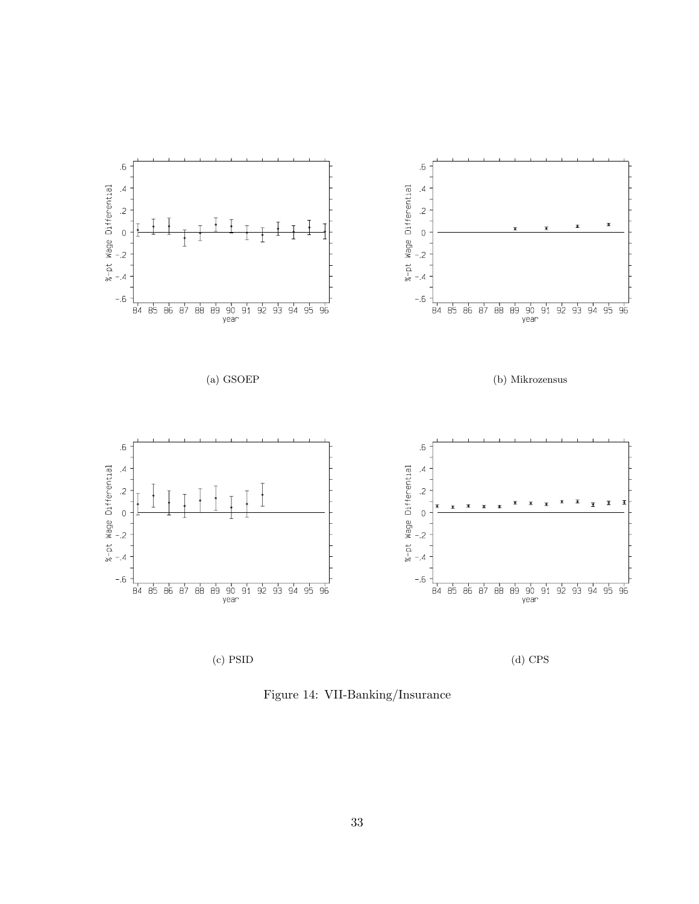.6
.4
.2
0
-.2
-.4
-.6
%-pt Wage Differential
84 85 86 87 88 89 90 91 92 93 94 95 96
year

(a) GSOEP

.6
.4
.2
0
-.2
-.4
-.6
%-pt Wage Differential
84 85 86 87 88 89 90 91 92 93 94 95 96
year

(b) Mikrozensus

.6
.4
.2
0
-.2
-.4
-.6
%-pt Wage Differential
84 85 86 87 88 89 90 91 92 93 94 95 96
year

(c) PSID

.6
.4
.2
0
-.2
-.4
-.6
%-pt Wage Differential
84 85 86 87 88 89 90 91 92 93 94 95 96
year

(d) CPS

Figure 14: VII-Banking/Insurance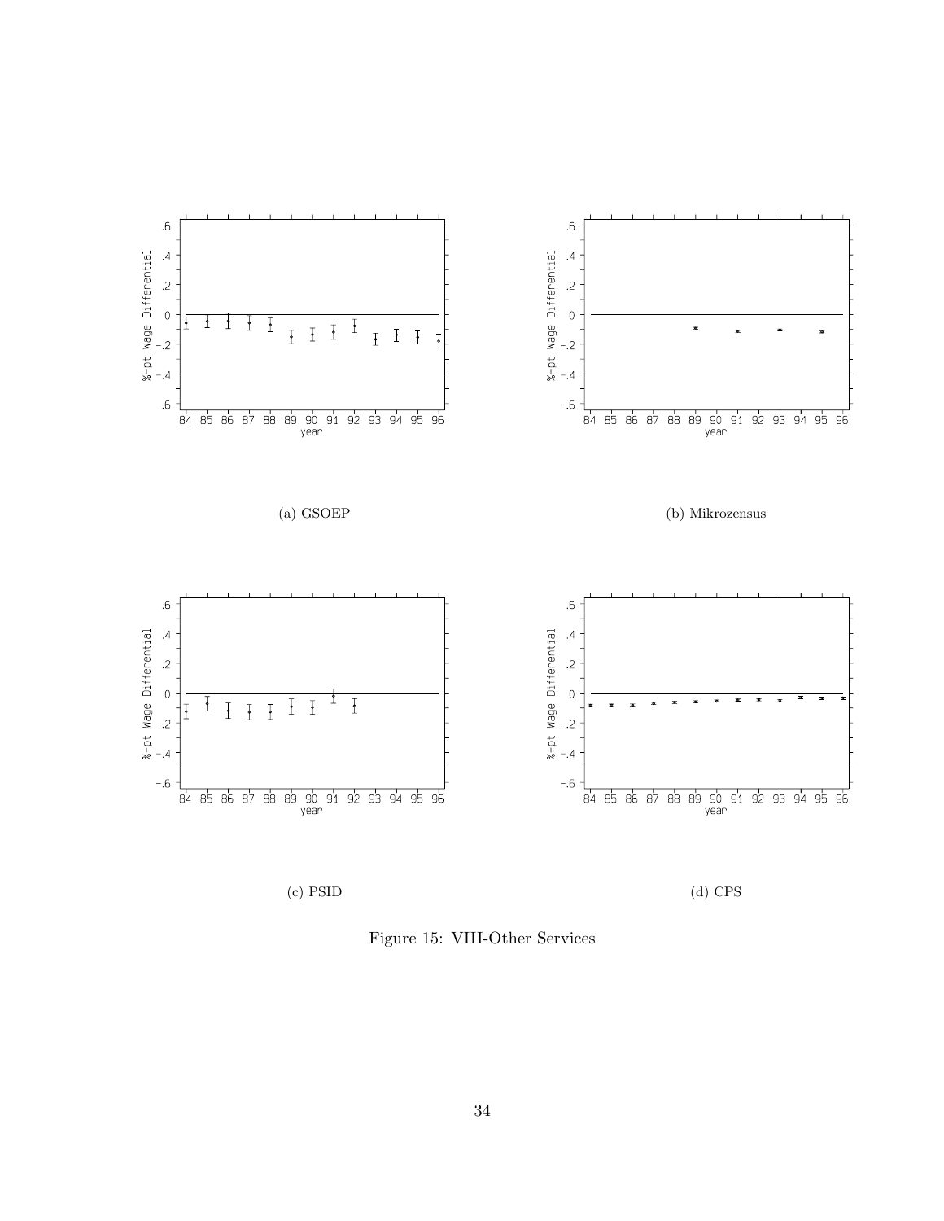.6
.4
.2
0
-.2
-.4
-.6
%-pt Wage Differential
84 85 86 87 88 89 90 91 92 93 94 95 96
year

(a) GSOEP

.6
.4
.2
0
-.2
-.4
-.6
%-pt Wage Differential
84 85 86 87 88 89 90 91 92 93 94 95 96
year

(b) Mikrozensus

.6
.4
.2
0
-.2
-.4
-.6
%-pt Wage Differential
84 85 86 87 88 89 90 91 92 93 94 95 96
year

(c) PSID

.6
.4
.2
0
-.2
-.4
-.6
%-pt Wage Differential
84 85 86 87 88 89 90 91 92 93 94 95 96
year

(d) CPS

Figure 15: VIII-Other Services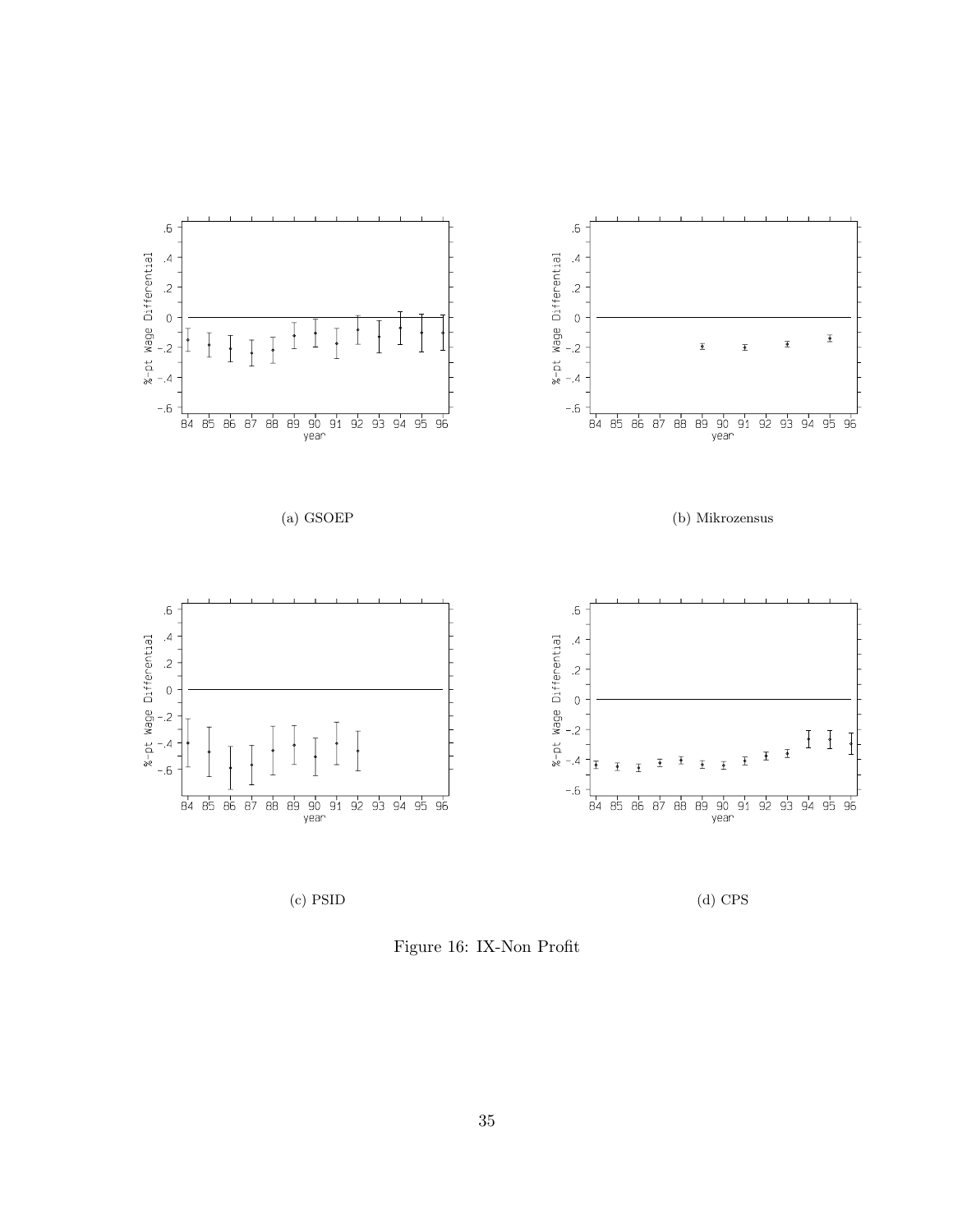.6
.4
.2
0
-.2
-.4
-.6
%-pt Wage Differential
84 85 86 87 88 89 90 91 92 93 94 95 96
year

(a) GSOEP

.6
.4
.2
0
-.2
-.4
-.6
%-pt Wage Differential
84 85 86 87 88 89 90 91 92 93 94 95 96
year

(b) Mikrozensus

.6
.4
.2
0
-.2
-.4
-.6
%-pt Wage Differential
84 85 86 87 88 89 90 91 92 93 94 95 96
year

(c) PSID

.6
.4
.2
0
-.2
-.4
-.6
%-pt Wage Differential
84 85 86 87 88 89 90 91 92 93 94 95 96
year

(d) CPS

Figure 16: IX-Non Profit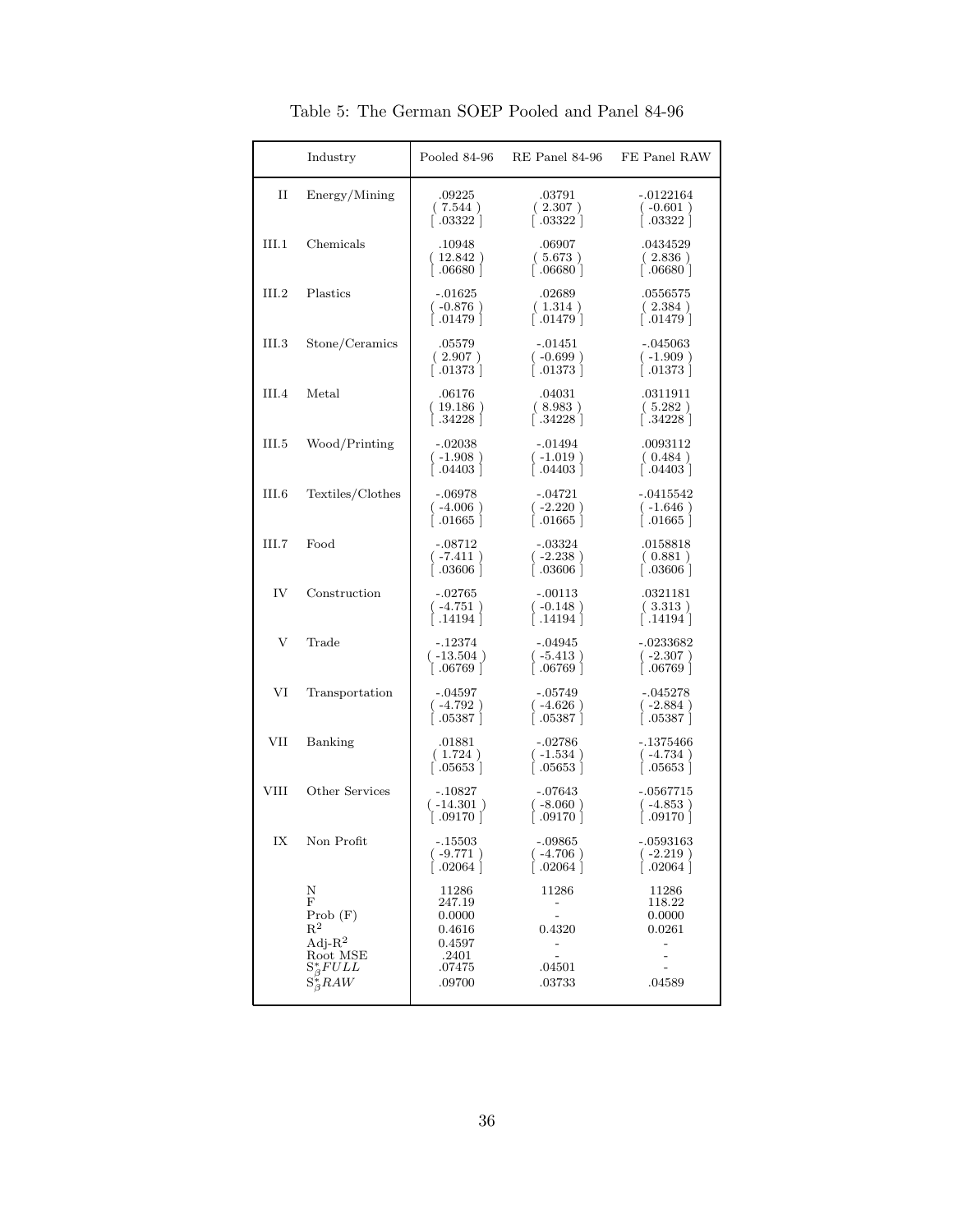Table 5: The German SOEP Pooled and Panel 84-96

| | Industry | Pooled 84-96 | RE Panel 84-96 | FE Panel RAW |
|---|---|---|---|---|
| II | Energy/Mining | .09225<br>( 7.544 )<br>[ .03322 ] | .03791<br>( 2.307 )<br>[ .03322 ] | -.0122164<br>( -0.601 )<br>[ .03322 ] |
| III.1 | Chemicals | .10948<br>( 12.842 )<br>[ .06680 ] | .06907<br>( 5.673 )<br>[ .06680 ] | .0434529<br>( 2.836 )<br>[ .06680 ] |
| III.2 | Plastics | -.01625<br>( -0.876 )<br>[ .01479 ] | .02689<br>( 1.314 )<br>[ .01479 ] | .0556575<br>( 2.384 )<br>[ .01479 ] |
| III.3 | Stone/Ceramics | .05579<br>( 2.907 )<br>[ .01373 ] | -.01451<br>( -0.699 )<br>[ .01373 ] | -.045063<br>( -1.909 )<br>[ .01373 ] |
| III.4 | Metal | .06176<br>( 19.186 )<br>[ .34228 ] | .04031<br>( 8.983 )<br>[ .34228 ] | .0311911<br>( 5.282 )<br>[ .34228 ] |
| III.5 | Wood/Printing | -.02038<br>( -1.908 )<br>[ .04403 ] | -.01494<br>( -1.019 )<br>[ .04403 ] | .0093112<br>( 0.484 )<br>[ .04403 ] |
| III.6 | Textiles/Clothes | -.06978<br>( -4.006 )<br>[ .01665 ] | -.04721<br>( -2.220 )<br>[ .01665 ] | -.0415542<br>( -1.646 )<br>[ .01665 ] |
| III.7 | Food | -.08712<br>( -7.411 )<br>[ .03606 ] | -.03324<br>( -2.238 )<br>[ .03606 ] | .0158818<br>( 0.881 )<br>[ .03606 ] |
| IV | Construction | -.02765<br>( -4.751 )<br>[ .14194 ] | -.00113<br>( -0.148 )<br>[ .14194 ] | .0321181<br>( 3.313 )<br>[ .14194 ] |
| V | Trade | -.12374<br>( -13.504 )<br>[ .06769 ] | -.04945<br>( -5.413 )<br>[ .06769 ] | -.0233682<br>( -2.307 )<br>[ .06769 ] |
| VI | Transportation | -.04597<br>( -4.792 )<br>[ .05387 ] | -.05749<br>( -4.626 )<br>[ .05387 ] | -.045278<br>( -2.884 )<br>[ .05387 ] |
| VII | Banking | .01881<br>( 1.724 )<br>[ .05653 ] | -.02786<br>( -1.534 )<br>[ .05653 ] | -.1375466<br>( -4.734 )<br>[ .05653 ] |
| VIII | Other Services | -.10827<br>( -14.301 )<br>[ .09170 ] | -.07643<br>( -8.060 )<br>[ .09170 ] | -.0567715<br>( -4.853 )<br>[ .09170 ] |
| IX | Non Profit | -.15503<br>( -9.771 )<br>[ .02064 ] | -.09865<br>( -4.706 )<br>[ .02064 ] | -.0593163<br>( -2.219 )<br>[ .02064 ] |
| | N | 11286 | 11286 | 11286 |
| | F | 247.19 | - | 118.22 |
| | Prob (F) | 0.0000 | - | 0.0000 |
| | $R^2$ | 0.4616 | 0.4320 | 0.0261 |
| | Adj-$R^2$ | 0.4597 | - | - |
| | Root MSE | .2401 | - | - |
| | $S^*_\beta FULL$ | .07475 | .04501 | - |
| | $S^*_\beta RAW$ | .09700 | .03733 | .04589 |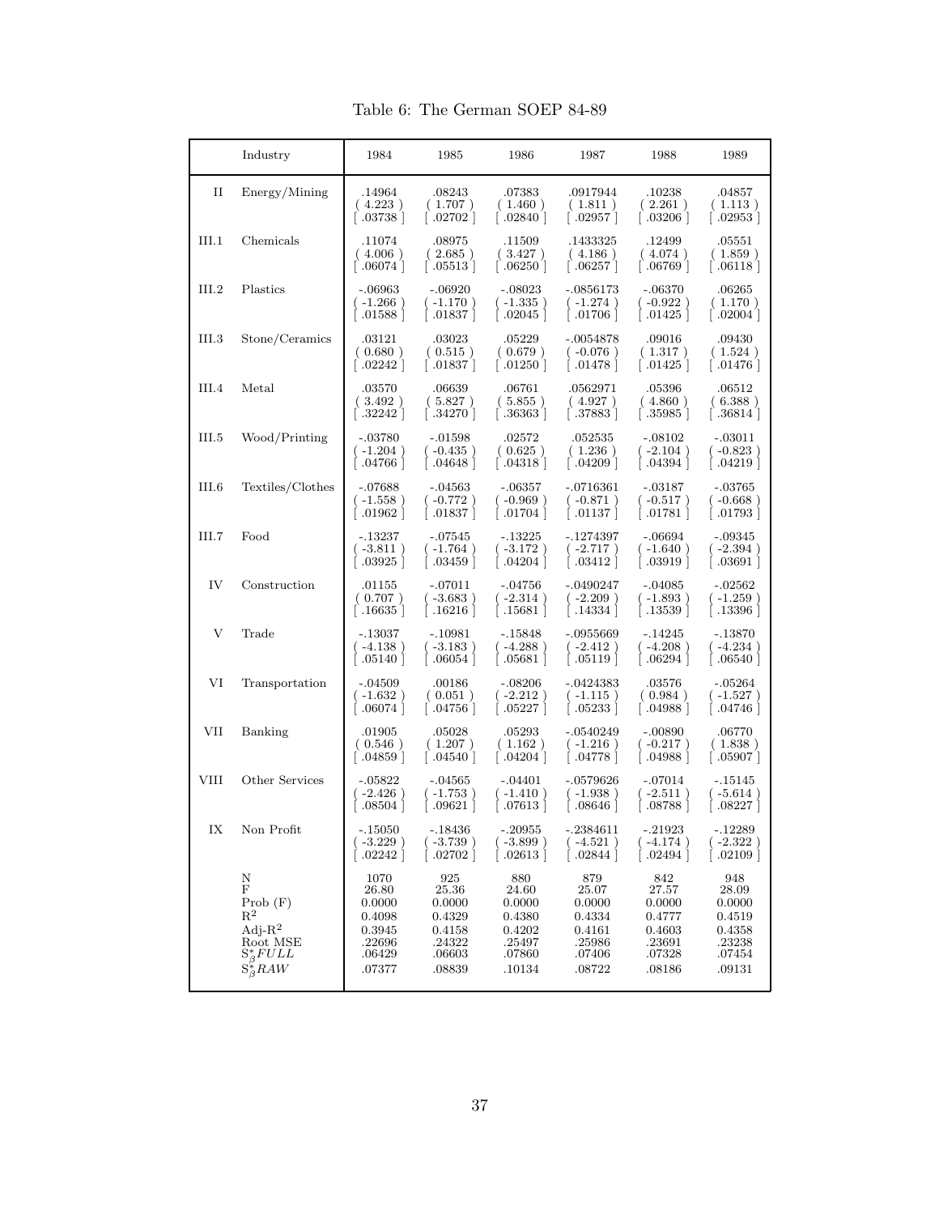Table 6: The German SOEP 84-89

| | Industry | 1984 | 1985 | 1986 | 1987 | 1988 | 1989 |
|---|---|---|---|---|---|---|---|
| II | Energy/Mining | .14964 | .08243 | .07383 | .0917944 | .10238 | .04857 |
| | | ( 4.223 ) | ( 1.707 ) | ( 1.460 ) | ( 1.811 ) | ( 2.261 ) | ( 1.113 ) |
| | | [ .03738 ] | [ .02702 ] | [ .02840 ] | [ .02957 ] | [ .03206 ] | [ .02953 ] |
| III.1 | Chemicals | .11074 | .08975 | .11509 | .1433325 | .12499 | .05551 |
| | | ( 4.006 ) | ( 2.685 ) | ( 3.427 ) | ( 4.186 ) | ( 4.074 ) | ( 1.859 ) |
| | | [ .06074 ] | [ .05513 ] | [ .06250 ] | [ .06257 ] | [ .06769 ] | [ .06118 ] |
| III.2 | Plastics | -.06963 | -.06920 | -.08023 | -.0856173 | -.06370 | .06265 |
| | | ( -1.266 ) | ( -1.170 ) | ( -1.335 ) | ( -1.274 ) | ( -0.922 ) | ( 1.170 ) |
| | | [ .01588 ] | [ .01837 ] | [ .02045 ] | [ .01706 ] | [ .01425 ] | [ .02004 ] |
| III.3 | Stone/Ceramics | .03121 | .03023 | .05229 | -.0054878 | .09016 | .09430 |
| | | ( 0.680 ) | ( 0.515 ) | ( 0.679 ) | ( -0.076 ) | ( 1.317 ) | ( 1.524 ) |
| | | [ .02242 ] | [ .01837 ] | [ .01250 ] | [ .01478 ] | [ .01425 ] | [ .01476 ] |
| III.4 | Metal | .03570 | .06639 | .06761 | .0562971 | .05396 | .06512 |
| | | ( 3.492 ) | ( 5.827 ) | ( 5.855 ) | ( 4.927 ) | ( 4.860 ) | ( 6.388 ) |
| | | [ .32242 ] | [ .34270 ] | [ .36363 ] | [ .37883 ] | [ .35985 ] | [ .36814 ] |
| III.5 | Wood/Printing | -.03780 | -.01598 | .02572 | .052535 | -.08102 | -.03011 |
| | | ( -1.204 ) | ( -0.435 ) | ( 0.625 ) | ( 1.236 ) | ( -2.104 ) | ( -0.823 ) |
| | | [ .04766 ] | [ .04648 ] | [ .04318 ] | [ .04209 ] | [ .04394 ] | [ .04219 ] |
| III.6 | Textiles/Clothes | -.07688 | -.04563 | -.06357 | -.0716361 | -.03187 | -.03765 |
| | | ( -1.558 ) | ( -0.772 ) | ( -0.969 ) | ( -0.871 ) | ( -0.517 ) | ( -0.668 ) |
| | | [ .01962 ] | [ .01837 ] | [ .01704 ] | [ .01137 ] | [ .01781 ] | [ .01793 ] |
| III.7 | Food | -.13237 | -.07545 | -.13225 | -.1274397 | -.06694 | -.09345 |
| | | ( -3.811 ) | ( -1.764 ) | ( -3.172 ) | ( -2.717 ) | ( -1.640 ) | ( -2.394 ) |
| | | [ .03925 ] | [ .03459 ] | [ .04204 ] | [ .03412 ] | [ .03919 ] | [ .03691 ] |
| IV | Construction | .01155 | -.07011 | -.04756 | -.0490247 | -.04085 | -.02562 |
| | | ( 0.707 ) | ( -3.683 ) | ( -2.314 ) | ( -2.209 ) | ( -1.893 ) | ( -1.259 ) |
| | | [ .16635 ] | [ .16216 ] | [ .15681 ] | [ .14334 ] | [ .13539 ] | [ .13396 ] |
| V | Trade | -.13037 | -.10981 | -.15848 | -.0955669 | -.14245 | -.13870 |
| | | ( -4.138 ) | ( -3.183 ) | ( -4.288 ) | ( -2.412 ) | ( -4.208 ) | ( -4.234 ) |
| | | [ .05140 ] | [ .06054 ] | [ .05681 ] | [ .05119 ] | [ .06294 ] | [ .06540 ] |
| VI | Transportation | -.04509 | .00186 | -.08206 | -.0424383 | .03576 | -.05264 |
| | | ( -1.632 ) | ( 0.051 ) | ( -2.212 ) | ( -1.115 ) | ( 0.984 ) | ( -1.527 ) |
| | | [ .06074 ] | [ .04756 ] | [ .05227 ] | [ .05233 ] | [ .04988 ] | [ .04746 ] |
| VII | Banking | .01905 | .05028 | .05293 | -.0540249 | -.00890 | .06770 |
| | | ( 0.546 ) | ( 1.207 ) | ( 1.162 ) | ( -1.216 ) | ( -0.217 ) | ( 1.838 ) |
| | | [ .04859 ] | [ .04540 ] | [ .04204 ] | [ .04778 ] | [ .04988 ] | [ .05907 ] |
| VIII | Other Services | -.05822 | -.04565 | -.04401 | -.0579626 | -.07014 | -.15145 |
| | | ( -2.426 ) | ( -1.753 ) | ( -1.410 ) | ( -1.938 ) | ( -2.511 ) | ( -5.614 ) |
| | | [ .08504 ] | [ .09621 ] | [ .07613 ] | [ .08646 ] | [ .08788 ] | [ .08227 ] |
| IX | Non Profit | -.15050 | -.18436 | -.20955 | -.2384611 | -.21923 | -.12289 |
| | | ( -3.229 ) | ( -3.739 ) | ( -3.899 ) | ( -4.521 ) | ( -4.174 ) | ( -2.322 ) |
| | | [ .02242 ] | [ .02702 ] | [ .02613 ] | [ .02844 ] | [ .02494 ] | [ .02109 ] |
| | N | 1070 | 925 | 880 | 879 | 842 | 948 |
| | F | 26.80 | 25.36 | 24.60 | 25.07 | 27.57 | 28.09 |
| | Prob (F) | 0.0000 | 0.0000 | 0.0000 | 0.0000 | 0.0000 | 0.0000 |
| | $R^2$ | 0.4098 | 0.4329 | 0.4380 | 0.4334 | 0.4777 | 0.4519 |
| | Adj-$R^2$ | 0.3945 | 0.4158 | 0.4202 | 0.4161 | 0.4603 | 0.4358 |
| | Root MSE | .22696 | .24322 | .25497 | .25986 | .23691 | .23238 |
| | $S^*_\beta FULL$ | .06429 | .06603 | .07860 | .07406 | .07328 | .07454 |
| | $S^*_\beta RAW$ | .07377 | .08839 | .10134 | .08722 | .08186 | .09131 |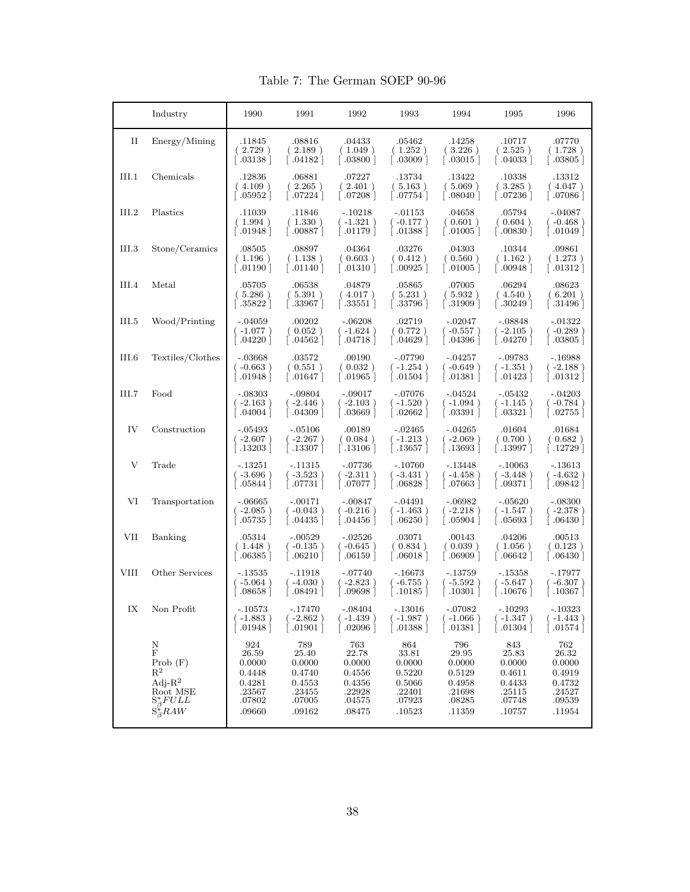Table 7: The German SOEP 90-96

| | Industry | 1990 | 1991 | 1992 | 1993 | 1994 | 1995 | 1996 |
|---|---|---|---|---|---|---|---|---|
| II | Energy/Mining | .11845 | .08816 | .04433 | .05462 | .14258 | .10717 | .07770 |
| | | ( 2.729 ) | ( 2.189 ) | ( 1.049 ) | ( 1.252 ) | ( 3.226 ) | ( 2.525 ) | ( 1.728 ) |
| | | [ .03138 ] | [ .04182 ] | [ .03800 ] | [ .03009 ] | [ .03015 ] | [ .04033 ] | [ .03805 ] |
| III.1 | Chemicals | .12836 | .06881 | .07227 | .13734 | .13422 | .10338 | .13312 |
| | | ( 4.109 ) | ( 2.265 ) | ( 2.401 ) | ( 5.163 ) | ( 5.069 ) | ( 3.285 ) | ( 4.047 ) |
| | | [ .05952 ] | [ .07224 ] | [ .07208 ] | [ .07754 ] | [ .08040 ] | [ .07236 ] | [ .07086 ] |
| III.2 | Plastics | .11039 | .11846 | -.10218 | -.01153 | .04658 | .05794 | -.04087 |
| | | ( 1.994 ) | ( 1.330 ) | ( -1.321 ) | ( -0.177 ) | ( 0.601 ) | ( 0.604 ) | ( -0.468 ) |
| | | [ .01948 ] | [ .00887 ] | [ .01179 ] | [ .01388 ] | [ .01005 ] | [ .00830 ] | [ .01049 ] |
| III.3 | Stone/Ceramics | .08505 | .08897 | .04364 | .03276 | .04303 | .10344 | .09861 |
| | | ( 1.196 ) | ( 1.138 ) | ( 0.603 ) | ( 0.412 ) | ( 0.560 ) | ( 1.162 ) | ( 1.273 ) |
| | | [ .01190 ] | [ .01140 ] | [ .01310 ] | [ .00925 ] | [ .01005 ] | [ .00948 ] | [ .01312 ] |
| III.4 | Metal | .05705 | .06538 | .04879 | .05865 | .07005 | .06294 | .08623 |
| | | ( 5.286 ) | ( 5.391 ) | ( 4.017 ) | ( 5.231 ) | ( 5.932 ) | ( 4.540 ) | ( 6.201 ) |
| | | [ .35822 ] | [ .33967 ] | [ .33551 ] | [ .33796 ] | [ .31909 ] | [ .30249 ] | [ .31496 ] |
| III.5 | Wood/Printing | -.04059 | .00202 | -.06208 | .02719 | -.02047 | -.08848 | -.01322 |
| | | ( -1.077 ) | ( 0.052 ) | ( -1.624 ) | ( 0.772 ) | ( -0.557 ) | ( -2.105 ) | ( -0.289 ) |
| | | [ .04220 ] | [ .04562 ] | [ .04718 ] | [ .04629 ] | [ .04396 ] | [ .04270 ] | [ .03805 ] |
| III.6 | Textiles/Clothes | -.03668 | .03572 | .00190 | -.07790 | -.04257 | -.09783 | -.16988 |
| | | ( -0.663 ) | ( 0.551 ) | ( 0.032 ) | ( -1.254 ) | ( -0.649 ) | ( -1.351 ) | ( -2.188 ) |
| | | [ .01948 ] | [ .01647 ] | [ .01965 ] | [ .01504 ] | [ .01381 ] | [ .01423 ] | [ .01312 ] |
| III.7 | Food | -.08303 | -.09804 | -.09017 | -.07076 | -.04524 | -.05432 | -.04203 |
| | | ( -2.163 ) | ( -2.446 ) | ( -2.103 ) | ( -1.520 ) | ( -1.094 ) | ( -1.145 ) | ( -0.784 ) |
| | | [ .04004 ] | [ .04309 ] | [ .03669 ] | [ .02662 ] | [ .03391 ] | [ .03321 ] | [ .02755 ] |
| IV | Construction | -.05493 | -.05106 | .00189 | -.02465 | -.04265 | .01604 | .01684 |
| | | ( -2.607 ) | ( -2.267 ) | ( 0.084 ) | ( -1.213 ) | ( -2.069 ) | ( 0.700 ) | ( 0.682 ) |
| | | [ .13203 ] | [ .13307 ] | [ .13106 ] | [ .13657 ] | [ .13693 ] | [ .13997 ] | [ .12729 ] |
| V | Trade | -.13251 | -.11315 | -.07736 | -.10760 | -.13448 | -.10063 | -.13613 |
| | | ( -3.696 ) | ( -3.523 ) | ( -2.311 ) | ( -3.431 ) | ( -4.458 ) | ( -3.448 ) | ( -4.632 ) |
| | | [ .05844 ] | [ .07731 ] | [ .07077 ] | [ .06828 ] | [ .07663 ] | [ .09371 ] | [ .09842 ] |
| VI | Transportation | -.06665 | -.00171 | -.00847 | -.04491 | -.06982 | -.05620 | -.08300 |
| | | ( -2.085 ) | ( -0.043 ) | ( -0.216 ) | ( -1.463 ) | ( -2.218 ) | ( -1.547 ) | ( -2.378 ) |
| | | [ .05735 ] | [ .04435 ] | [ .04456 ] | [ .06250 ] | [ .05904 ] | [ .05693 ] | [ .06430 ] |
| VII | Banking | .05314 | -.00529 | -.02526 | .03071 | .00143 | .04206 | .00513 |
| | | ( 1.448 ) | ( -0.135 ) | ( -0.645 ) | ( 0.834 ) | ( 0.039 ) | ( 1.056 ) | ( 0.123 ) |
| | | [ .06385 ] | [ .06210 ] | [ .06159 ] | [ .06018 ] | [ .06909 ] | [ .06642 ] | [ .06430 ] |
| VIII | Other Services | -.13535 | -.11918 | -.07740 | -.16673 | -.13759 | -.15358 | -.17977 |
| | | ( -5.064 ) | ( -4.030 ) | ( -2.823 ) | ( -6.755 ) | ( -5.592 ) | ( -5.647 ) | ( -6.307 ) |
| | | [ .08658 ] | [ .08491 ] | [ .09698 ] | [ .10185 ] | [ .10301 ] | [ .10676 ] | [ .10367 ] |
| IX | Non Profit | -.10573 | -.17470 | -.08404 | -.13016 | -.07082 | -.10293 | -.10323 |
| | | ( -1.883 ) | ( -2.862 ) | ( -1.439 ) | ( -1.987 ) | ( -1.066 ) | ( -1.347 ) | ( -1.443 ) |
| | | [ .01948 ] | [ .01901 ] | [ .02096 ] | [ .01388 ] | [ .01381 ] | [ .01304 ] | [ .01574 ] |
| | N | 924 | 789 | 763 | 864 | 796 | 843 | 762 |
| | F | 26.59 | 25.40 | 22.78 | 33.81 | 29.95 | 25.83 | 26.32 |
| | Prob (F) | 0.0000 | 0.0000 | 0.0000 | 0.0000 | 0.0000 | 0.0000 | 0.0000 |
| | $R^2$ | 0.4448 | 0.4740 | 0.4556 | 0.5220 | 0.5129 | 0.4611 | 0.4919 |
| | Adj-$R^2$ | 0.4281 | 0.4553 | 0.4356 | 0.5066 | 0.4958 | 0.4433 | 0.4732 |
| | Root MSE | .23567 | .23455 | .22928 | .22401 | .21698 | .25115 | .24527 |
| | $S^*_\beta FULL$ | .07802 | .07005 | .04575 | .07923 | .08285 | .07748 | .09539 |
| | $S^*_\beta RAW$ | .09660 | .09162 | .08475 | .10523 | .11359 | .10757 | .11954 |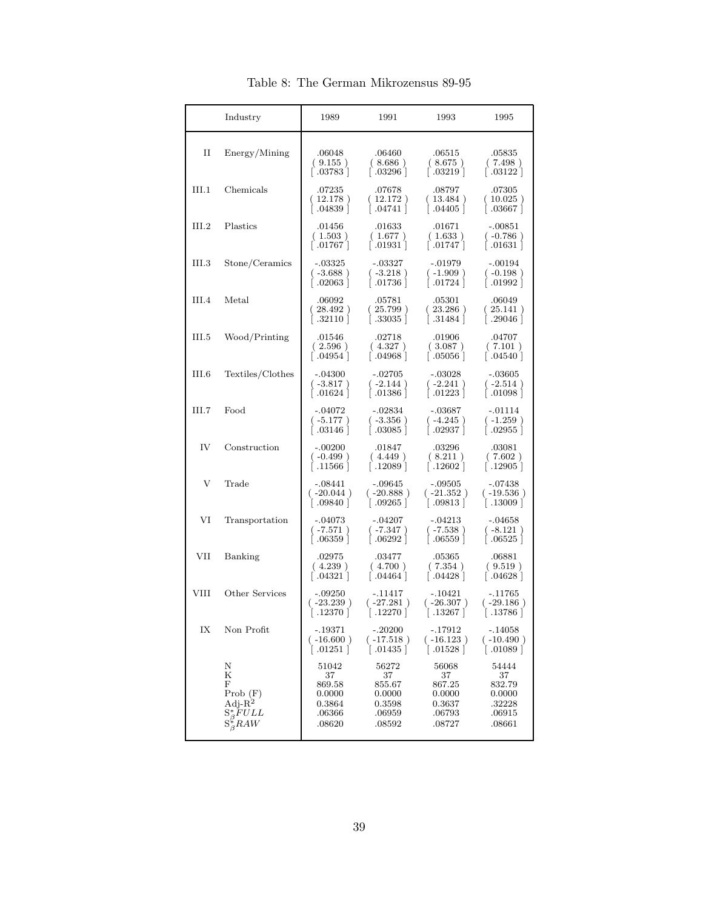Table 8: The German Mikrozensus 89-95

| | Industry | 1989 | 1991 | 1993 | 1995 |
|---|---|---|---|---|---|
| II | Energy/Mining | .06048 | .06460 | .06515 | .05835 |
| | | ( 9.155 ) | ( 8.686 ) | ( 8.675 ) | ( 7.498 ) |
| | | [ .03783 ] | [ .03296 ] | [ .03219 ] | [ .03122 ] |
| III.1 | Chemicals | .07235 | .07678 | .08797 | .07305 |
| | | ( 12.178 ) | ( 12.172 ) | ( 13.484 ) | ( 10.025 ) |
| | | [ .04839 ] | [ .04741 ] | [ .04405 ] | [ .03667 ] |
| III.2 | Plastics | .01456 | .01633 | .01671 | -.00851 |
| | | ( 1.503 ) | ( 1.677 ) | ( 1.633 ) | ( -0.786 ) |
| | | [ .01767 ] | [ .01931 ] | [ .01747 ] | [ .01631 ] |
| III.3 | Stone/Ceramics | -.03325 | -.03327 | -.01979 | -.00194 |
| | | ( -3.688 ) | ( -3.218 ) | ( -1.909 ) | ( -0.198 ) |
| | | [ .02063 ] | [ .01736 ] | [ .01724 ] | [ .01992 ] |
| III.4 | Metal | .06092 | .05781 | .05301 | .06049 |
| | | ( 28.492 ) | ( 25.799 ) | ( 23.286 ) | ( 25.141 ) |
| | | [ .32110 ] | [ .33035 ] | [ .31484 ] | [ .29046 ] |
| III.5 | Wood/Printing | .01546 | .02718 | .01906 | .04707 |
| | | ( 2.596 ) | ( 4.327 ) | ( 3.087 ) | ( 7.101 ) |
| | | [ .04954 ] | [ .04968 ] | [ .05056 ] | [ .04540 ] |
| III.6 | Textiles/Clothes | -.04300 | -.02705 | -.03028 | -.03605 |
| | | ( -3.817 ) | ( -2.144 ) | ( -2.241 ) | ( -2.514 ) |
| | | [ .01624 ] | [ .01386 ] | [ .01223 ] | [ .01098 ] |
| III.7 | Food | -.04072 | -.02834 | -.03687 | -.01114 |
| | | ( -5.177 ) | ( -3.356 ) | ( -4.245 ) | ( -1.259 ) |
| | | [ .03146 ] | [ .03085 ] | [ .02937 ] | [ .02955 ] |
| IV | Construction | -.00200 | .01847 | .03296 | .03081 |
| | | ( -0.499 ) | ( 4.449 ) | ( 8.211 ) | ( 7.602 ) |
| | | [ .11566 ] | [ .12089 ] | [ .12602 ] | [ .12905 ] |
| V | Trade | -.08441 | -.09645 | -.09505 | -.07438 |
| | | ( -20.044 ) | ( -20.888 ) | ( -21.352 ) | ( -19.536 ) |
| | | [ .09840 ] | [ .09265 ] | [ .09813 ] | [ .13009 ] |
| VI | Transportation | -.04073 | -.04207 | -.04213 | -.04658 |
| | | ( -7.571 ) | ( -7.347 ) | ( -7.538 ) | ( -8.121 ) |
| | | [ .06359 ] | [ .06292 ] | [ .06559 ] | [ .06525 ] |
| VII | Banking | .02975 | .03477 | .05365 | .06881 |
| | | ( 4.239 ) | ( 4.700 ) | ( 7.354 ) | ( 9.519 ) |
| | | [ .04321 ] | [ .04464 ] | [ .04428 ] | [ .04628 ] |
| VIII | Other Services | -.09250 | -.11417 | -.10421 | -.11765 |
| | | ( -23.239 ) | ( -27.281 ) | ( -26.307 ) | ( -29.186 ) |
| | | [ .12370 ] | [ .12270 ] | [ .13267 ] | [ .13786 ] |
| IX | Non Profit | -.19371 | -.20200 | -.17912 | -.14058 |
| | | ( -16.600 ) | ( -17.518 ) | ( -16.123 ) | ( -10.490 ) |
| | | [ .01251 ] | [ .01435 ] | [ .01528 ] | [ .01089 ] |
| | N | 51042 | 56272 | 56068 | 54444 |
| | K | 37 | 37 | 37 | 37 |
| | F | 869.58 | 855.67 | 867.25 | 832.79 |
| | Prob (F) | 0.0000 | 0.0000 | 0.0000 | 0.0000 |
| | Adj-$R^2$ | 0.3864 | 0.3598 | 0.3637 | .32228 |
| | $S^*_\beta FULL$ | .06366 | .06959 | .06793 | .06915 |
| | $S^*_\beta RAW$ | .08620 | .08592 | .08727 | .08661 |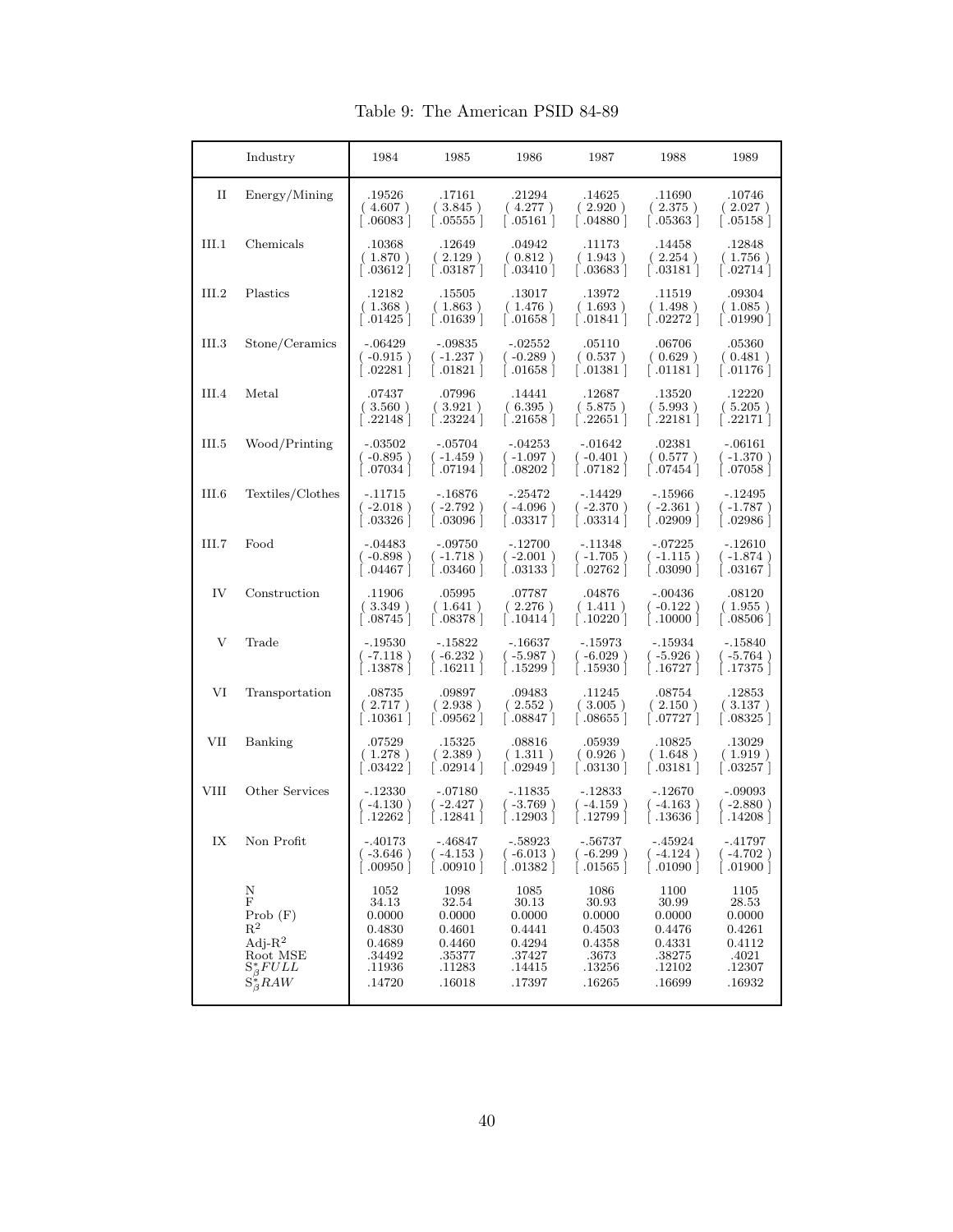Table 9: The American PSID 84-89

| | Industry | 1984 | 1985 | 1986 | 1987 | 1988 | 1989 |
|---|---|---|---|---|---|---|---|
| II | Energy/Mining | .19526 | .17161 | .21294 | .14625 | .11690 | .10746 |
| | | ( 4.607 ) | ( 3.845 ) | ( 4.277 ) | ( 2.920 ) | ( 2.375 ) | ( 2.027 ) |
| | | [ .06083 ] | [ .05555 ] | [ .05161 ] | [ .04880 ] | [ .05363 ] | [ .05158 ] |
| III.1 | Chemicals | .10368 | .12649 | .04942 | .11173 | .14458 | .12848 |
| | | ( 1.870 ) | ( 2.129 ) | ( 0.812 ) | ( 1.943 ) | ( 2.254 ) | ( 1.756 ) |
| | | [ .03612 ] | [ .03187 ] | [ .03410 ] | [ .03683 ] | [ .03181 ] | [ .02714 ] |
| III.2 | Plastics | .12182 | .15505 | .13017 | .13972 | .11519 | .09304 |
| | | ( 1.368 ) | ( 1.863 ) | ( 1.476 ) | ( 1.693 ) | ( 1.498 ) | ( 1.085 ) |
| | | [ .01425 ] | [ .01639 ] | [ .01658 ] | [ .01841 ] | [ .02272 ] | [ .01990 ] |
| III.3 | Stone/Ceramics | -.06429 | -.09835 | -.02552 | .05110 | .06706 | .05360 |
| | | ( -0.915 ) | ( -1.237 ) | ( -0.289 ) | ( 0.537 ) | ( 0.629 ) | ( 0.481 ) |
| | | [ .02281 ] | [ .01821 ] | [ .01658 ] | [ .01381 ] | [ .01181 ] | [ .01176 ] |
| III.4 | Metal | .07437 | .07996 | .14441 | .12687 | .13520 | .12220 |
| | | ( 3.560 ) | ( 3.921 ) | ( 6.395 ) | ( 5.875 ) | ( 5.993 ) | ( 5.205 ) |
| | | [ .22148 ] | [ .23224 ] | [ .21658 ] | [ .22651 ] | [ .22181 ] | [ .22171 ] |
| III.5 | Wood/Printing | -.03502 | -.05704 | -.04253 | -.01642 | .02381 | -.06161 |
| | | ( -0.895 ) | ( -1.459 ) | ( -1.097 ) | ( -0.401 ) | ( 0.577 ) | ( -1.370 ) |
| | | [ .07034 ] | [ .07194 ] | [ .08202 ] | [ .07182 ] | [ .07454 ] | [ .07058 ] |
| III.6 | Textiles/Clothes | -.11715 | -.16876 | -.25472 | -.14429 | -.15966 | -.12495 |
| | | ( -2.018 ) | ( -2.792 ) | ( -4.096 ) | ( -2.370 ) | ( -2.361 ) | ( -1.787 ) |
| | | [ .03326 ] | [ .03096 ] | [ .03317 ] | [ .03314 ] | [ .02909 ] | [ .02986 ] |
| III.7 | Food | -.04483 | -.09750 | -.12700 | -.11348 | -.07225 | -.12610 |
| | | ( -0.898 ) | ( -1.718 ) | ( -2.001 ) | ( -1.705 ) | ( -1.115 ) | ( -1.874 ) |
| | | [ .04467 ] | [ .03460 ] | [ .03133 ] | [ .02762 ] | [ .03090 ] | [ .03167 ] |
| IV | Construction | .11906 | .05995 | .07787 | .04876 | -.00436 | .08120 |
| | | ( 3.349 ) | ( 1.641 ) | ( 2.276 ) | ( 1.411 ) | ( -0.122 ) | ( 1.955 ) |
| | | [ .08745 ] | [ .08378 ] | [ .10414 ] | [ .10220 ] | [ .10000 ] | [ .08506 ] |
| V | Trade | -.19530 | -.15822 | -.16637 | -.15973 | -.15934 | -.15840 |
| | | ( -7.118 ) | ( -6.232 ) | ( -5.987 ) | ( -6.029 ) | ( -5.926 ) | ( -5.764 ) |
| | | [ .13878 ] | [ .16211 ] | [ .15299 ] | [ .15930 ] | [ .16727 ] | [ .17375 ] |
| VI | Transportation | .08735 | .09897 | .09483 | .11245 | .08754 | .12853 |
| | | ( 2.717 ) | ( 2.938 ) | ( 2.552 ) | ( 3.005 ) | ( 2.150 ) | ( 3.137 ) |
| | | [ .10361 ] | [ .09562 ] | [ .08847 ] | [ .08655 ] | [ .07727 ] | [ .08325 ] |
| VII | Banking | .07529 | .15325 | .08816 | .05939 | .10825 | .13029 |
| | | ( 1.278 ) | ( 2.389 ) | ( 1.311 ) | ( 0.926 ) | ( 1.648 ) | ( 1.919 ) |
| | | [ .03422 ] | [ .02914 ] | [ .02949 ] | [ .03130 ] | [ .03181 ] | [ .03257 ] |
| VIII | Other Services | -.12330 | -.07180 | -.11835 | -.12833 | -.12670 | -.09093 |
| | | ( -4.130 ) | ( -2.427 ) | ( -3.769 ) | ( -4.159 ) | ( -4.163 ) | ( -2.880 ) |
| | | [ .12262 ] | [ .12841 ] | [ .12903 ] | [ .12799 ] | [ .13636 ] | [ .14208 ] |
| IX | Non Profit | -.40173 | -.46847 | -.58923 | -.56737 | -.45924 | -.41797 |
| | | ( -3.646 ) | ( -4.153 ) | ( -6.013 ) | ( -6.299 ) | ( -4.124 ) | ( -4.702 ) |
| | | [ .00950 ] | [ .00910 ] | [ .01382 ] | [ .01565 ] | [ .01090 ] | [ .01900 ] |
| | N | 1052 | 1098 | 1085 | 1086 | 1100 | 1105 |
| | F | 34.13 | 32.54 | 30.13 | 30.93 | 30.99 | 28.53 |
| | Prob (F) | 0.0000 | 0.0000 | 0.0000 | 0.0000 | 0.0000 | 0.0000 |
| | $R^2$ | 0.4830 | 0.4601 | 0.4441 | 0.4503 | 0.4476 | 0.4261 |
| | Adj-$R^2$ | 0.4689 | 0.4460 | 0.4294 | 0.4358 | 0.4331 | 0.4112 |
| | Root MSE | .34492 | .35377 | .37427 | .3673 | .38275 | .4021 |
| | $S^*_\beta FULL$ | .11936 | .11283 | .14415 | .13256 | .12102 | .12307 |
| | $S^*_\beta RAW$ | .14720 | .16018 | .17397 | .16265 | .16699 | .16932 |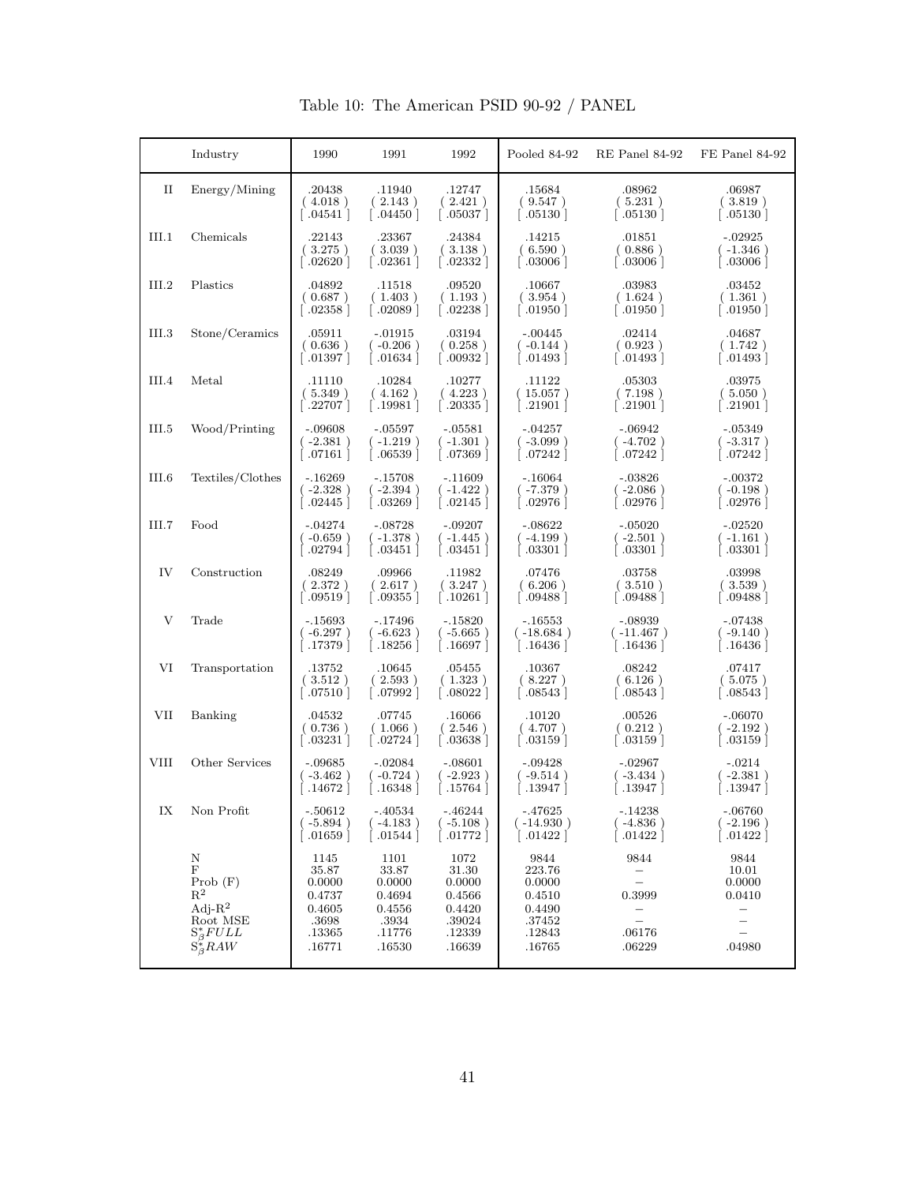Table 10: The American PSID 90-92 / PANEL

| | Industry | 1990 | 1991 | 1992 | Pooled 84-92 | RE Panel 84-92 | FE Panel 84-92 |
|---|---|---|---|---|---|---|---|
| II | Energy/Mining | .20438 | .11940 | .12747 | .15684 | .08962 | .06987 |
| | | ( 4.018 ) | ( 2.143 ) | ( 2.421 ) | ( 9.547 ) | ( 5.231 ) | ( 3.819 ) |
| | | [ .04541 ] | [ .04450 ] | [ .05037 ] | [ .05130 ] | [ .05130 ] | [ .05130 ] |
| III.1 | Chemicals | .22143 | .23367 | .24384 | .14215 | .01851 | -.02925 |
| | | ( 3.275 ) | ( 3.039 ) | ( 3.138 ) | ( 6.590 ) | ( 0.886 ) | ( -1.346 ) |
| | | [ .02620 ] | [ .02361 ] | [ .02332 ] | [ .03006 ] | [ .03006 ] | [ .03006 ] |
| III.2 | Plastics | .04892 | .11518 | .09520 | .10667 | .03983 | .03452 |
| | | ( 0.687 ) | ( 1.403 ) | ( 1.193 ) | ( 3.954 ) | ( 1.624 ) | ( 1.361 ) |
| | | [ .02358 ] | [ .02089 ] | [ .02238 ] | [ .01950 ] | [ .01950 ] | [ .01950 ] |
| III.3 | Stone/Ceramics | .05911 | -.01915 | .03194 | -.00445 | .02414 | .04687 |
| | | ( 0.636 ) | ( -0.206 ) | ( 0.258 ) | ( -0.144 ) | ( 0.923 ) | ( 1.742 ) |
| | | [ .01397 ] | [ .01634 ] | [ .00932 ] | [ .01493 ] | [ .01493 ] | [ .01493 ] |
| III.4 | Metal | .11110 | .10284 | .10277 | .11122 | .05303 | .03975 |
| | | ( 5.349 ) | ( 4.162 ) | ( 4.223 ) | ( 15.057 ) | ( 7.198 ) | ( 5.050 ) |
| | | [ .22707 ] | [ .19981 ] | [ .20335 ] | [ .21901 ] | [ .21901 ] | [ .21901 ] |
| III.5 | Wood/Printing | -.09608 | -.05597 | -.05581 | -.04257 | -.06942 | -.05349 |
| | | ( -2.381 ) | ( -1.219 ) | ( -1.301 ) | ( -3.099 ) | ( -4.702 ) | ( -3.317 ) |
| | | [ .07161 ] | [ .06539 ] | [ .07369 ] | [ .07242 ] | [ .07242 ] | [ .07242 ] |
| III.6 | Textiles/Clothes | -.16269 | -.15708 | -.11609 | -.16064 | -.03826 | -.00372 |
| | | ( -2.328 ) | ( -2.394 ) | ( -1.422 ) | ( -7.379 ) | ( -2.086 ) | ( -0.198 ) |
| | | [ .02445 ] | [ .03269 ] | [ .02145 ] | [ .02976 ] | [ .02976 ] | [ .02976 ] |
| III.7 | Food | -.04274 | -.08728 | -.09207 | -.08622 | -.05020 | -.02520 |
| | | ( -0.659 ) | ( -1.378 ) | ( -1.445 ) | ( -4.199 ) | ( -2.501 ) | ( -1.161 ) |
| | | [ .02794 ] | [ .03451 ] | [ .03451 ] | [ .03301 ] | [ .03301 ] | [ .03301 ] |
| IV | Construction | .08249 | .09966 | .11982 | .07476 | .03758 | .03998 |
| | | ( 2.372 ) | ( 2.617 ) | ( 3.247 ) | ( 6.206 ) | ( 3.510 ) | ( 3.539 ) |
| | | [ .09519 ] | [ .09355 ] | [ .10261 ] | [ .09488 ] | [ .09488 ] | [ .09488 ] |
| V | Trade | -.15693 | -.17496 | -.15820 | -.16553 | -.08939 | -.07438 |
| | | ( -6.297 ) | ( -6.623 ) | ( -5.665 ) | ( -18.684 ) | ( -11.467 ) | ( -9.140 ) |
| | | [ .17379 ] | [ .18256 ] | [ .16697 ] | [ .16436 ] | [ .16436 ] | [ .16436 ] |
| VI | Transportation | .13752 | .10645 | .05455 | .10367 | .08242 | .07417 |
| | | ( 3.512 ) | ( 2.593 ) | ( 1.323 ) | ( 8.227 ) | ( 6.126 ) | ( 5.075 ) |
| | | [ .07510 ] | [ .07992 ] | [ .08022 ] | [ .08543 ] | [ .08543 ] | [ .08543 ] |
| VII | Banking | .04532 | .07745 | .16066 | .10120 | .00526 | -.06070 |
| | | ( 0.736 ) | ( 1.066 ) | ( 2.546 ) | ( 4.707 ) | ( 0.212 ) | ( -2.192 ) |
| | | [ .03231 ] | [ .02724 ] | [ .03638 ] | [ .03159 ] | [ .03159 ] | [ .03159 ] |
| VIII | Other Services | -.09685 | -.02084 | -.08601 | -.09428 | -.02967 | -.0214 |
| | | ( -3.462 ) | ( -0.724 ) | ( -2.923 ) | ( -9.514 ) | ( -3.434 ) | ( -2.381 ) |
| | | [ .14672 ] | [ .16348 ] | [ .15764 ] | [ .13947 ] | [ .13947 ] | [ .13947 ] |
| IX | Non Profit | -.50612 | -.40534 | -.46244 | -.47625 | -.14238 | -.06760 |
| | | ( -5.894 ) | ( -4.183 ) | ( -5.108 ) | ( -14.930 ) | ( -4.836 ) | ( -2.196 ) |
| | | [ .01659 ] | [ .01544 ] | [ .01772 ] | [ .01422 ] | [ .01422 ] | [ .01422 ] |
| | N | 1145 | 1101 | 1072 | 9844 | 9844 | 9844 |
| | F | 35.87 | 33.87 | 31.30 | 223.76 | – | 10.01 |
| | Prob (F) | 0.0000 | 0.0000 | 0.0000 | 0.0000 | – | 0.0000 |
| | $R^2$ | 0.4737 | 0.4694 | 0.4566 | 0.4510 | 0.3999 | 0.0410 |
| | Adj-$R^2$ | 0.4605 | 0.4556 | 0.4420 | 0.4490 | – | – |
| | Root MSE | .3698 | .3934 | .39024 | .37452 | – | – |
| | $S^*_\beta FULL$ | .13365 | .11776 | .12339 | .12843 | .06176 | – |
| | $S^*_\beta RAW$ | .16771 | .16530 | .16639 | .16765 | .06229 | .04980 |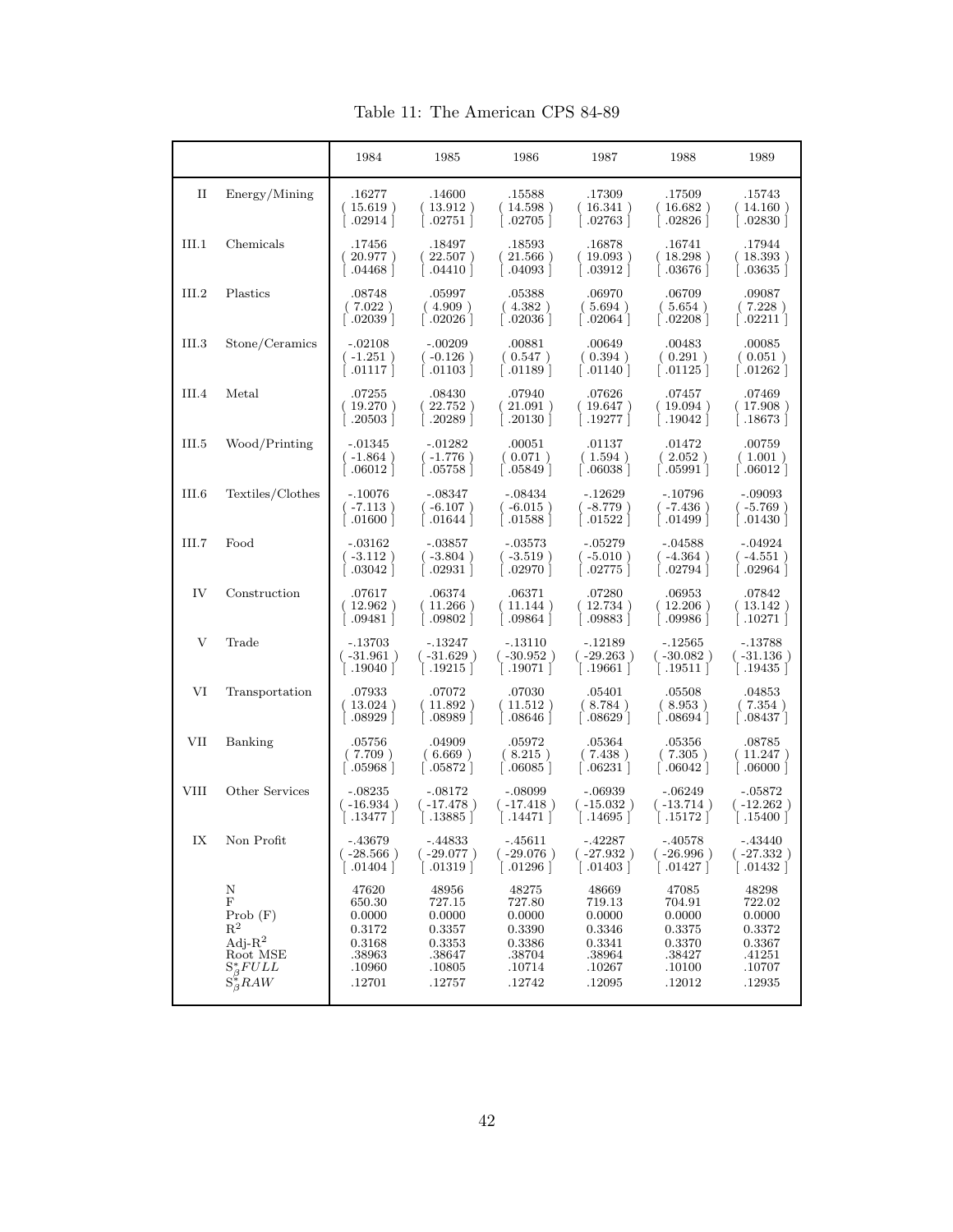Table 11: The American CPS 84-89

| | | 1984 | 1985 | 1986 | 1987 | 1988 | 1989 |
|---|---|---|---|---|---|---|---|
| II | Energy/Mining | .16277<br>( 15.619 )<br>[ .02914 ] | .14600<br>( 13.912 )<br>[ .02751 ] | .15588<br>( 14.598 )<br>[ .02705 ] | .17309<br>( 16.341 )<br>[ .02763 ] | .17509<br>( 16.682 )<br>[ .02826 ] | .15743<br>( 14.160 )<br>[ .02830 ] |
| III.1 | Chemicals | .17456<br>( 20.977 )<br>[ .04468 ] | .18497<br>( 22.507 )<br>[ .04410 ] | .18593<br>( 21.566 )<br>[ .04093 ] | .16878<br>( 19.093 )<br>[ .03912 ] | .16741<br>( 18.298 )<br>[ .03676 ] | .17944<br>( 18.393 )<br>[ .03635 ] |
| III.2 | Plastics | .08748<br>( 7.022 )<br>[ .02039 ] | .05997<br>( 4.909 )<br>[ .02026 ] | .05388<br>( 4.382 )<br>[ .02036 ] | .06970<br>( 5.694 )<br>[ .02064 ] | .06709<br>( 5.654 )<br>[ .02208 ] | .09087<br>( 7.228 )<br>[ .02211 ] |
| III.3 | Stone/Ceramics | -.02108<br>( -1.251 )<br>[ .01117 ] | -.00209<br>( -0.126 )<br>[ .01103 ] | .00881<br>( 0.547 )<br>[ .01189 ] | .00649<br>( 0.394 )<br>[ .01140 ] | .00483<br>( 0.291 )<br>[ .01125 ] | .00085<br>( 0.051 )<br>[ .01262 ] |
| III.4 | Metal | .07255<br>( 19.270 )<br>[ .20503 ] | .08430<br>( 22.752 )<br>[ .20289 ] | .07940<br>( 21.091 )<br>[ .20130 ] | .07626<br>( 19.647 )<br>[ .19277 ] | .07457<br>( 19.094 )<br>[ .19042 ] | .07469<br>( 17.908 )<br>[ .18673 ] |
| III.5 | Wood/Printing | -.01345<br>( -1.864 )<br>[ .06012 ] | -.01282<br>( -1.776 )<br>[ .05758 ] | .00051<br>( 0.071 )<br>[ .05849 ] | .01137<br>( 1.594 )<br>[ .06038 ] | .01472<br>( 2.052 )<br>[ .05991 ] | .00759<br>( 1.001 )<br>[ .06012 ] |
| III.6 | Textiles/Clothes | -.10076<br>( -7.113 )<br>[ .01600 ] | -.08347<br>( -6.107 )<br>[ .01644 ] | -.08434<br>( -6.015 )<br>[ .01588 ] | -.12629<br>( -8.779 )<br>[ .01522 ] | -.10796<br>( -7.436 )<br>[ .01499 ] | -.09093<br>( -5.769 )<br>[ .01430 ] |
| III.7 | Food | -.03162<br>( -3.112 )<br>[ .03042 ] | -.03857<br>( -3.804 )<br>[ .02931 ] | -.03573<br>( -3.519 )<br>[ .02970 ] | -.05279<br>( -5.010 )<br>[ .02775 ] | -.04588<br>( -4.364 )<br>[ .02794 ] | -.04924<br>( -4.551 )<br>[ .02964 ] |
| IV | Construction | .07617<br>( 12.962 )<br>[ .09481 ] | .06374<br>( 11.266 )<br>[ .09802 ] | .06371<br>( 11.144 )<br>[ .09864 ] | .07280<br>( 12.734 )<br>[ .09883 ] | .06953<br>( 12.206 )<br>[ .09986 ] | .07842<br>( 13.142 )<br>[ .10271 ] |
| V | Trade | -.13703<br>( -31.961 )<br>[ .19040 ] | -.13247<br>( -31.629 )<br>[ .19215 ] | -.13110<br>( -30.952 )<br>[ .19071 ] | -.12189<br>( -29.263 )<br>[ .19661 ] | -.12565<br>( -30.082 )<br>[ .19511 ] | -.13788<br>( -31.136 )<br>[ .19435 ] |
| VI | Transportation | .07933<br>( 13.024 )<br>[ .08929 ] | .07072<br>( 11.892 )<br>[ .08989 ] | .07030<br>( 11.512 )<br>[ .08646 ] | .05401<br>( 8.784 )<br>[ .08629 ] | .05508<br>( 8.953 )<br>[ .08694 ] | .04853<br>( 7.354 )<br>[ .08437 ] |
| VII | Banking | .05756<br>( 7.709 )<br>[ .05968 ] | .04909<br>( 6.669 )<br>[ .05872 ] | .05972<br>( 8.215 )<br>[ .06085 ] | .05364<br>( 7.438 )<br>[ .06231 ] | .05356<br>( 7.305 )<br>[ .06042 ] | .08785<br>( 11.247 )<br>[ .06000 ] |
| VIII | Other Services | -.08235<br>( -16.934 )<br>[ .13477 ] | -.08172<br>( -17.478 )<br>[ .13885 ] | -.08099<br>( -17.418 )<br>[ .14471 ] | -.06939<br>( -15.032 )<br>[ .14695 ] | -.06249<br>( -13.714 )<br>[ .15172 ] | -.05872<br>( -12.262 )<br>[ .15400 ] |
| IX | Non Profit | -.43679<br>( -28.566 )<br>[ .01404 ] | -.44833<br>( -29.077 )<br>[ .01319 ] | -.45611<br>( -29.076 )<br>[ .01296 ] | -.42287<br>( -27.932 )<br>[ .01403 ] | -.40578<br>( -26.996 )<br>[ .01427 ] | -.43440<br>( -27.332 )<br>[ .01432 ] |
| | N | 47620 | 48956 | 48275 | 48669 | 47085 | 48298 |
| | F | 650.30 | 727.15 | 727.80 | 719.13 | 704.91 | 722.02 |
| | Prob (F) | 0.0000 | 0.0000 | 0.0000 | 0.0000 | 0.0000 | 0.0000 |
| | $R^2$ | 0.3172 | 0.3357 | 0.3390 | 0.3346 | 0.3375 | 0.3372 |
| | Adj-$R^2$ | 0.3168 | 0.3353 | 0.3386 | 0.3341 | 0.3370 | 0.3367 |
| | Root MSE | .38963 | .38647 | .38704 | .38964 | .38427 | .41251 |
| | $S^*_\beta FULL$ | .10960 | .10805 | .10714 | .10267 | .10100 | .10707 |
| | $S^*_\beta RAW$ | .12701 | .12757 | .12742 | .12095 | .12012 | .12935 |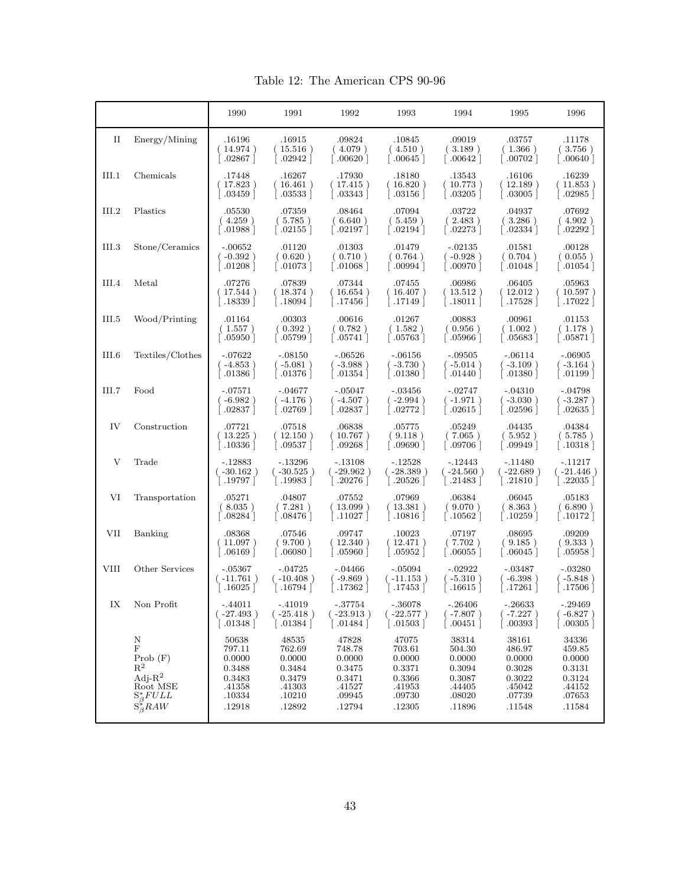Table 12: The American CPS 90-96

| | | 1990 | 1991 | 1992 | 1993 | 1994 | 1995 | 1996 |
|---|---|---|---|---|---|---|---|---|
| II | Energy/Mining | .16196 | .16915 | .09824 | .10845 | .09019 | .03757 | .11178 |
| | | ( 14.974 ) | ( 15.516 ) | ( 4.079 ) | ( 4.510 ) | ( 3.189 ) | ( 1.366 ) | ( 3.756 ) |
| | | [ .02867 ] | [ .02942 ] | [ .00620 ] | [ .00645 ] | [ .00642 ] | [ .00702 ] | [ .00640 ] |
| III.1 | Chemicals | .17448 | .16267 | .17930 | .18180 | .13543 | .16106 | .16239 |
| | | ( 17.823 ) | ( 16.461 ) | ( 17.415 ) | ( 16.820 ) | ( 10.773 ) | ( 12.189 ) | ( 11.853 ) |
| | | [ .03459 ] | [ .03533 ] | [ .03343 ] | [ .03156 ] | [ .03205 ] | [ .03005 ] | [ .02985 ] |
| III.2 | Plastics | .05530 | .07359 | .08464 | .07094 | .03722 | .04937 | .07692 |
| | | ( 4.259 ) | ( 5.785 ) | ( 6.640 ) | ( 5.459 ) | ( 2.483 ) | ( 3.286 ) | ( 4.902 ) |
| | | [ .01988 ] | [ .02155 ] | [ .02197 ] | [ .02194 ] | [ .02273 ] | [ .02334 ] | [ .02292 ] |
| III.3 | Stone/Ceramics | -.00652 | .01120 | .01303 | .01479 | -.02135 | .01581 | .00128 |
| | | ( -0.392 ) | ( 0.620 ) | ( 0.710 ) | ( 0.764 ) | ( -0.928 ) | ( 0.704 ) | ( 0.055 ) |
| | | [ .01208 ] | [ .01073 ] | [ .01068 ] | [ .00994 ] | [ .00970 ] | [ .01048 ] | [ .01054 ] |
| III.4 | Metal | .07276 | .07839 | .07344 | .07455 | .06986 | .06405 | .05963 |
| | | ( 17.544 ) | ( 18.374 ) | ( 16.654 ) | ( 16.407 ) | ( 13.512 ) | ( 12.012 ) | ( 10.597 ) |
| | | [ .18339 ] | [ .18094 ] | [ .17456 ] | [ .17149 ] | [ .18011 ] | [ .17528 ] | [ .17022 ] |
| III.5 | Wood/Printing | .01164 | .00303 | .00616 | .01267 | .00883 | .00961 | .01153 |
| | | ( 1.557 ) | ( 0.392 ) | ( 0.782 ) | ( 1.582 ) | ( 0.956 ) | ( 1.002 ) | ( 1.178 ) |
| | | [ .05950 ] | [ .05799 ] | [ .05741 ] | [ .05763 ] | [ .05966 ] | [ .05683 ] | [ .05871 ] |
| III.6 | Textiles/Clothes | -.07622 | -.08150 | -.06526 | -.06156 | -.09505 | -.06114 | -.06905 |
| | | ( -4.853 ) | ( -5.081 ) | ( -3.988 ) | ( -3.730 ) | ( -5.014 ) | ( -3.109 ) | ( -3.164 ) |
| | | [ .01386 ] | [ .01376 ] | [ .01354 ] | [ .01380 ] | [ .01440 ] | [ .01380 ] | [ .01199 ] |
| III.7 | Food | -.07571 | -.04677 | -.05047 | -.03456 | -.02747 | -.04310 | -.04798 |
| | | ( -6.982 ) | ( -4.176 ) | ( -4.507 ) | ( -2.994 ) | ( -1.971 ) | ( -3.030 ) | ( -3.287 ) |
| | | [ .02837 ] | [ .02769 ] | [ .02837 ] | [ .02772 ] | [ .02615 ] | [ .02596 ] | [ .02635 ] |
| IV | Construction | .07721 | .07518 | .06838 | .05775 | .05249 | .04435 | .04384 |
| | | ( 13.225 ) | ( 12.150 ) | ( 10.767 ) | ( 9.118 ) | ( 7.065 ) | ( 5.952 ) | ( 5.785 ) |
| | | [ .10336 ] | [ .09537 ] | [ .09268 ] | [ .09690 ] | [ .09706 ] | [ .09949 ] | [ .10318 ] |
| V | Trade | -.12883 | -.13296 | -.13108 | -.12528 | -.12443 | -.11480 | -.11217 |
| | | ( -30.162 ) | ( -30.525 ) | ( -29.962 ) | ( -28.389 ) | ( -24.560 ) | ( -22.689 ) | ( -21.446 ) |
| | | [ .19797 ] | [ .19983 ] | [ .20276 ] | [ .20526 ] | [ .21483 ] | [ .21810 ] | [ .22035 ] |
| VI | Transportation | .05271 | .04807 | .07552 | .07969 | .06384 | .06045 | .05183 |
| | | ( 8.035 ) | ( 7.281 ) | ( 13.099 ) | ( 13.381 ) | ( 9.070 ) | ( 8.363 ) | ( 6.890 ) |
| | | [ .08284 ] | [ .08476 ] | [ .11027 ] | [ .10816 ] | [ .10562 ] | [ .10259 ] | [ .10172 ] |
| VII | Banking | .08368 | .07546 | .09747 | .10023 | .07197 | .08695 | .09209 |
| | | ( 11.097 ) | ( 9.700 ) | ( 12.340 ) | ( 12.471 ) | ( 7.702 ) | ( 9.185 ) | ( 9.333 ) |
| | | [ .06169 ] | [ .06080 ] | [ .05960 ] | [ .05952 ] | [ .06055 ] | [ .06045 ] | [ .05958 ] |
| VIII | Other Services | -.05367 | -.04725 | -.04466 | -.05094 | -.02922 | -.03487 | -.03280 |
| | | ( -11.761 ) | ( -10.408 ) | ( -9.869 ) | ( -11.153 ) | ( -5.310 ) | ( -6.398 ) | ( -5.848 ) |
| | | [ .16025 ] | [ .16794 ] | [ .17362 ] | [ .17453 ] | [ .16615 ] | [ .17261 ] | [ .17506 ] |
| IX | Non Profit | -.44011 | -.41019 | -.37754 | -.36078 | -.26406 | -.26633 | -.29469 |
| | | ( -27.493 ) | ( -25.418 ) | ( -23.913 ) | ( -22.577 ) | ( -7.807 ) | ( -7.227 ) | ( -6.827 ) |
| | | [ .01348 ] | [ .01384 ] | [ .01484 ] | [ .01503 ] | [ .00451 ] | [ .00393 ] | [ .00305 ] |
| | N | 50638 | 48535 | 47828 | 47075 | 38314 | 38161 | 34336 |
| | F | 797.11 | 762.69 | 748.78 | 703.61 | 504.30 | 486.97 | 459.85 |
| | Prob (F) | 0.0000 | 0.0000 | 0.0000 | 0.0000 | 0.0000 | 0.0000 | 0.0000 |
| | $R^2$ | 0.3488 | 0.3484 | 0.3475 | 0.3371 | 0.3094 | 0.3028 | 0.3131 |
| | Adj-$R^2$ | 0.3483 | 0.3479 | 0.3471 | 0.3366 | 0.3087 | 0.3022 | 0.3124 |
| | Root MSE | .41358 | .41303 | .41527 | .41953 | .44405 | .45042 | .44152 |
| | $S^*_\beta FULL$ | .10334 | .10210 | .09945 | .09730 | .08020 | .07739 | .07653 |
| | $S^*_\beta RAW$ | .12918 | .12892 | .12794 | .12305 | .11896 | .11548 | .11584 |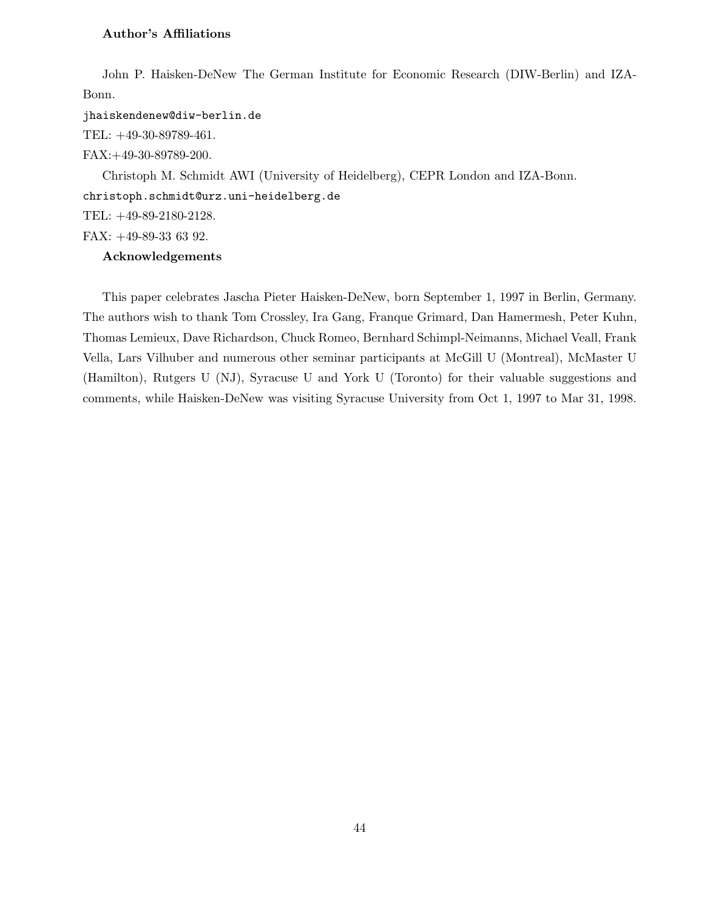**Author's Affiliations**

John P. Haisken-DeNew The German Institute for Economic Research (DIW-Berlin) and IZA-Bonn.

jhaiskendenew@diw-berlin.de

TEL: +49-30-89789-461.

FAX:+49-30-89789-200.

Christoph M. Schmidt AWI (University of Heidelberg), CEPR London and IZA-Bonn.

christoph.schmidt@urz.uni-heidelberg.de

TEL: +49-89-2180-2128.

FAX: +49-89-33 63 92.

**Acknowledgements**

This paper celebrates Jascha Pieter Haisken-DeNew, born September 1, 1997 in Berlin, Germany. The authors wish to thank Tom Crossley, Ira Gang, Franque Grimard, Dan Hamermesh, Peter Kuhn, Thomas Lemieux, Dave Richardson, Chuck Romeo, Bernhard Schimpl-Neimanns, Michael Veall, Frank Vella, Lars Vilhuber and numerous other seminar participants at McGill U (Montreal), McMaster U (Hamilton), Rutgers U (NJ), Syracuse U and York U (Toronto) for their valuable suggestions and comments, while Haisken-DeNew was visiting Syracuse University from Oct 1, 1997 to Mar 31, 1998.